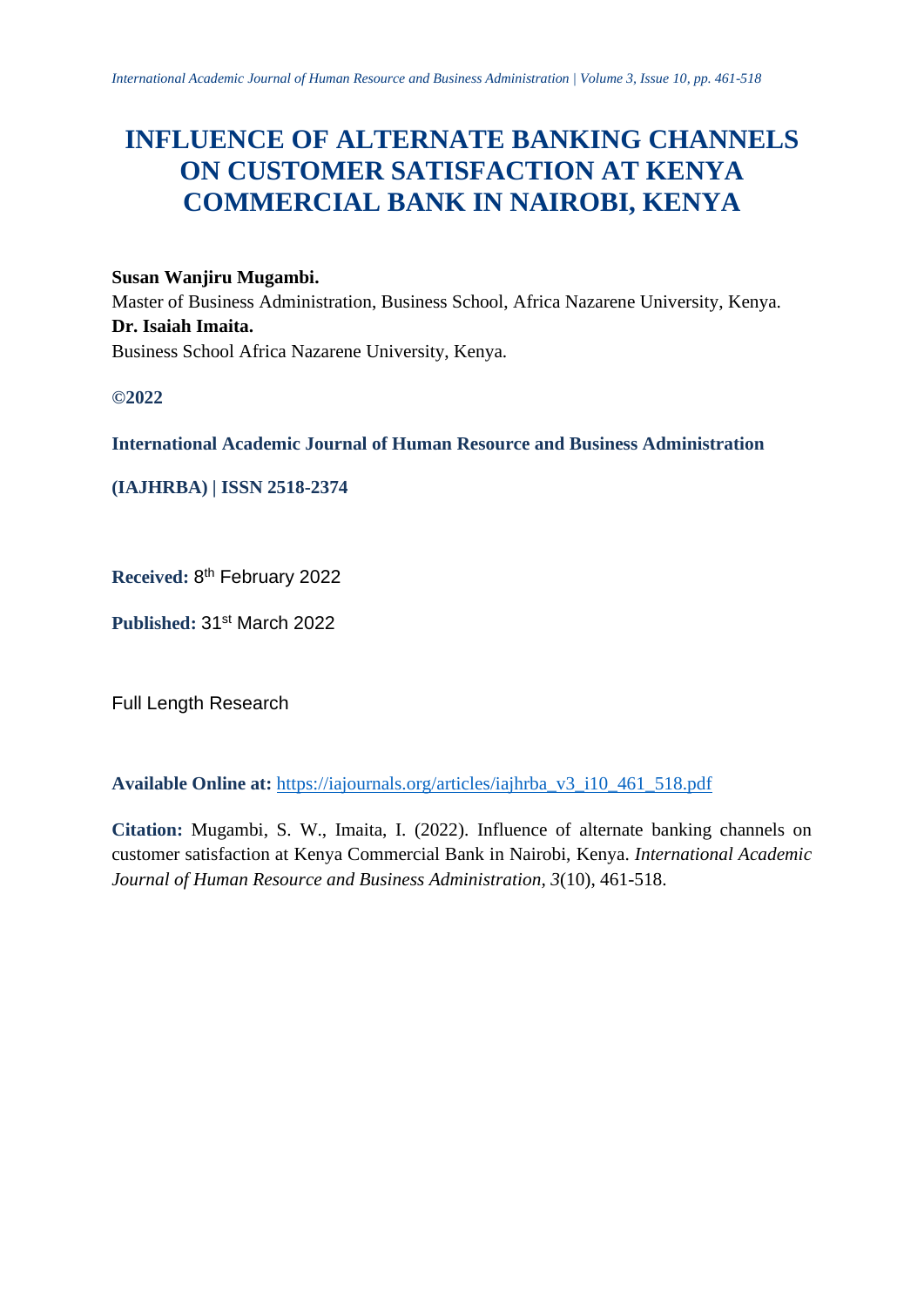# INFLUENCE OF ALTERNATE BANKING CHANNELS ON CUSTOMER SATISFACTION AT KENYA COMMERCIAL BANK IN NAIROBI, KENYA

**Susan Wanjiru Mugambi.**
Master of Business Administration, Business School, Africa Nazarene University, Kenya.
**Dr. Isaiah Imaita.**
Business School Africa Nazarene University, Kenya.

**©2022**

**International Academic Journal of Human Resource and Business Administration**

**(IAJHRBA) | ISSN 2518-2374**

**Received:** 8th February 2022

**Published:** 31st March 2022

Full Length Research

**Available Online at:** https://iajournals.org/articles/iajhrba_v3_i10_461_518.pdf

**Citation:** Mugambi, S. W., Imaita, I. (2022). Influence of alternate banking channels on customer satisfaction at Kenya Commercial Bank in Nairobi, Kenya. *International Academic Journal of Human Resource and Business Administration, 3*(10), 461-518.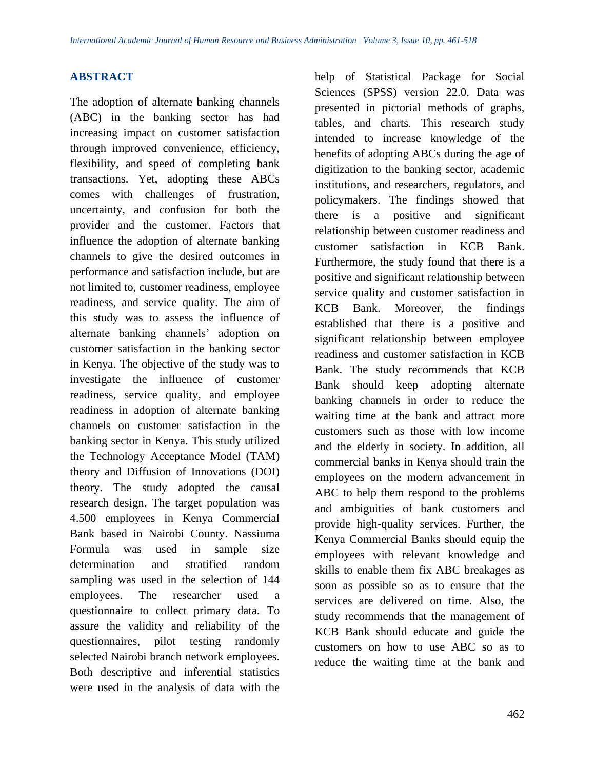## ABSTRACT

The adoption of alternate banking channels (ABC) in the banking sector has had increasing impact on customer satisfaction through improved convenience, efficiency, flexibility, and speed of completing bank transactions. Yet, adopting these ABCs comes with challenges of frustration, uncertainty, and confusion for both the provider and the customer. Factors that influence the adoption of alternate banking channels to give the desired outcomes in performance and satisfaction include, but are not limited to, customer readiness, employee readiness, and service quality. The aim of this study was to assess the influence of alternate banking channels' adoption on customer satisfaction in the banking sector in Kenya. The objective of the study was to investigate the influence of customer readiness, service quality, and employee readiness in adoption of alternate banking channels on customer satisfaction in the banking sector in Kenya. This study utilized the Technology Acceptance Model (TAM) theory and Diffusion of Innovations (DOI) theory. The study adopted the causal research design. The target population was 4.500 employees in Kenya Commercial Bank based in Nairobi County. Nassiuma Formula was used in sample size determination and stratified random sampling was used in the selection of 144 employees. The researcher used a questionnaire to collect primary data. To assure the validity and reliability of the questionnaires, pilot testing randomly selected Nairobi branch network employees. Both descriptive and inferential statistics were used in the analysis of data with the help of Statistical Package for Social Sciences (SPSS) version 22.0. Data was presented in pictorial methods of graphs, tables, and charts. This research study intended to increase knowledge of the benefits of adopting ABCs during the age of digitization to the banking sector, academic institutions, and researchers, regulators, and policymakers. The findings showed that there is a positive and significant relationship between customer readiness and customer satisfaction in KCB Bank. Furthermore, the study found that there is a positive and significant relationship between service quality and customer satisfaction in KCB Bank. Moreover, the findings established that there is a positive and significant relationship between employee readiness and customer satisfaction in KCB Bank. The study recommends that KCB Bank should keep adopting alternate banking channels in order to reduce the waiting time at the bank and attract more customers such as those with low income and the elderly in society. In addition, all commercial banks in Kenya should train the employees on the modern advancement in ABC to help them respond to the problems and ambiguities of bank customers and provide high-quality services. Further, the Kenya Commercial Banks should equip the employees with relevant knowledge and skills to enable them fix ABC breakages as soon as possible so as to ensure that the services are delivered on time. Also, the study recommends that the management of KCB Bank should educate and guide the customers on how to use ABC so as to reduce the waiting time at the bank and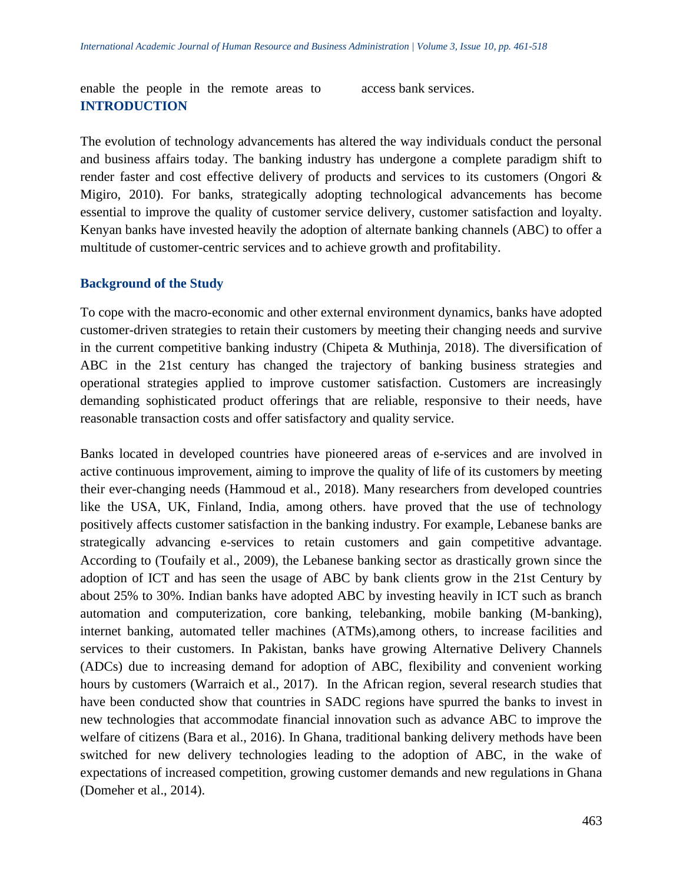enable the people in the remote areas to access bank services.

## INTRODUCTION

The evolution of technology advancements has altered the way individuals conduct the personal and business affairs today. The banking industry has undergone a complete paradigm shift to render faster and cost effective delivery of products and services to its customers (Ongori & Migiro, 2010). For banks, strategically adopting technological advancements has become essential to improve the quality of customer service delivery, customer satisfaction and loyalty. Kenyan banks have invested heavily the adoption of alternate banking channels (ABC) to offer a multitude of customer-centric services and to achieve growth and profitability.

### Background of the Study

To cope with the macro-economic and other external environment dynamics, banks have adopted customer-driven strategies to retain their customers by meeting their changing needs and survive in the current competitive banking industry (Chipeta & Muthinja, 2018). The diversification of ABC in the 21st century has changed the trajectory of banking business strategies and operational strategies applied to improve customer satisfaction. Customers are increasingly demanding sophisticated product offerings that are reliable, responsive to their needs, have reasonable transaction costs and offer satisfactory and quality service.

Banks located in developed countries have pioneered areas of e-services and are involved in active continuous improvement, aiming to improve the quality of life of its customers by meeting their ever-changing needs (Hammoud et al., 2018). Many researchers from developed countries like the USA, UK, Finland, India, among others. have proved that the use of technology positively affects customer satisfaction in the banking industry. For example, Lebanese banks are strategically advancing e-services to retain customers and gain competitive advantage. According to (Toufaily et al., 2009), the Lebanese banking sector as drastically grown since the adoption of ICT and has seen the usage of ABC by bank clients grow in the 21st Century by about 25% to 30%. Indian banks have adopted ABC by investing heavily in ICT such as branch automation and computerization, core banking, telebanking, mobile banking (M-banking), internet banking, automated teller machines (ATMs),among others, to increase facilities and services to their customers. In Pakistan, banks have growing Alternative Delivery Channels (ADCs) due to increasing demand for adoption of ABC, flexibility and convenient working hours by customers (Warraich et al., 2017). In the African region, several research studies that have been conducted show that countries in SADC regions have spurred the banks to invest in new technologies that accommodate financial innovation such as advance ABC to improve the welfare of citizens (Bara et al., 2016). In Ghana, traditional banking delivery methods have been switched for new delivery technologies leading to the adoption of ABC, in the wake of expectations of increased competition, growing customer demands and new regulations in Ghana (Domeher et al., 2014).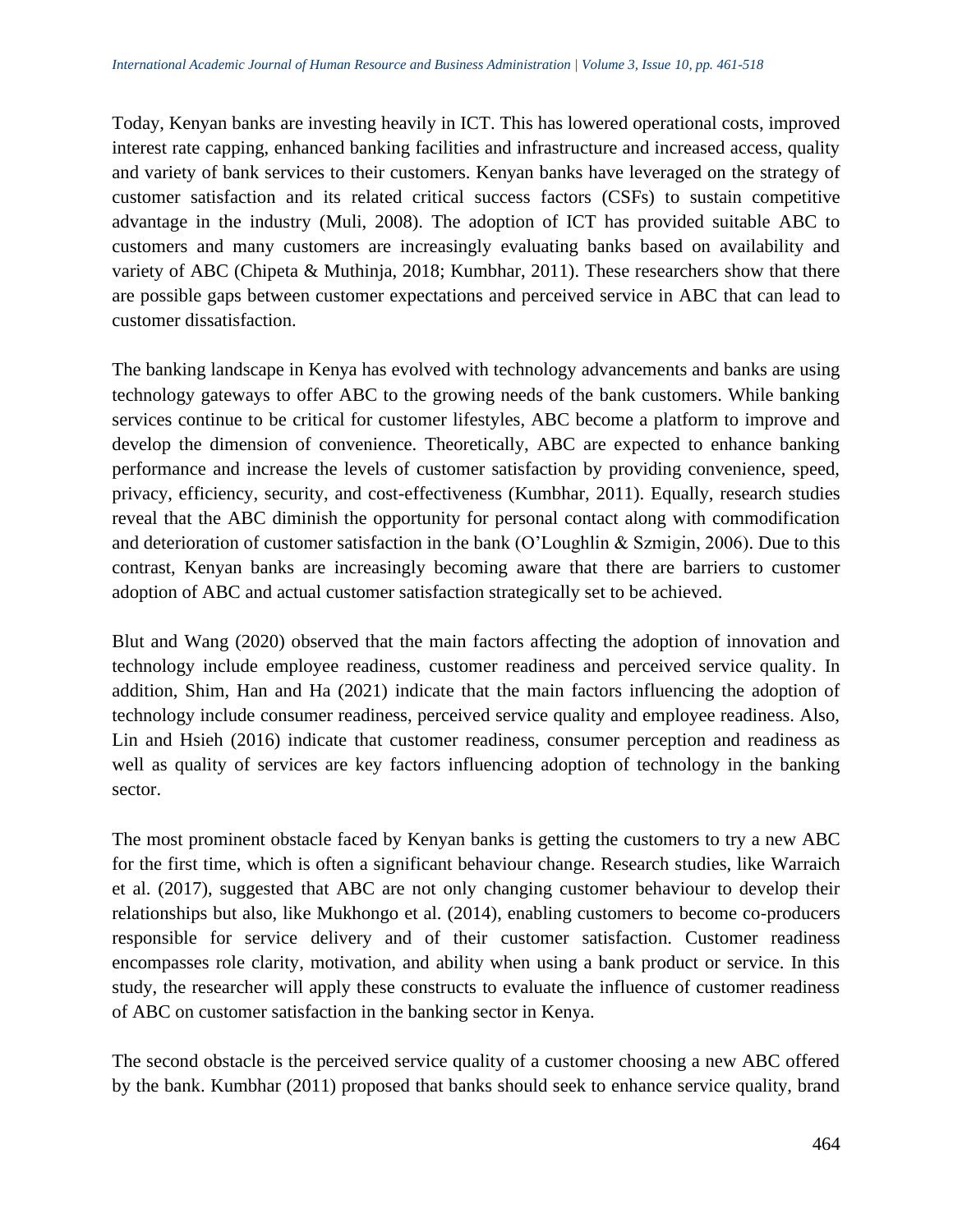Today, Kenyan banks are investing heavily in ICT. This has lowered operational costs, improved interest rate capping, enhanced banking facilities and infrastructure and increased access, quality and variety of bank services to their customers. Kenyan banks have leveraged on the strategy of customer satisfaction and its related critical success factors (CSFs) to sustain competitive advantage in the industry (Muli, 2008). The adoption of ICT has provided suitable ABC to customers and many customers are increasingly evaluating banks based on availability and variety of ABC (Chipeta & Muthinja, 2018; Kumbhar, 2011). These researchers show that there are possible gaps between customer expectations and perceived service in ABC that can lead to customer dissatisfaction.

The banking landscape in Kenya has evolved with technology advancements and banks are using technology gateways to offer ABC to the growing needs of the bank customers. While banking services continue to be critical for customer lifestyles, ABC become a platform to improve and develop the dimension of convenience. Theoretically, ABC are expected to enhance banking performance and increase the levels of customer satisfaction by providing convenience, speed, privacy, efficiency, security, and cost-effectiveness (Kumbhar, 2011). Equally, research studies reveal that the ABC diminish the opportunity for personal contact along with commodification and deterioration of customer satisfaction in the bank (O'Loughlin & Szmigin, 2006). Due to this contrast, Kenyan banks are increasingly becoming aware that there are barriers to customer adoption of ABC and actual customer satisfaction strategically set to be achieved.

Blut and Wang (2020) observed that the main factors affecting the adoption of innovation and technology include employee readiness, customer readiness and perceived service quality. In addition, Shim, Han and Ha (2021) indicate that the main factors influencing the adoption of technology include consumer readiness, perceived service quality and employee readiness. Also, Lin and Hsieh (2016) indicate that customer readiness, consumer perception and readiness as well as quality of services are key factors influencing adoption of technology in the banking sector.

The most prominent obstacle faced by Kenyan banks is getting the customers to try a new ABC for the first time, which is often a significant behaviour change. Research studies, like Warraich et al. (2017), suggested that ABC are not only changing customer behaviour to develop their relationships but also, like Mukhongo et al. (2014), enabling customers to become co-producers responsible for service delivery and of their customer satisfaction. Customer readiness encompasses role clarity, motivation, and ability when using a bank product or service. In this study, the researcher will apply these constructs to evaluate the influence of customer readiness of ABC on customer satisfaction in the banking sector in Kenya.

The second obstacle is the perceived service quality of a customer choosing a new ABC offered by the bank. Kumbhar (2011) proposed that banks should seek to enhance service quality, brand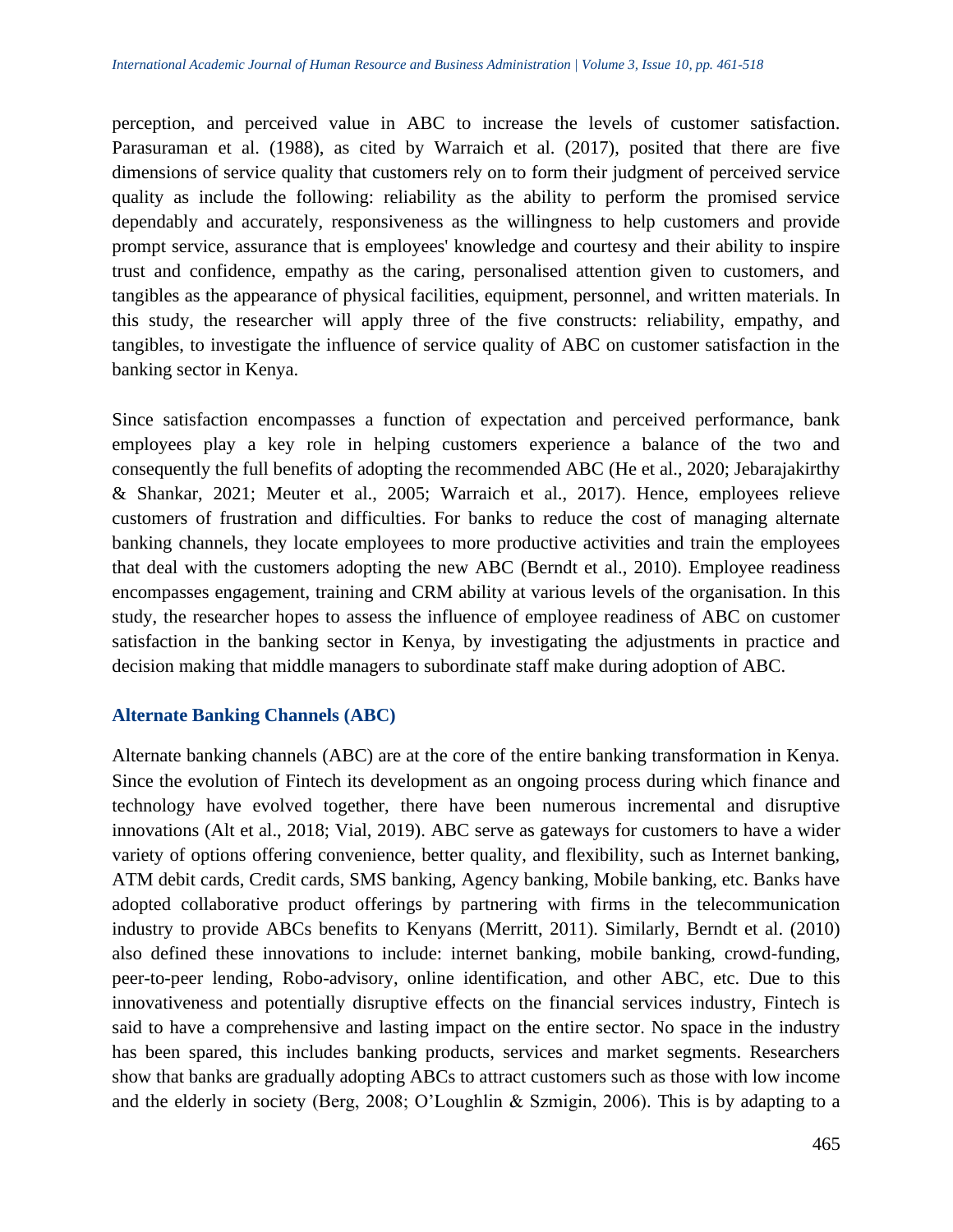perception, and perceived value in ABC to increase the levels of customer satisfaction. Parasuraman et al. (1988), as cited by Warraich et al. (2017), posited that there are five dimensions of service quality that customers rely on to form their judgment of perceived service quality as include the following: reliability as the ability to perform the promised service dependably and accurately, responsiveness as the willingness to help customers and provide prompt service, assurance that is employees' knowledge and courtesy and their ability to inspire trust and confidence, empathy as the caring, personalised attention given to customers, and tangibles as the appearance of physical facilities, equipment, personnel, and written materials. In this study, the researcher will apply three of the five constructs: reliability, empathy, and tangibles, to investigate the influence of service quality of ABC on customer satisfaction in the banking sector in Kenya.

Since satisfaction encompasses a function of expectation and perceived performance, bank employees play a key role in helping customers experience a balance of the two and consequently the full benefits of adopting the recommended ABC (He et al., 2020; Jebarajakirthy & Shankar, 2021; Meuter et al., 2005; Warraich et al., 2017). Hence, employees relieve customers of frustration and difficulties. For banks to reduce the cost of managing alternate banking channels, they locate employees to more productive activities and train the employees that deal with the customers adopting the new ABC (Berndt et al., 2010). Employee readiness encompasses engagement, training and CRM ability at various levels of the organisation. In this study, the researcher hopes to assess the influence of employee readiness of ABC on customer satisfaction in the banking sector in Kenya, by investigating the adjustments in practice and decision making that middle managers to subordinate staff make during adoption of ABC.

### Alternate Banking Channels (ABC)

Alternate banking channels (ABC) are at the core of the entire banking transformation in Kenya. Since the evolution of Fintech its development as an ongoing process during which finance and technology have evolved together, there have been numerous incremental and disruptive innovations (Alt et al., 2018; Vial, 2019). ABC serve as gateways for customers to have a wider variety of options offering convenience, better quality, and flexibility, such as Internet banking, ATM debit cards, Credit cards, SMS banking, Agency banking, Mobile banking, etc. Banks have adopted collaborative product offerings by partnering with firms in the telecommunication industry to provide ABCs benefits to Kenyans (Merritt, 2011). Similarly, Berndt et al. (2010) also defined these innovations to include: internet banking, mobile banking, crowd-funding, peer-to-peer lending, Robo-advisory, online identification, and other ABC, etc. Due to this innovativeness and potentially disruptive effects on the financial services industry, Fintech is said to have a comprehensive and lasting impact on the entire sector. No space in the industry has been spared, this includes banking products, services and market segments. Researchers show that banks are gradually adopting ABCs to attract customers such as those with low income and the elderly in society (Berg, 2008; O'Loughlin & Szmigin, 2006). This is by adapting to a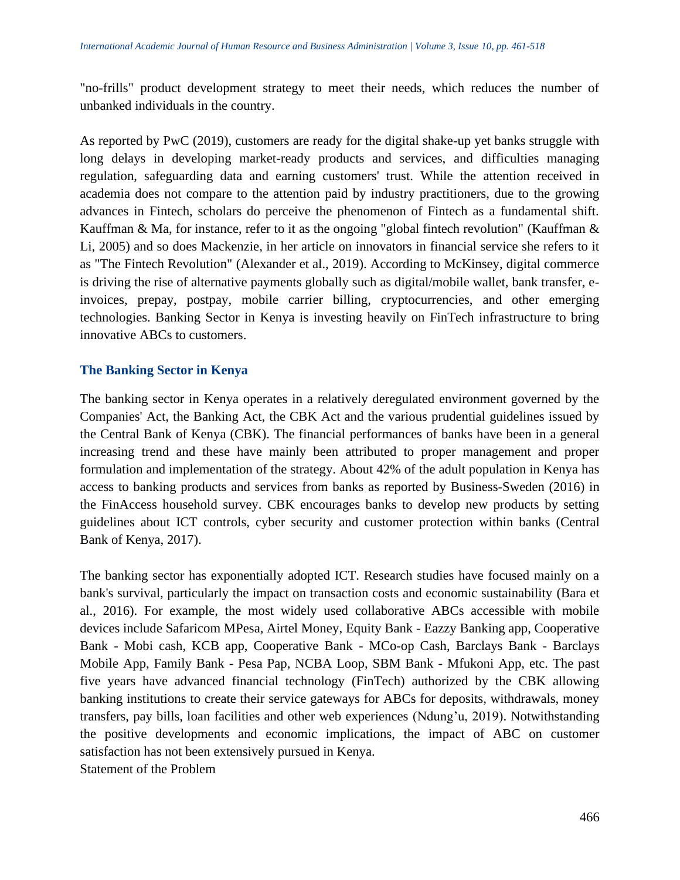"no-frills" product development strategy to meet their needs, which reduces the number of unbanked individuals in the country.

As reported by PwC (2019), customers are ready for the digital shake-up yet banks struggle with long delays in developing market-ready products and services, and difficulties managing regulation, safeguarding data and earning customers' trust. While the attention received in academia does not compare to the attention paid by industry practitioners, due to the growing advances in Fintech, scholars do perceive the phenomenon of Fintech as a fundamental shift. Kauffman & Ma, for instance, refer to it as the ongoing "global fintech revolution" (Kauffman & Li, 2005) and so does Mackenzie, in her article on innovators in financial service she refers to it as "The Fintech Revolution" (Alexander et al., 2019). According to McKinsey, digital commerce is driving the rise of alternative payments globally such as digital/mobile wallet, bank transfer, e-invoices, prepay, postpay, mobile carrier billing, cryptocurrencies, and other emerging technologies. Banking Sector in Kenya is investing heavily on FinTech infrastructure to bring innovative ABCs to customers.

### The Banking Sector in Kenya

The banking sector in Kenya operates in a relatively deregulated environment governed by the Companies' Act, the Banking Act, the CBK Act and the various prudential guidelines issued by the Central Bank of Kenya (CBK). The financial performances of banks have been in a general increasing trend and these have mainly been attributed to proper management and proper formulation and implementation of the strategy. About 42% of the adult population in Kenya has access to banking products and services from banks as reported by Business-Sweden (2016) in the FinAccess household survey. CBK encourages banks to develop new products by setting guidelines about ICT controls, cyber security and customer protection within banks (Central Bank of Kenya, 2017).

The banking sector has exponentially adopted ICT. Research studies have focused mainly on a bank's survival, particularly the impact on transaction costs and economic sustainability (Bara et al., 2016). For example, the most widely used collaborative ABCs accessible with mobile devices include Safaricom MPesa, Airtel Money, Equity Bank - Eazzy Banking app, Cooperative Bank - Mobi cash, KCB app, Cooperative Bank - MCo-op Cash, Barclays Bank - Barclays Mobile App, Family Bank - Pesa Pap, NCBA Loop, SBM Bank - Mfukoni App, etc. The past five years have advanced financial technology (FinTech) authorized by the CBK allowing banking institutions to create their service gateways for ABCs for deposits, withdrawals, money transfers, pay bills, loan facilities and other web experiences (Ndung'u, 2019). Notwithstanding the positive developments and economic implications, the impact of ABC on customer satisfaction has not been extensively pursued in Kenya.

Statement of the Problem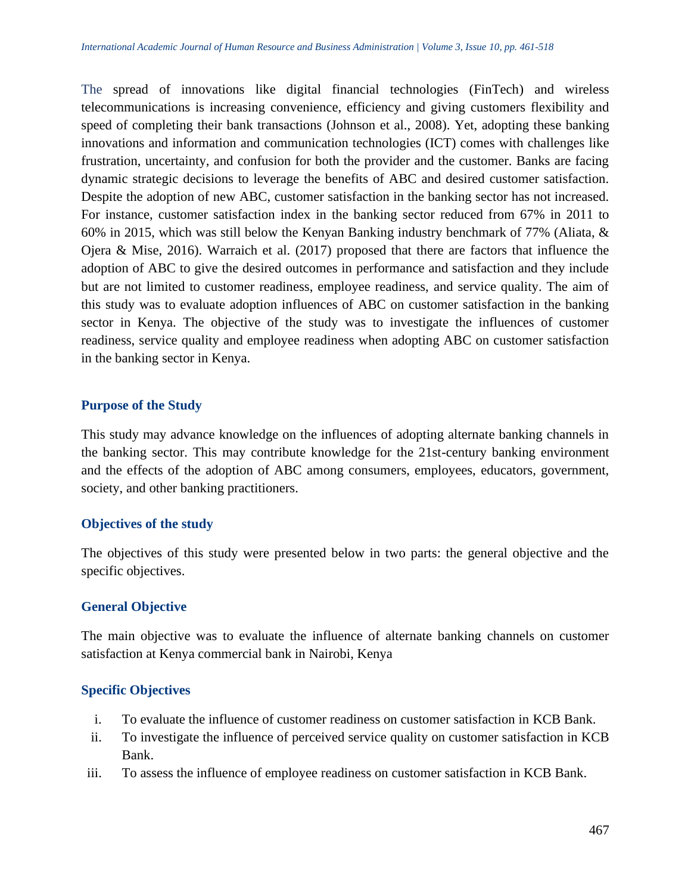The spread of innovations like digital financial technologies (FinTech) and wireless telecommunications is increasing convenience, efficiency and giving customers flexibility and speed of completing their bank transactions (Johnson et al., 2008). Yet, adopting these banking innovations and information and communication technologies (ICT) comes with challenges like frustration, uncertainty, and confusion for both the provider and the customer. Banks are facing dynamic strategic decisions to leverage the benefits of ABC and desired customer satisfaction. Despite the adoption of new ABC, customer satisfaction in the banking sector has not increased. For instance, customer satisfaction index in the banking sector reduced from 67% in 2011 to 60% in 2015, which was still below the Kenyan Banking industry benchmark of 77% (Aliata, & Ojera & Mise, 2016). Warraich et al. (2017) proposed that there are factors that influence the adoption of ABC to give the desired outcomes in performance and satisfaction and they include but are not limited to customer readiness, employee readiness, and service quality. The aim of this study was to evaluate adoption influences of ABC on customer satisfaction in the banking sector in Kenya. The objective of the study was to investigate the influences of customer readiness, service quality and employee readiness when adopting ABC on customer satisfaction in the banking sector in Kenya.

## Purpose of the Study

This study may advance knowledge on the influences of adopting alternate banking channels in the banking sector. This may contribute knowledge for the 21st-century banking environment and the effects of the adoption of ABC among consumers, employees, educators, government, society, and other banking practitioners.

## Objectives of the study

The objectives of this study were presented below in two parts: the general objective and the specific objectives.

### General Objective

The main objective was to evaluate the influence of alternate banking channels on customer satisfaction at Kenya commercial bank in Nairobi, Kenya

### Specific Objectives

i. To evaluate the influence of customer readiness on customer satisfaction in KCB Bank.
ii. To investigate the influence of perceived service quality on customer satisfaction in KCB Bank.
iii. To assess the influence of employee readiness on customer satisfaction in KCB Bank.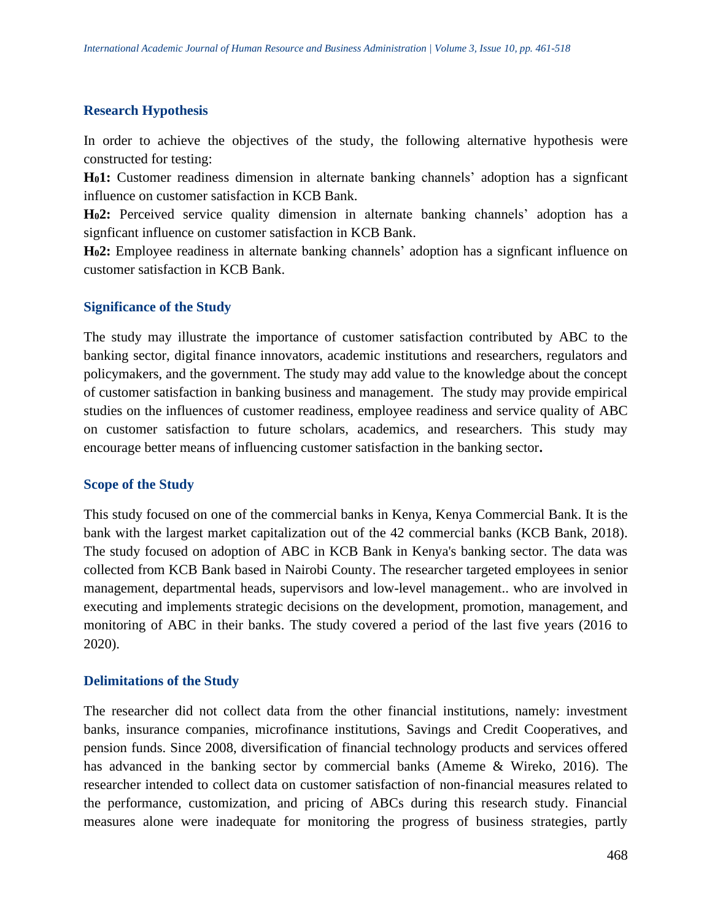## Research Hypothesis

In order to achieve the objectives of the study, the following alternative hypothesis were constructed for testing:

**$H_0$1:** Customer readiness dimension in alternate banking channels' adoption has a signficant influence on customer satisfaction in KCB Bank.

**$H_0$2:** Perceived service quality dimension in alternate banking channels' adoption has a signficant influence on customer satisfaction in KCB Bank.

**$H_0$2:** Employee readiness in alternate banking channels' adoption has a signficant influence on customer satisfaction in KCB Bank.

## Significance of the Study

The study may illustrate the importance of customer satisfaction contributed by ABC to the banking sector, digital finance innovators, academic institutions and researchers, regulators and policymakers, and the government. The study may add value to the knowledge about the concept of customer satisfaction in banking business and management. The study may provide empirical studies on the influences of customer readiness, employee readiness and service quality of ABC on customer satisfaction to future scholars, academics, and researchers. This study may encourage better means of influencing customer satisfaction in the banking sector**.**

## Scope of the Study

This study focused on one of the commercial banks in Kenya, Kenya Commercial Bank. It is the bank with the largest market capitalization out of the 42 commercial banks (KCB Bank, 2018). The study focused on adoption of ABC in KCB Bank in Kenya's banking sector. The data was collected from KCB Bank based in Nairobi County. The researcher targeted employees in senior management, departmental heads, supervisors and low-level management.. who are involved in executing and implements strategic decisions on the development, promotion, management, and monitoring of ABC in their banks. The study covered a period of the last five years (2016 to 2020).

## Delimitations of the Study

The researcher did not collect data from the other financial institutions, namely: investment banks, insurance companies, microfinance institutions, Savings and Credit Cooperatives, and pension funds. Since 2008, diversification of financial technology products and services offered has advanced in the banking sector by commercial banks (Ameme & Wireko, 2016). The researcher intended to collect data on customer satisfaction of non-financial measures related to the performance, customization, and pricing of ABCs during this research study. Financial measures alone were inadequate for monitoring the progress of business strategies, partly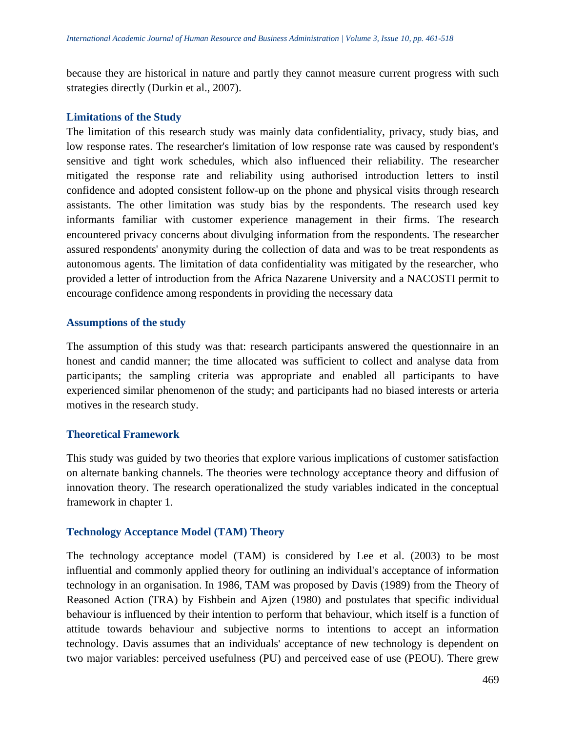because they are historical in nature and partly they cannot measure current progress with such strategies directly (Durkin et al., 2007).

### Limitations of the Study

The limitation of this research study was mainly data confidentiality, privacy, study bias, and low response rates. The researcher's limitation of low response rate was caused by respondent's sensitive and tight work schedules, which also influenced their reliability. The researcher mitigated the response rate and reliability using authorised introduction letters to instil confidence and adopted consistent follow-up on the phone and physical visits through research assistants. The other limitation was study bias by the respondents. The research used key informants familiar with customer experience management in their firms. The research encountered privacy concerns about divulging information from the respondents. The researcher assured respondents' anonymity during the collection of data and was to be treat respondents as autonomous agents. The limitation of data confidentiality was mitigated by the researcher, who provided a letter of introduction from the Africa Nazarene University and a NACOSTI permit to encourage confidence among respondents in providing the necessary data

### Assumptions of the study

The assumption of this study was that: research participants answered the questionnaire in an honest and candid manner; the time allocated was sufficient to collect and analyse data from participants; the sampling criteria was appropriate and enabled all participants to have experienced similar phenomenon of the study; and participants had no biased interests or arteria motives in the research study.

### Theoretical Framework

This study was guided by two theories that explore various implications of customer satisfaction on alternate banking channels. The theories were technology acceptance theory and diffusion of innovation theory. The research operationalized the study variables indicated in the conceptual framework in chapter 1.

### Technology Acceptance Model (TAM) Theory

The technology acceptance model (TAM) is considered by Lee et al. (2003) to be most influential and commonly applied theory for outlining an individual's acceptance of information technology in an organisation. In 1986, TAM was proposed by Davis (1989) from the Theory of Reasoned Action (TRA) by Fishbein and Ajzen (1980) and postulates that specific individual behaviour is influenced by their intention to perform that behaviour, which itself is a function of attitude towards behaviour and subjective norms to intentions to accept an information technology. Davis assumes that an individuals' acceptance of new technology is dependent on two major variables: perceived usefulness (PU) and perceived ease of use (PEOU). There grew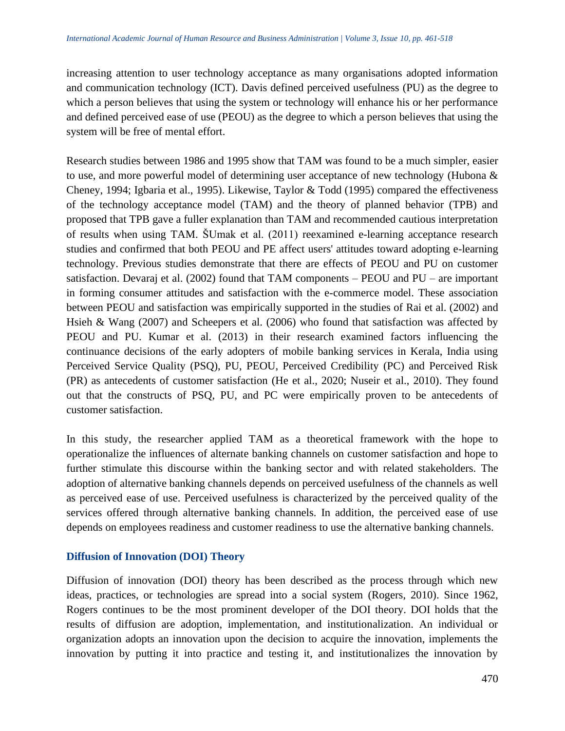increasing attention to user technology acceptance as many organisations adopted information and communication technology (ICT). Davis defined perceived usefulness (PU) as the degree to which a person believes that using the system or technology will enhance his or her performance and defined perceived ease of use (PEOU) as the degree to which a person believes that using the system will be free of mental effort.

Research studies between 1986 and 1995 show that TAM was found to be a much simpler, easier to use, and more powerful model of determining user acceptance of new technology (Hubona & Cheney, 1994; Igbaria et al., 1995). Likewise, Taylor & Todd (1995) compared the effectiveness of the technology acceptance model (TAM) and the theory of planned behavior (TPB) and proposed that TPB gave a fuller explanation than TAM and recommended cautious interpretation of results when using TAM. ŠUmak et al. (2011) reexamined e-learning acceptance research studies and confirmed that both PEOU and PE affect users' attitudes toward adopting e-learning technology. Previous studies demonstrate that there are effects of PEOU and PU on customer satisfaction. Devaraj et al. (2002) found that TAM components – PEOU and PU – are important in forming consumer attitudes and satisfaction with the e-commerce model. These association between PEOU and satisfaction was empirically supported in the studies of Rai et al. (2002) and Hsieh & Wang (2007) and Scheepers et al. (2006) who found that satisfaction was affected by PEOU and PU. Kumar et al. (2013) in their research examined factors influencing the continuance decisions of the early adopters of mobile banking services in Kerala, India using Perceived Service Quality (PSQ), PU, PEOU, Perceived Credibility (PC) and Perceived Risk (PR) as antecedents of customer satisfaction (He et al., 2020; Nuseir et al., 2010). They found out that the constructs of PSQ, PU, and PC were empirically proven to be antecedents of customer satisfaction.

In this study, the researcher applied TAM as a theoretical framework with the hope to operationalize the influences of alternate banking channels on customer satisfaction and hope to further stimulate this discourse within the banking sector and with related stakeholders. The adoption of alternative banking channels depends on perceived usefulness of the channels as well as perceived ease of use. Perceived usefulness is characterized by the perceived quality of the services offered through alternative banking channels. In addition, the perceived ease of use depends on employees readiness and customer readiness to use the alternative banking channels.

### Diffusion of Innovation (DOI) Theory

Diffusion of innovation (DOI) theory has been described as the process through which new ideas, practices, or technologies are spread into a social system (Rogers, 2010). Since 1962, Rogers continues to be the most prominent developer of the DOI theory. DOI holds that the results of diffusion are adoption, implementation, and institutionalization. An individual or organization adopts an innovation upon the decision to acquire the innovation, implements the innovation by putting it into practice and testing it, and institutionalizes the innovation by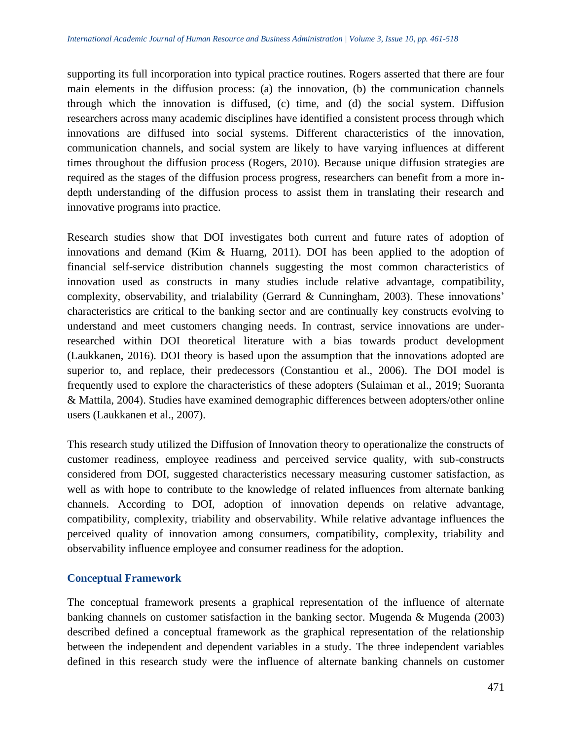supporting its full incorporation into typical practice routines. Rogers asserted that there are four main elements in the diffusion process: (a) the innovation, (b) the communication channels through which the innovation is diffused, (c) time, and (d) the social system. Diffusion researchers across many academic disciplines have identified a consistent process through which innovations are diffused into social systems. Different characteristics of the innovation, communication channels, and social system are likely to have varying influences at different times throughout the diffusion process (Rogers, 2010). Because unique diffusion strategies are required as the stages of the diffusion process progress, researchers can benefit from a more in-depth understanding of the diffusion process to assist them in translating their research and innovative programs into practice.

Research studies show that DOI investigates both current and future rates of adoption of innovations and demand (Kim & Huarng, 2011). DOI has been applied to the adoption of financial self-service distribution channels suggesting the most common characteristics of innovation used as constructs in many studies include relative advantage, compatibility, complexity, observability, and trialability (Gerrard & Cunningham, 2003). These innovations' characteristics are critical to the banking sector and are continually key constructs evolving to understand and meet customers changing needs. In contrast, service innovations are under-researched within DOI theoretical literature with a bias towards product development (Laukkanen, 2016). DOI theory is based upon the assumption that the innovations adopted are superior to, and replace, their predecessors (Constantiou et al., 2006). The DOI model is frequently used to explore the characteristics of these adopters (Sulaiman et al., 2019; Suoranta & Mattila, 2004). Studies have examined demographic differences between adopters/other online users (Laukkanen et al., 2007).

This research study utilized the Diffusion of Innovation theory to operationalize the constructs of customer readiness, employee readiness and perceived service quality, with sub-constructs considered from DOI, suggested characteristics necessary measuring customer satisfaction, as well as with hope to contribute to the knowledge of related influences from alternate banking channels. According to DOI, adoption of innovation depends on relative advantage, compatibility, complexity, triability and observability. While relative advantage influences the perceived quality of innovation among consumers, compatibility, complexity, triability and observability influence employee and consumer readiness for the adoption.

## Conceptual Framework

The conceptual framework presents a graphical representation of the influence of alternate banking channels on customer satisfaction in the banking sector. Mugenda & Mugenda (2003) described defined a conceptual framework as the graphical representation of the relationship between the independent and dependent variables in a study. The three independent variables defined in this research study were the influence of alternate banking channels on customer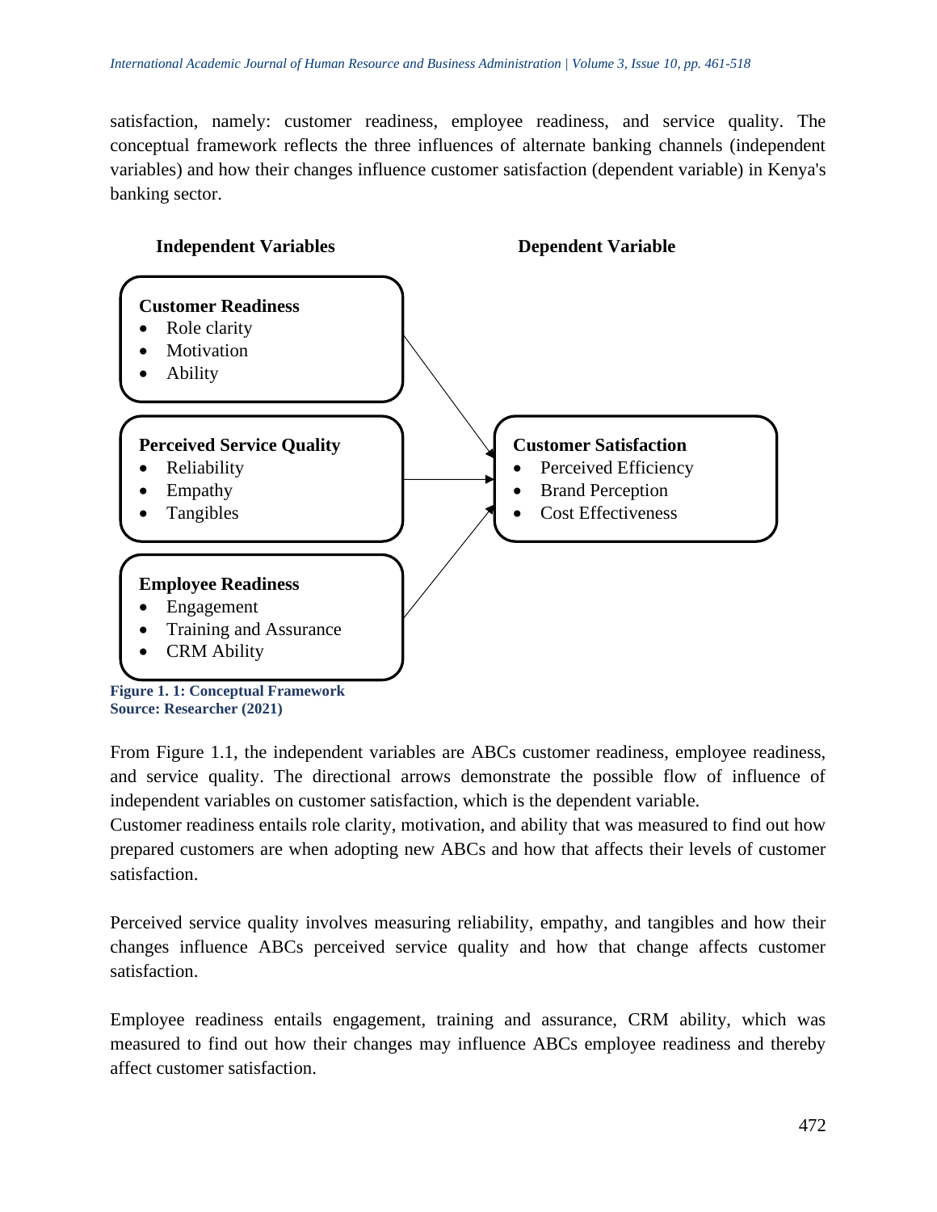satisfaction, namely: customer readiness, employee readiness, and service quality. The conceptual framework reflects the three influences of alternate banking channels (independent variables) and how their changes influence customer satisfaction (dependent variable) in Kenya's banking sector.

**Independent Variables** | **Dependent Variable**

**Customer Readiness**
- Role clarity
- Motivation
- Ability

**Perceived Service Quality**
- Reliability
- Empathy
- Tangibles

**Employee Readiness**
- Engagement
- Training and Assurance
- CRM Ability

**Customer Satisfaction**
- Perceived Efficiency
- Brand Perception
- Cost Effectiveness

**Figure 1. 1: Conceptual Framework**
**Source: Researcher (2021)**

From Figure 1.1, the independent variables are ABCs customer readiness, employee readiness, and service quality. The directional arrows demonstrate the possible flow of influence of independent variables on customer satisfaction, which is the dependent variable.
Customer readiness entails role clarity, motivation, and ability that was measured to find out how prepared customers are when adopting new ABCs and how that affects their levels of customer satisfaction.

Perceived service quality involves measuring reliability, empathy, and tangibles and how their changes influence ABCs perceived service quality and how that change affects customer satisfaction.

Employee readiness entails engagement, training and assurance, CRM ability, which was measured to find out how their changes may influence ABCs employee readiness and thereby affect customer satisfaction.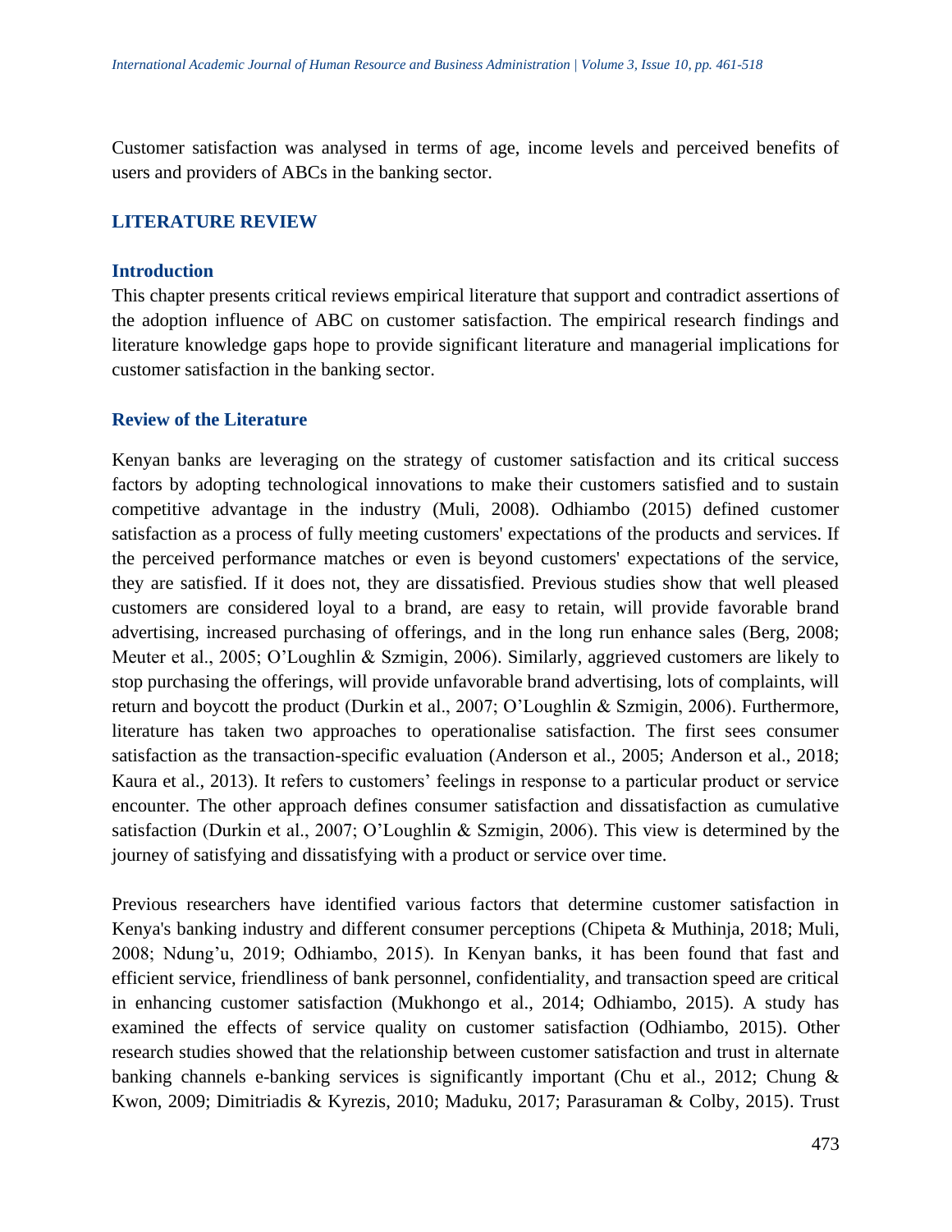Customer satisfaction was analysed in terms of age, income levels and perceived benefits of users and providers of ABCs in the banking sector.

## LITERATURE REVIEW

### Introduction

This chapter presents critical reviews empirical literature that support and contradict assertions of the adoption influence of ABC on customer satisfaction. The empirical research findings and literature knowledge gaps hope to provide significant literature and managerial implications for customer satisfaction in the banking sector.

### Review of the Literature

Kenyan banks are leveraging on the strategy of customer satisfaction and its critical success factors by adopting technological innovations to make their customers satisfied and to sustain competitive advantage in the industry (Muli, 2008). Odhiambo (2015) defined customer satisfaction as a process of fully meeting customers' expectations of the products and services. If the perceived performance matches or even is beyond customers' expectations of the service, they are satisfied. If it does not, they are dissatisfied. Previous studies show that well pleased customers are considered loyal to a brand, are easy to retain, will provide favorable brand advertising, increased purchasing of offerings, and in the long run enhance sales (Berg, 2008; Meuter et al., 2005; O'Loughlin & Szmigin, 2006). Similarly, aggrieved customers are likely to stop purchasing the offerings, will provide unfavorable brand advertising, lots of complaints, will return and boycott the product (Durkin et al., 2007; O'Loughlin & Szmigin, 2006). Furthermore, literature has taken two approaches to operationalise satisfaction. The first sees consumer satisfaction as the transaction-specific evaluation (Anderson et al., 2005; Anderson et al., 2018; Kaura et al., 2013). It refers to customers' feelings in response to a particular product or service encounter. The other approach defines consumer satisfaction and dissatisfaction as cumulative satisfaction (Durkin et al., 2007; O'Loughlin & Szmigin, 2006). This view is determined by the journey of satisfying and dissatisfying with a product or service over time.

Previous researchers have identified various factors that determine customer satisfaction in Kenya's banking industry and different consumer perceptions (Chipeta & Muthinja, 2018; Muli, 2008; Ndung'u, 2019; Odhiambo, 2015). In Kenyan banks, it has been found that fast and efficient service, friendliness of bank personnel, confidentiality, and transaction speed are critical in enhancing customer satisfaction (Mukhongo et al., 2014; Odhiambo, 2015). A study has examined the effects of service quality on customer satisfaction (Odhiambo, 2015). Other research studies showed that the relationship between customer satisfaction and trust in alternate banking channels e-banking services is significantly important (Chu et al., 2012; Chung & Kwon, 2009; Dimitriadis & Kyrezis, 2010; Maduku, 2017; Parasuraman & Colby, 2015). Trust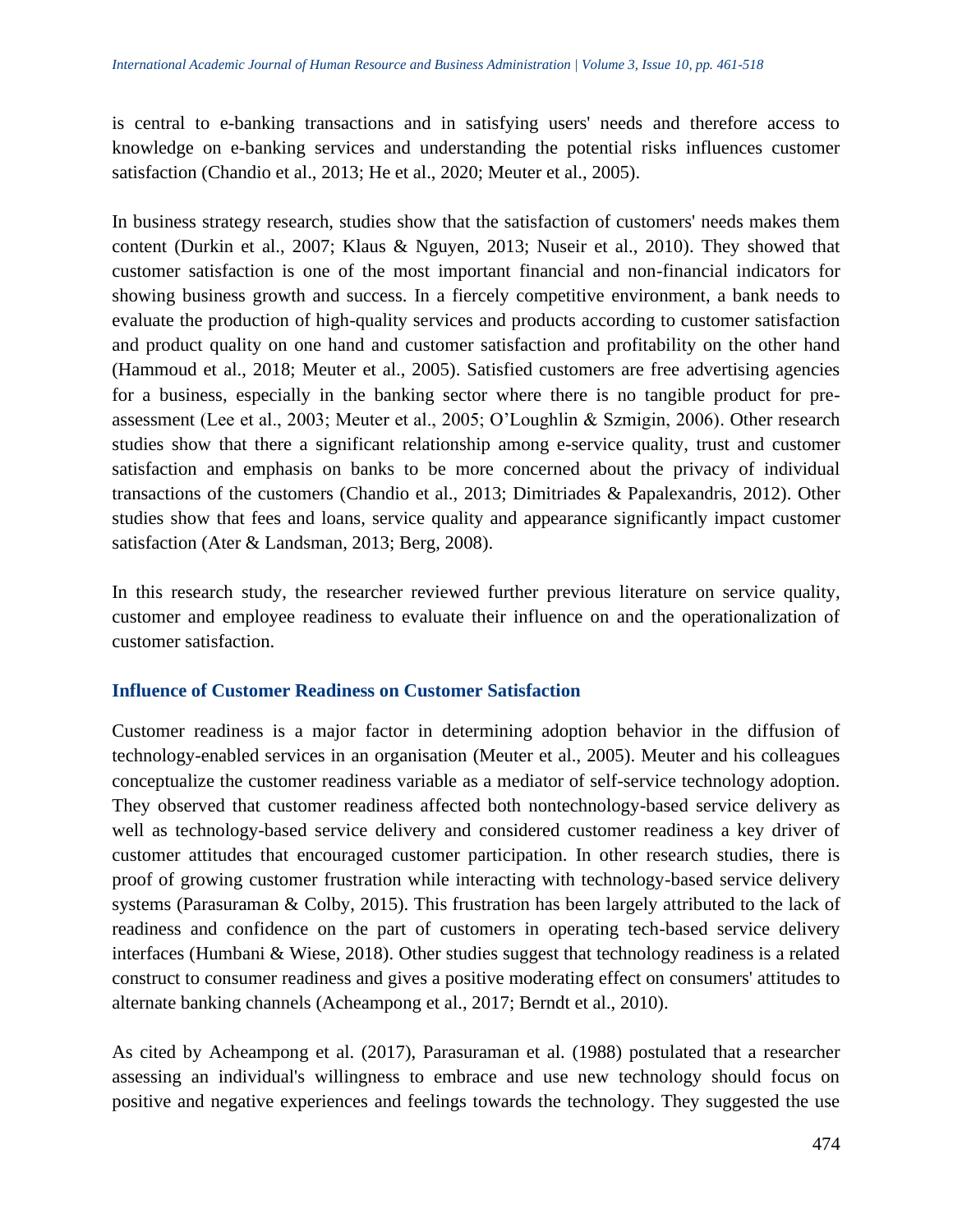is central to e-banking transactions and in satisfying users' needs and therefore access to knowledge on e-banking services and understanding the potential risks influences customer satisfaction (Chandio et al., 2013; He et al., 2020; Meuter et al., 2005).

In business strategy research, studies show that the satisfaction of customers' needs makes them content (Durkin et al., 2007; Klaus & Nguyen, 2013; Nuseir et al., 2010). They showed that customer satisfaction is one of the most important financial and non-financial indicators for showing business growth and success. In a fiercely competitive environment, a bank needs to evaluate the production of high-quality services and products according to customer satisfaction and product quality on one hand and customer satisfaction and profitability on the other hand (Hammoud et al., 2018; Meuter et al., 2005). Satisfied customers are free advertising agencies for a business, especially in the banking sector where there is no tangible product for pre-assessment (Lee et al., 2003; Meuter et al., 2005; O'Loughlin & Szmigin, 2006). Other research studies show that there a significant relationship among e-service quality, trust and customer satisfaction and emphasis on banks to be more concerned about the privacy of individual transactions of the customers (Chandio et al., 2013; Dimitriades & Papalexandris, 2012). Other studies show that fees and loans, service quality and appearance significantly impact customer satisfaction (Ater & Landsman, 2013; Berg, 2008).

In this research study, the researcher reviewed further previous literature on service quality, customer and employee readiness to evaluate their influence on and the operationalization of customer satisfaction.

### Influence of Customer Readiness on Customer Satisfaction

Customer readiness is a major factor in determining adoption behavior in the diffusion of technology-enabled services in an organisation (Meuter et al., 2005). Meuter and his colleagues conceptualize the customer readiness variable as a mediator of self-service technology adoption. They observed that customer readiness affected both nontechnology-based service delivery as well as technology-based service delivery and considered customer readiness a key driver of customer attitudes that encouraged customer participation. In other research studies, there is proof of growing customer frustration while interacting with technology-based service delivery systems (Parasuraman & Colby, 2015). This frustration has been largely attributed to the lack of readiness and confidence on the part of customers in operating tech-based service delivery interfaces (Humbani & Wiese, 2018). Other studies suggest that technology readiness is a related construct to consumer readiness and gives a positive moderating effect on consumers' attitudes to alternate banking channels (Acheampong et al., 2017; Berndt et al., 2010).

As cited by Acheampong et al. (2017), Parasuraman et al. (1988) postulated that a researcher assessing an individual's willingness to embrace and use new technology should focus on positive and negative experiences and feelings towards the technology. They suggested the use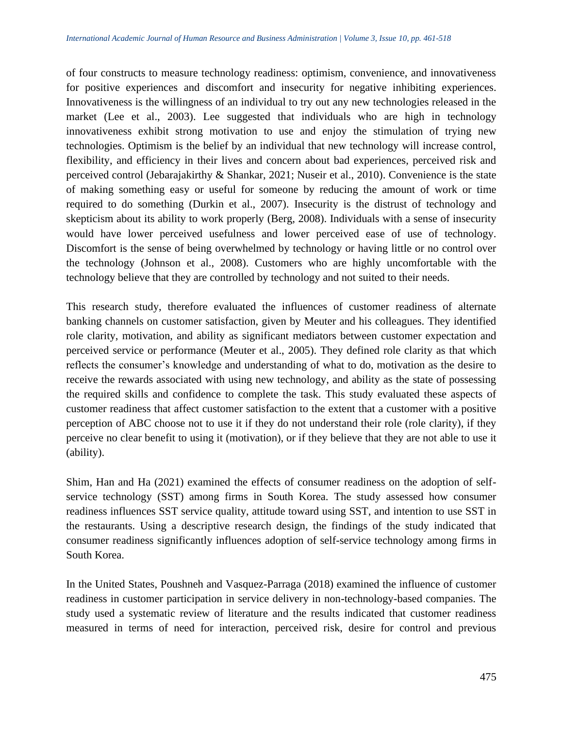of four constructs to measure technology readiness: optimism, convenience, and innovativeness for positive experiences and discomfort and insecurity for negative inhibiting experiences. Innovativeness is the willingness of an individual to try out any new technologies released in the market (Lee et al., 2003). Lee suggested that individuals who are high in technology innovativeness exhibit strong motivation to use and enjoy the stimulation of trying new technologies. Optimism is the belief by an individual that new technology will increase control, flexibility, and efficiency in their lives and concern about bad experiences, perceived risk and perceived control (Jebarajakirthy & Shankar, 2021; Nuseir et al., 2010). Convenience is the state of making something easy or useful for someone by reducing the amount of work or time required to do something (Durkin et al., 2007). Insecurity is the distrust of technology and skepticism about its ability to work properly (Berg, 2008). Individuals with a sense of insecurity would have lower perceived usefulness and lower perceived ease of use of technology. Discomfort is the sense of being overwhelmed by technology or having little or no control over the technology (Johnson et al., 2008). Customers who are highly uncomfortable with the technology believe that they are controlled by technology and not suited to their needs.

This research study, therefore evaluated the influences of customer readiness of alternate banking channels on customer satisfaction, given by Meuter and his colleagues. They identified role clarity, motivation, and ability as significant mediators between customer expectation and perceived service or performance (Meuter et al., 2005). They defined role clarity as that which reflects the consumer's knowledge and understanding of what to do, motivation as the desire to receive the rewards associated with using new technology, and ability as the state of possessing the required skills and confidence to complete the task. This study evaluated these aspects of customer readiness that affect customer satisfaction to the extent that a customer with a positive perception of ABC choose not to use it if they do not understand their role (role clarity), if they perceive no clear benefit to using it (motivation), or if they believe that they are not able to use it (ability).

Shim, Han and Ha (2021) examined the effects of consumer readiness on the adoption of self-service technology (SST) among firms in South Korea. The study assessed how consumer readiness influences SST service quality, attitude toward using SST, and intention to use SST in the restaurants. Using a descriptive research design, the findings of the study indicated that consumer readiness significantly influences adoption of self-service technology among firms in South Korea.

In the United States, Poushneh and Vasquez-Parraga (2018) examined the influence of customer readiness in customer participation in service delivery in non-technology-based companies. The study used a systematic review of literature and the results indicated that customer readiness measured in terms of need for interaction, perceived risk, desire for control and previous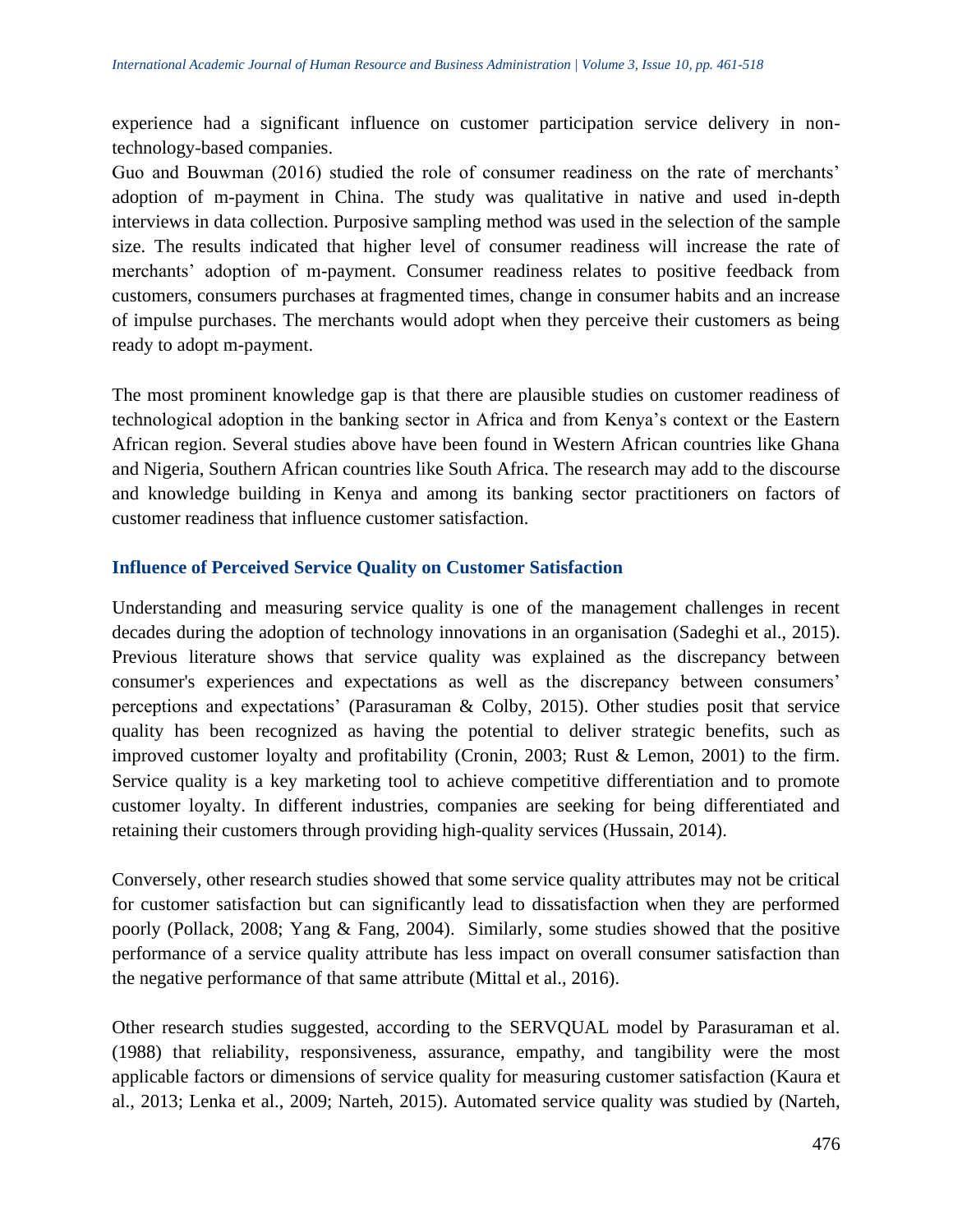experience had a significant influence on customer participation service delivery in non-technology-based companies.

Guo and Bouwman (2016) studied the role of consumer readiness on the rate of merchants' adoption of m-payment in China. The study was qualitative in native and used in-depth interviews in data collection. Purposive sampling method was used in the selection of the sample size. The results indicated that higher level of consumer readiness will increase the rate of merchants' adoption of m-payment. Consumer readiness relates to positive feedback from customers, consumers purchases at fragmented times, change in consumer habits and an increase of impulse purchases. The merchants would adopt when they perceive their customers as being ready to adopt m-payment.

The most prominent knowledge gap is that there are plausible studies on customer readiness of technological adoption in the banking sector in Africa and from Kenya's context or the Eastern African region. Several studies above have been found in Western African countries like Ghana and Nigeria, Southern African countries like South Africa. The research may add to the discourse and knowledge building in Kenya and among its banking sector practitioners on factors of customer readiness that influence customer satisfaction.

### Influence of Perceived Service Quality on Customer Satisfaction

Understanding and measuring service quality is one of the management challenges in recent decades during the adoption of technology innovations in an organisation (Sadeghi et al., 2015). Previous literature shows that service quality was explained as the discrepancy between consumer's experiences and expectations as well as the discrepancy between consumers' perceptions and expectations' (Parasuraman & Colby, 2015). Other studies posit that service quality has been recognized as having the potential to deliver strategic benefits, such as improved customer loyalty and profitability (Cronin, 2003; Rust & Lemon, 2001) to the firm. Service quality is a key marketing tool to achieve competitive differentiation and to promote customer loyalty. In different industries, companies are seeking for being differentiated and retaining their customers through providing high-quality services (Hussain, 2014).

Conversely, other research studies showed that some service quality attributes may not be critical for customer satisfaction but can significantly lead to dissatisfaction when they are performed poorly (Pollack, 2008; Yang & Fang, 2004). Similarly, some studies showed that the positive performance of a service quality attribute has less impact on overall consumer satisfaction than the negative performance of that same attribute (Mittal et al., 2016).

Other research studies suggested, according to the SERVQUAL model by Parasuraman et al. (1988) that reliability, responsiveness, assurance, empathy, and tangibility were the most applicable factors or dimensions of service quality for measuring customer satisfaction (Kaura et al., 2013; Lenka et al., 2009; Narteh, 2015). Automated service quality was studied by (Narteh,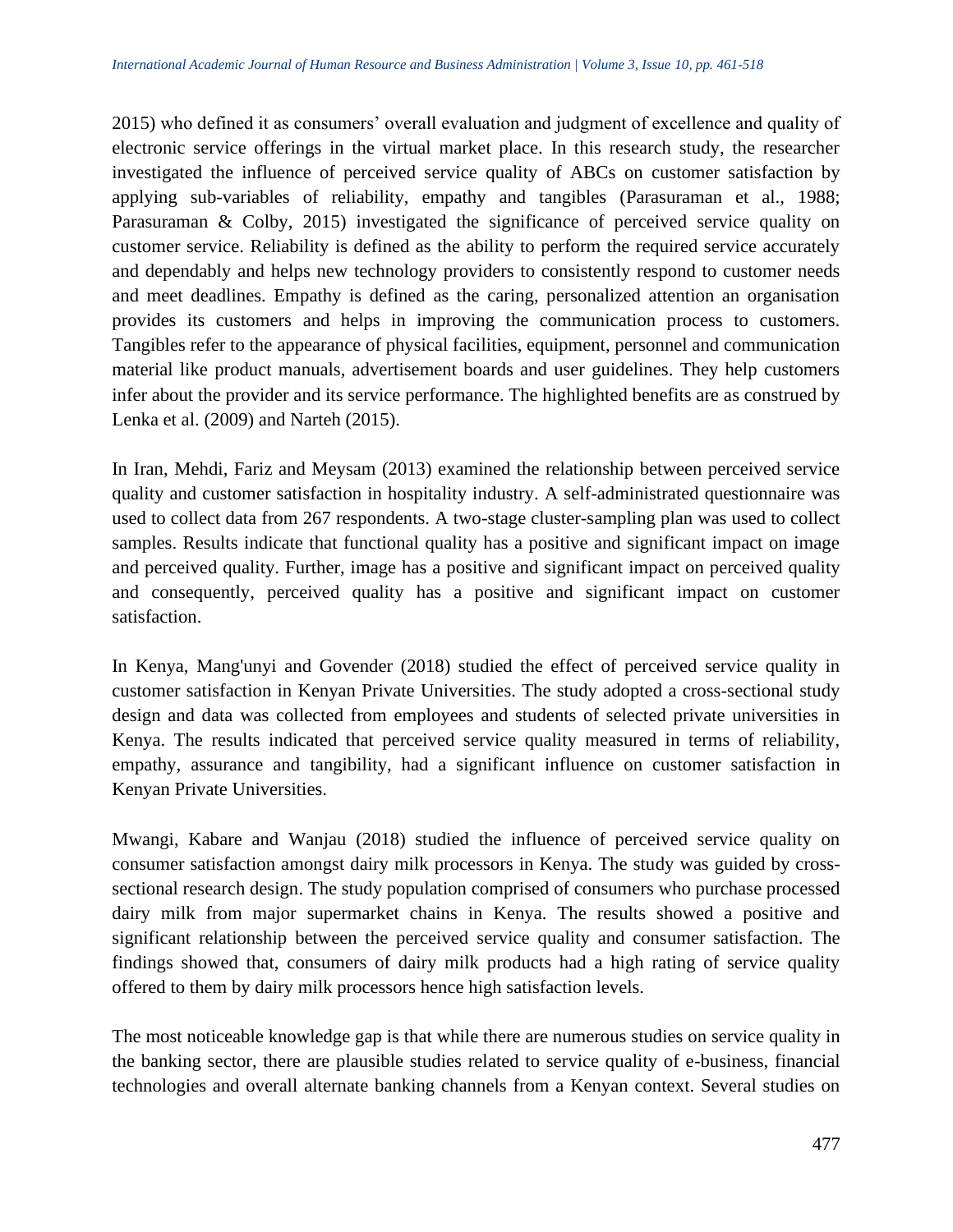2015) who defined it as consumers' overall evaluation and judgment of excellence and quality of electronic service offerings in the virtual market place. In this research study, the researcher investigated the influence of perceived service quality of ABCs on customer satisfaction by applying sub-variables of reliability, empathy and tangibles (Parasuraman et al., 1988; Parasuraman & Colby, 2015) investigated the significance of perceived service quality on customer service. Reliability is defined as the ability to perform the required service accurately and dependably and helps new technology providers to consistently respond to customer needs and meet deadlines. Empathy is defined as the caring, personalized attention an organisation provides its customers and helps in improving the communication process to customers. Tangibles refer to the appearance of physical facilities, equipment, personnel and communication material like product manuals, advertisement boards and user guidelines. They help customers infer about the provider and its service performance. The highlighted benefits are as construed by Lenka et al. (2009) and Narteh (2015).

In Iran, Mehdi, Fariz and Meysam (2013) examined the relationship between perceived service quality and customer satisfaction in hospitality industry. A self-administrated questionnaire was used to collect data from 267 respondents. A two-stage cluster-sampling plan was used to collect samples. Results indicate that functional quality has a positive and significant impact on image and perceived quality. Further, image has a positive and significant impact on perceived quality and consequently, perceived quality has a positive and significant impact on customer satisfaction.

In Kenya, Mang'unyi and Govender (2018) studied the effect of perceived service quality in customer satisfaction in Kenyan Private Universities. The study adopted a cross-sectional study design and data was collected from employees and students of selected private universities in Kenya. The results indicated that perceived service quality measured in terms of reliability, empathy, assurance and tangibility, had a significant influence on customer satisfaction in Kenyan Private Universities.

Mwangi, Kabare and Wanjau (2018) studied the influence of perceived service quality on consumer satisfaction amongst dairy milk processors in Kenya. The study was guided by cross-sectional research design. The study population comprised of consumers who purchase processed dairy milk from major supermarket chains in Kenya. The results showed a positive and significant relationship between the perceived service quality and consumer satisfaction. The findings showed that, consumers of dairy milk products had a high rating of service quality offered to them by dairy milk processors hence high satisfaction levels.

The most noticeable knowledge gap is that while there are numerous studies on service quality in the banking sector, there are plausible studies related to service quality of e-business, financial technologies and overall alternate banking channels from a Kenyan context. Several studies on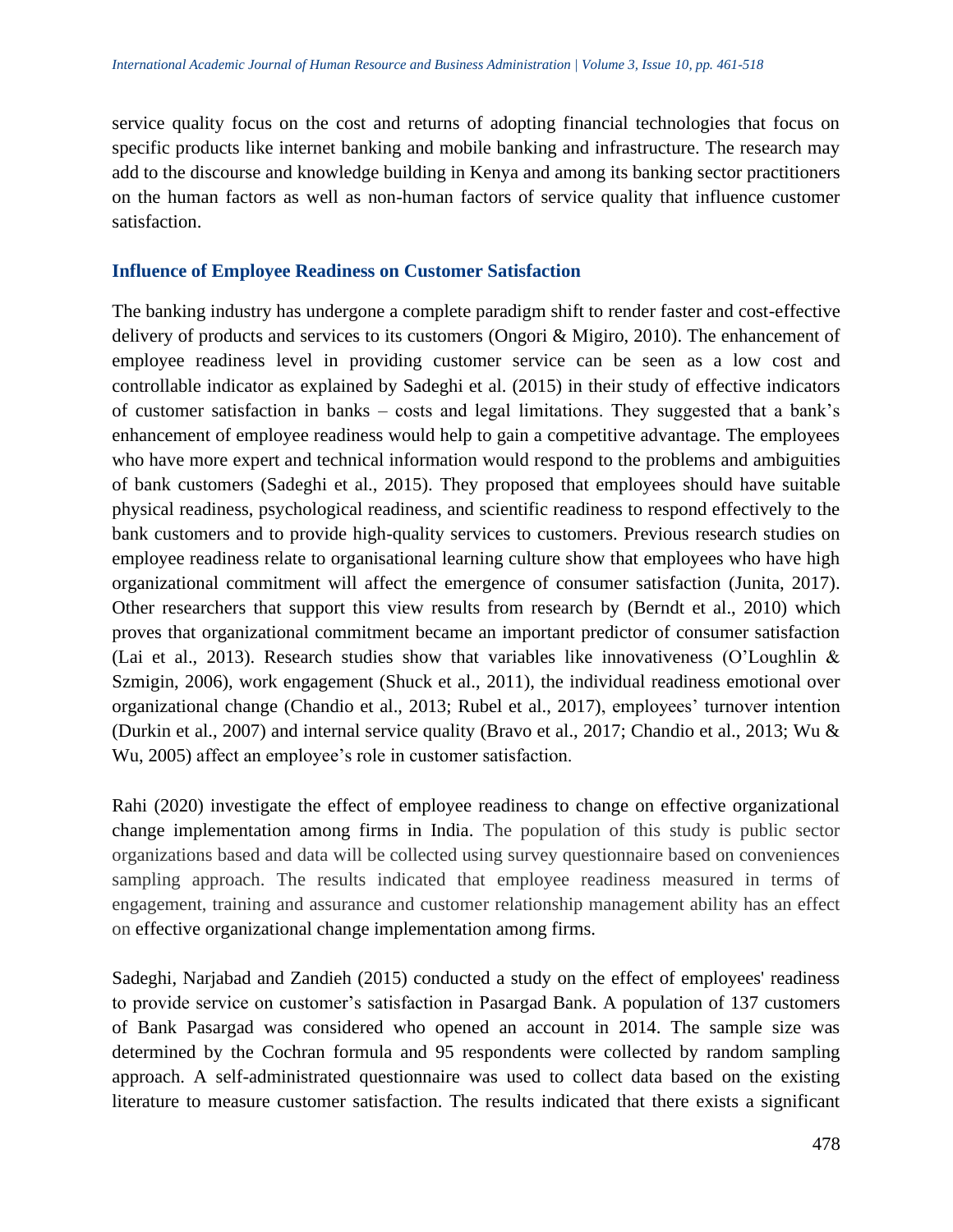service quality focus on the cost and returns of adopting financial technologies that focus on specific products like internet banking and mobile banking and infrastructure. The research may add to the discourse and knowledge building in Kenya and among its banking sector practitioners on the human factors as well as non-human factors of service quality that influence customer satisfaction.

### Influence of Employee Readiness on Customer Satisfaction

The banking industry has undergone a complete paradigm shift to render faster and cost-effective delivery of products and services to its customers (Ongori & Migiro, 2010). The enhancement of employee readiness level in providing customer service can be seen as a low cost and controllable indicator as explained by Sadeghi et al. (2015) in their study of effective indicators of customer satisfaction in banks – costs and legal limitations. They suggested that a bank's enhancement of employee readiness would help to gain a competitive advantage. The employees who have more expert and technical information would respond to the problems and ambiguities of bank customers (Sadeghi et al., 2015). They proposed that employees should have suitable physical readiness, psychological readiness, and scientific readiness to respond effectively to the bank customers and to provide high-quality services to customers. Previous research studies on employee readiness relate to organisational learning culture show that employees who have high organizational commitment will affect the emergence of consumer satisfaction (Junita, 2017). Other researchers that support this view results from research by (Berndt et al., 2010) which proves that organizational commitment became an important predictor of consumer satisfaction (Lai et al., 2013). Research studies show that variables like innovativeness (O'Loughlin & Szmigin, 2006), work engagement (Shuck et al., 2011), the individual readiness emotional over organizational change (Chandio et al., 2013; Rubel et al., 2017), employees' turnover intention (Durkin et al., 2007) and internal service quality (Bravo et al., 2017; Chandio et al., 2013; Wu & Wu, 2005) affect an employee's role in customer satisfaction.

Rahi (2020) investigate the effect of employee readiness to change on effective organizational change implementation among firms in India. The population of this study is public sector organizations based and data will be collected using survey questionnaire based on conveniences sampling approach. The results indicated that employee readiness measured in terms of engagement, training and assurance and customer relationship management ability has an effect on effective organizational change implementation among firms.

Sadeghi, Narjabad and Zandieh (2015) conducted a study on the effect of employees' readiness to provide service on customer's satisfaction in Pasargad Bank. A population of 137 customers of Bank Pasargad was considered who opened an account in 2014. The sample size was determined by the Cochran formula and 95 respondents were collected by random sampling approach. A self-administrated questionnaire was used to collect data based on the existing literature to measure customer satisfaction. The results indicated that there exists a significant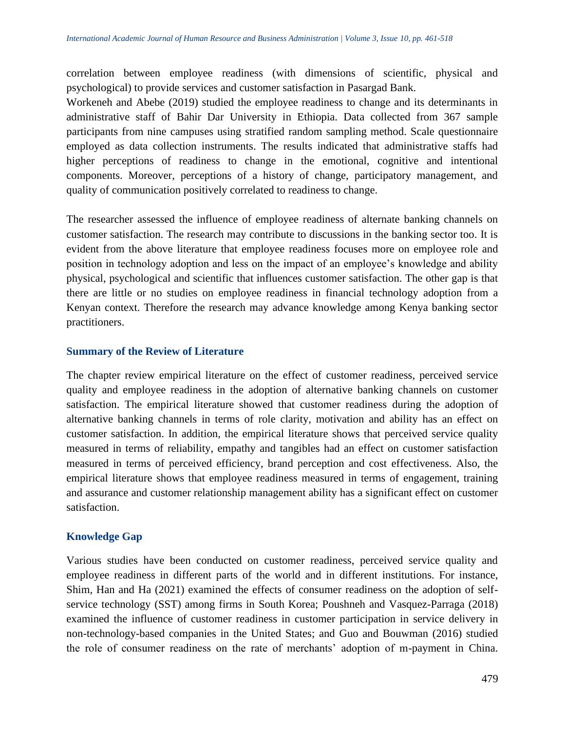correlation between employee readiness (with dimensions of scientific, physical and psychological) to provide services and customer satisfaction in Pasargad Bank.

Workeneh and Abebe (2019) studied the employee readiness to change and its determinants in administrative staff of Bahir Dar University in Ethiopia. Data collected from 367 sample participants from nine campuses using stratified random sampling method. Scale questionnaire employed as data collection instruments. The results indicated that administrative staffs had higher perceptions of readiness to change in the emotional, cognitive and intentional components. Moreover, perceptions of a history of change, participatory management, and quality of communication positively correlated to readiness to change.

The researcher assessed the influence of employee readiness of alternate banking channels on customer satisfaction. The research may contribute to discussions in the banking sector too. It is evident from the above literature that employee readiness focuses more on employee role and position in technology adoption and less on the impact of an employee's knowledge and ability physical, psychological and scientific that influences customer satisfaction. The other gap is that there are little or no studies on employee readiness in financial technology adoption from a Kenyan context. Therefore the research may advance knowledge among Kenya banking sector practitioners.

### Summary of the Review of Literature

The chapter review empirical literature on the effect of customer readiness, perceived service quality and employee readiness in the adoption of alternative banking channels on customer satisfaction. The empirical literature showed that customer readiness during the adoption of alternative banking channels in terms of role clarity, motivation and ability has an effect on customer satisfaction. In addition, the empirical literature shows that perceived service quality measured in terms of reliability, empathy and tangibles had an effect on customer satisfaction measured in terms of perceived efficiency, brand perception and cost effectiveness. Also, the empirical literature shows that employee readiness measured in terms of engagement, training and assurance and customer relationship management ability has a significant effect on customer satisfaction.

### Knowledge Gap

Various studies have been conducted on customer readiness, perceived service quality and employee readiness in different parts of the world and in different institutions. For instance, Shim, Han and Ha (2021) examined the effects of consumer readiness on the adoption of self-service technology (SST) among firms in South Korea; Poushneh and Vasquez-Parraga (2018) examined the influence of customer readiness in customer participation in service delivery in non-technology-based companies in the United States; and Guo and Bouwman (2016) studied the role of consumer readiness on the rate of merchants' adoption of m-payment in China.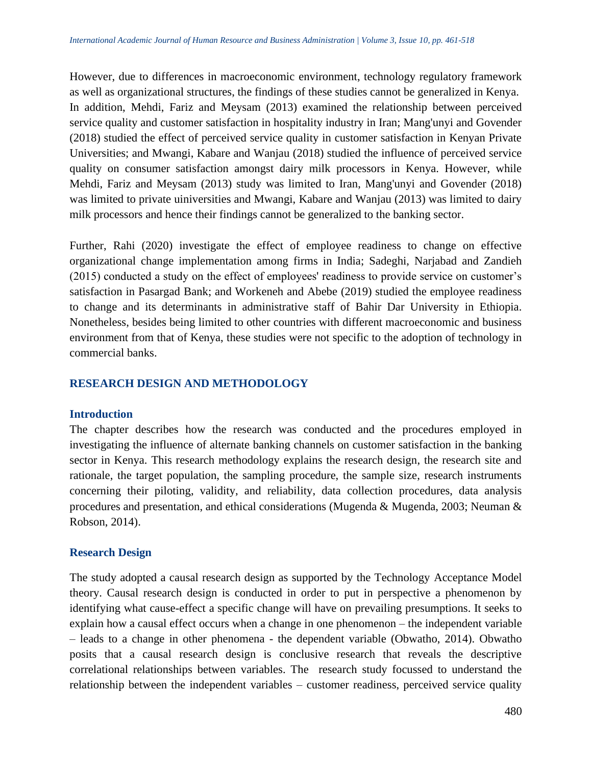However, due to differences in macroeconomic environment, technology regulatory framework as well as organizational structures, the findings of these studies cannot be generalized in Kenya. In addition, Mehdi, Fariz and Meysam (2013) examined the relationship between perceived service quality and customer satisfaction in hospitality industry in Iran; Mang'unyi and Govender (2018) studied the effect of perceived service quality in customer satisfaction in Kenyan Private Universities; and Mwangi, Kabare and Wanjau (2018) studied the influence of perceived service quality on consumer satisfaction amongst dairy milk processors in Kenya. However, while Mehdi, Fariz and Meysam (2013) study was limited to Iran, Mang'unyi and Govender (2018) was limited to private uiniversities and Mwangi, Kabare and Wanjau (2013) was limited to dairy milk processors and hence their findings cannot be generalized to the banking sector.

Further, Rahi (2020) investigate the effect of employee readiness to change on effective organizational change implementation among firms in India; Sadeghi, Narjabad and Zandieh (2015) conducted a study on the effect of employees' readiness to provide service on customer's satisfaction in Pasargad Bank; and Workeneh and Abebe (2019) studied the employee readiness to change and its determinants in administrative staff of Bahir Dar University in Ethiopia. Nonetheless, besides being limited to other countries with different macroeconomic and business environment from that of Kenya, these studies were not specific to the adoption of technology in commercial banks.

## RESEARCH DESIGN AND METHODOLOGY

### Introduction

The chapter describes how the research was conducted and the procedures employed in investigating the influence of alternate banking channels on customer satisfaction in the banking sector in Kenya. This research methodology explains the research design, the research site and rationale, the target population, the sampling procedure, the sample size, research instruments concerning their piloting, validity, and reliability, data collection procedures, data analysis procedures and presentation, and ethical considerations (Mugenda & Mugenda, 2003; Neuman & Robson, 2014).

### Research Design

The study adopted a causal research design as supported by the Technology Acceptance Model theory. Causal research design is conducted in order to put in perspective a phenomenon by identifying what cause-effect a specific change will have on prevailing presumptions. It seeks to explain how a causal effect occurs when a change in one phenomenon – the independent variable – leads to a change in other phenomena - the dependent variable (Obwatho, 2014). Obwatho posits that a causal research design is conclusive research that reveals the descriptive correlational relationships between variables. The research study focussed to understand the relationship between the independent variables – customer readiness, perceived service quality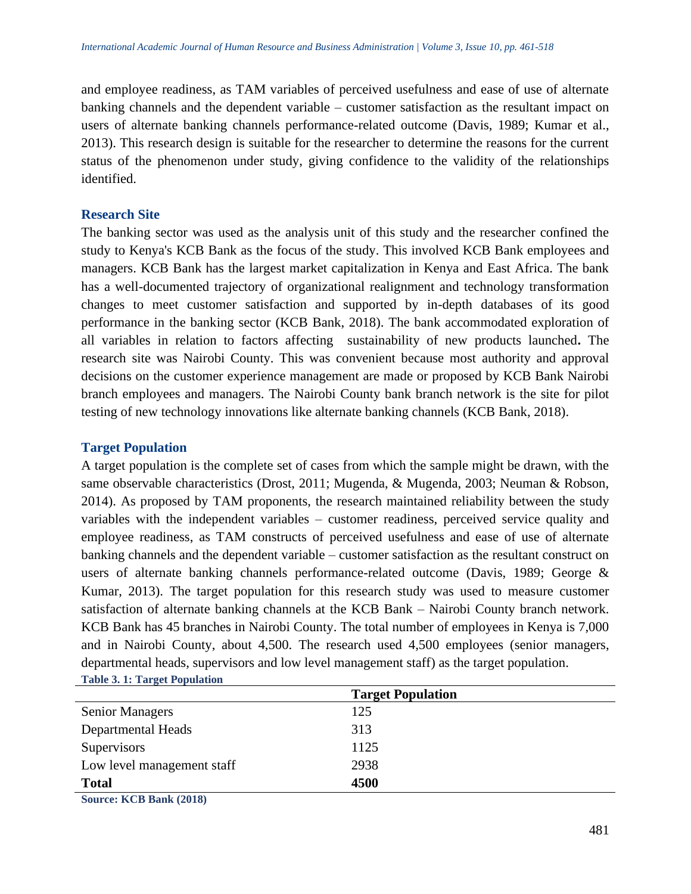and employee readiness, as TAM variables of perceived usefulness and ease of use of alternate banking channels and the dependent variable – customer satisfaction as the resultant impact on users of alternate banking channels performance-related outcome (Davis, 1989; Kumar et al., 2013). This research design is suitable for the researcher to determine the reasons for the current status of the phenomenon under study, giving confidence to the validity of the relationships identified.

### Research Site

The banking sector was used as the analysis unit of this study and the researcher confined the study to Kenya's KCB Bank as the focus of the study. This involved KCB Bank employees and managers. KCB Bank has the largest market capitalization in Kenya and East Africa. The bank has a well-documented trajectory of organizational realignment and technology transformation changes to meet customer satisfaction and supported by in-depth databases of its good performance in the banking sector (KCB Bank, 2018). The bank accommodated exploration of all variables in relation to factors affecting sustainability of new products launched**.** The research site was Nairobi County. This was convenient because most authority and approval decisions on the customer experience management are made or proposed by KCB Bank Nairobi branch employees and managers. The Nairobi County bank branch network is the site for pilot testing of new technology innovations like alternate banking channels (KCB Bank, 2018).

### Target Population

A target population is the complete set of cases from which the sample might be drawn, with the same observable characteristics (Drost, 2011; Mugenda, & Mugenda, 2003; Neuman & Robson, 2014). As proposed by TAM proponents, the research maintained reliability between the study variables with the independent variables – customer readiness, perceived service quality and employee readiness, as TAM constructs of perceived usefulness and ease of use of alternate banking channels and the dependent variable – customer satisfaction as the resultant construct on users of alternate banking channels performance-related outcome (Davis, 1989; George & Kumar, 2013). The target population for this research study was used to measure customer satisfaction of alternate banking channels at the KCB Bank – Nairobi County branch network. KCB Bank has 45 branches in Nairobi County. The total number of employees in Kenya is 7,000 and in Nairobi County, about 4,500. The research used 4,500 employees (senior managers, departmental heads, supervisors and low level management staff) as the target population.

**Table 3. 1: Target Population**

| | **Target Population** |
|---|---|
| Senior Managers | 125 |
| Departmental Heads | 313 |
| Supervisors | 1125 |
| Low level management staff | 2938 |
| **Total** | **4500** |

**Source: KCB Bank (2018)**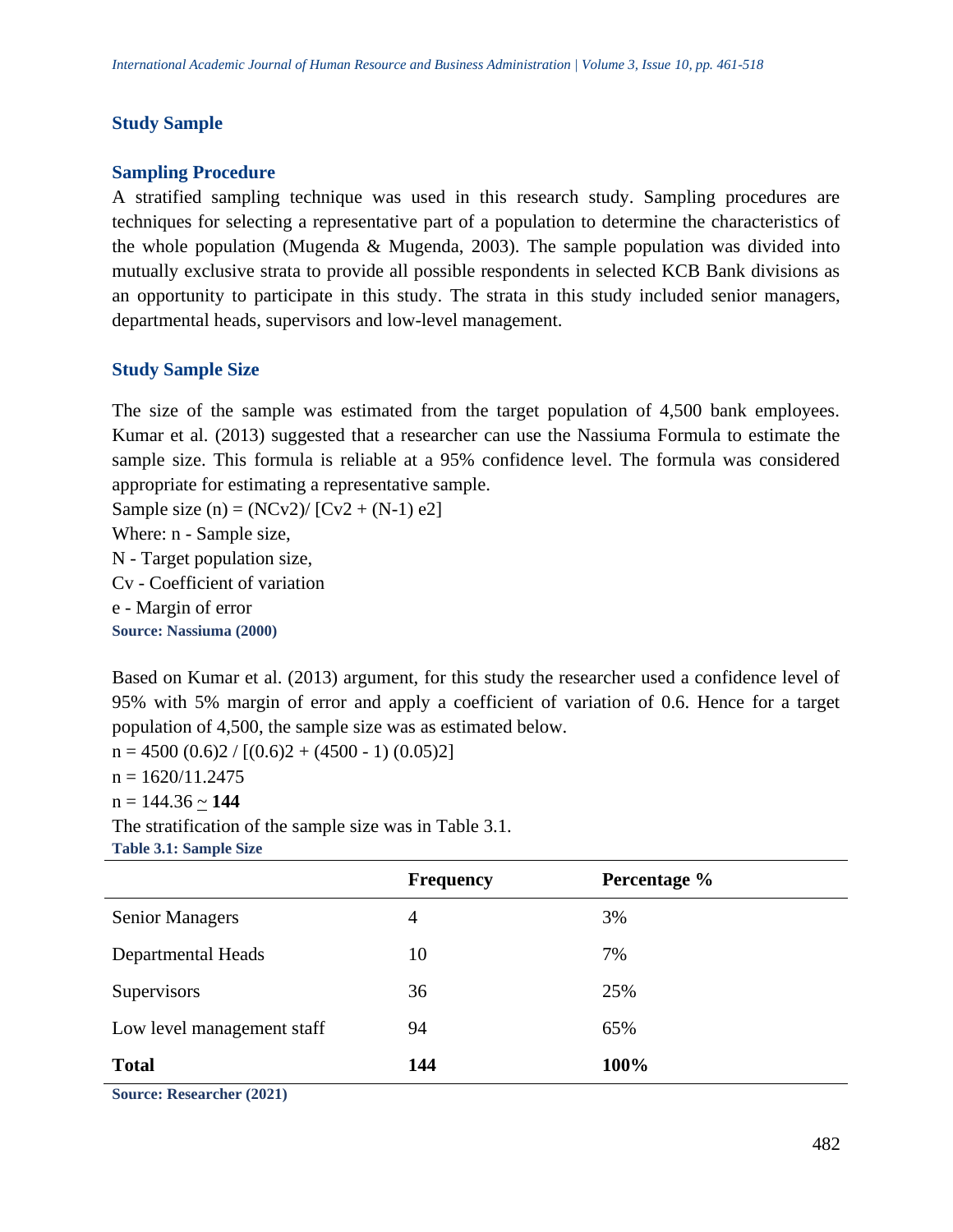## Study Sample

### Sampling Procedure

A stratified sampling technique was used in this research study. Sampling procedures are techniques for selecting a representative part of a population to determine the characteristics of the whole population (Mugenda & Mugenda, 2003). The sample population was divided into mutually exclusive strata to provide all possible respondents in selected KCB Bank divisions as an opportunity to participate in this study. The strata in this study included senior managers, departmental heads, supervisors and low-level management.

### Study Sample Size

The size of the sample was estimated from the target population of 4,500 bank employees. Kumar et al. (2013) suggested that a researcher can use the Nassiuma Formula to estimate the sample size. This formula is reliable at a 95% confidence level. The formula was considered appropriate for estimating a representative sample.

Sample size $(n) = (NCv^2) / [Cv^2 + (N-1) e^2]$

Where: n - Sample size,

N - Target population size,

Cv - Coefficient of variation

e - Margin of error

**Source: Nassiuma (2000)**

Based on Kumar et al. (2013) argument, for this study the researcher used a confidence level of 95% with 5% margin of error and apply a coefficient of variation of 0.6. Hence for a target population of 4,500, the sample size was as estimated below.

$n = 4500 (0.6)^2 / [(0.6)^2 + (4500 - 1) (0.05)^2]$

$n = 1620/11.2475$

$n = 144.36 \simeq$ **144**

The stratification of the sample size was in Table 3.1.

**Table 3.1: Sample Size**

| | Frequency | Percentage % |
|---|---|---|
| Senior Managers | 4 | 3% |
| Departmental Heads | 10 | 7% |
| Supervisors | 36 | 25% |
| Low level management staff | 94 | 65% |
| **Total** | **144** | **100%** |

**Source: Researcher (2021)**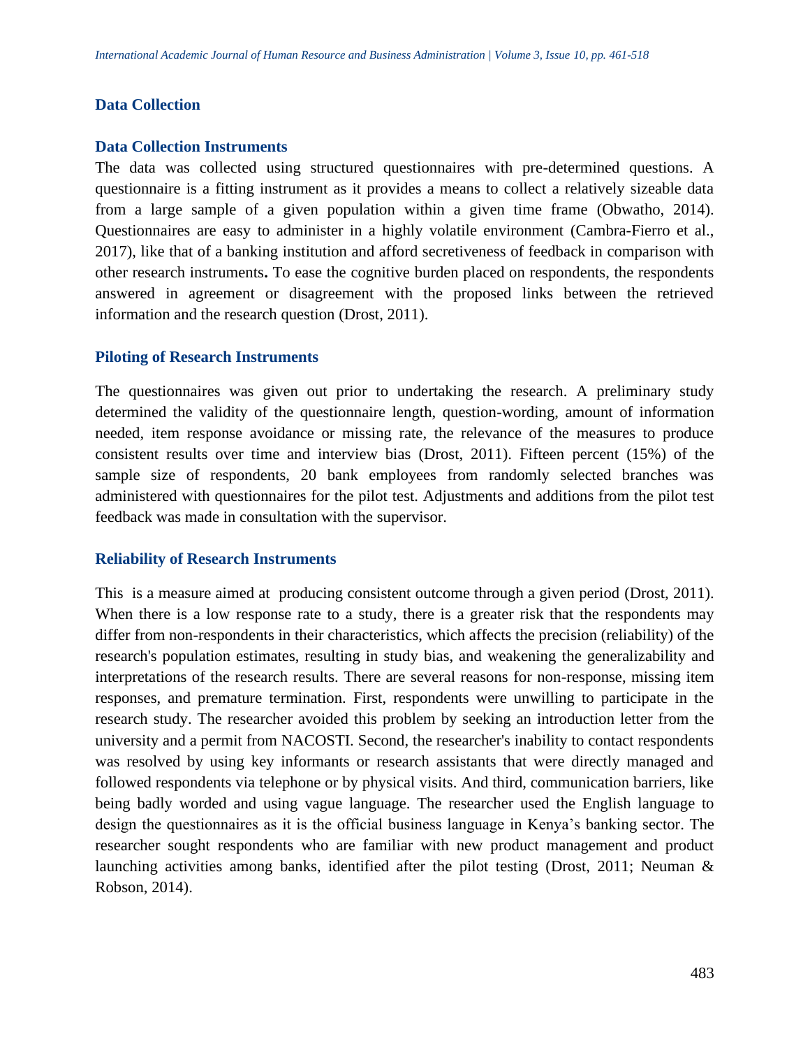## Data Collection

### Data Collection Instruments

The data was collected using structured questionnaires with pre-determined questions. A questionnaire is a fitting instrument as it provides a means to collect a relatively sizeable data from a large sample of a given population within a given time frame (Obwatho, 2014). Questionnaires are easy to administer in a highly volatile environment (Cambra-Fierro et al., 2017), like that of a banking institution and afford secretiveness of feedback in comparison with other research instruments**.** To ease the cognitive burden placed on respondents, the respondents answered in agreement or disagreement with the proposed links between the retrieved information and the research question (Drost, 2011).

### Piloting of Research Instruments

The questionnaires was given out prior to undertaking the research. A preliminary study determined the validity of the questionnaire length, question-wording, amount of information needed, item response avoidance or missing rate, the relevance of the measures to produce consistent results over time and interview bias (Drost, 2011). Fifteen percent (15%) of the sample size of respondents, 20 bank employees from randomly selected branches was administered with questionnaires for the pilot test. Adjustments and additions from the pilot test feedback was made in consultation with the supervisor.

### Reliability of Research Instruments

This is a measure aimed at producing consistent outcome through a given period (Drost, 2011). When there is a low response rate to a study, there is a greater risk that the respondents may differ from non-respondents in their characteristics, which affects the precision (reliability) of the research's population estimates, resulting in study bias, and weakening the generalizability and interpretations of the research results. There are several reasons for non-response, missing item responses, and premature termination. First, respondents were unwilling to participate in the research study. The researcher avoided this problem by seeking an introduction letter from the university and a permit from NACOSTI. Second, the researcher's inability to contact respondents was resolved by using key informants or research assistants that were directly managed and followed respondents via telephone or by physical visits. And third, communication barriers, like being badly worded and using vague language. The researcher used the English language to design the questionnaires as it is the official business language in Kenya's banking sector. The researcher sought respondents who are familiar with new product management and product launching activities among banks, identified after the pilot testing (Drost, 2011; Neuman & Robson, 2014).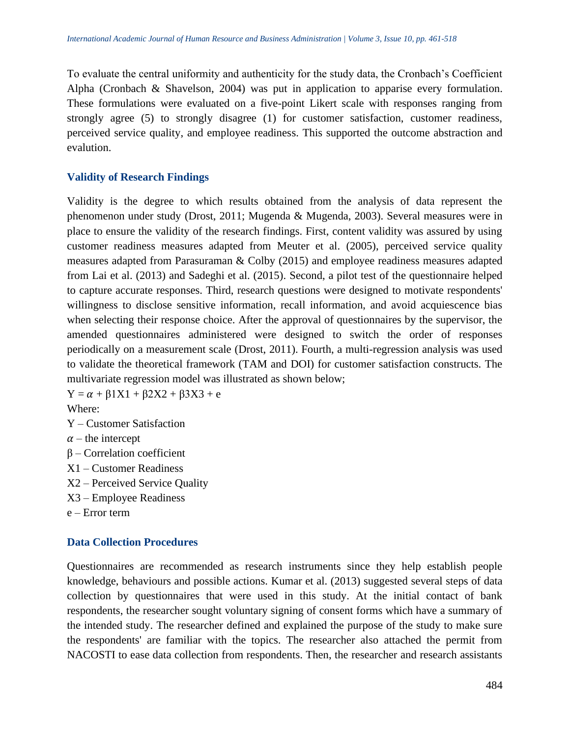To evaluate the central uniformity and authenticity for the study data, the Cronbach's Coefficient Alpha (Cronbach & Shavelson, 2004) was put in application to apparise every formulation. These formulations were evaluated on a five-point Likert scale with responses ranging from strongly agree (5) to strongly disagree (1) for customer satisfaction, customer readiness, perceived service quality, and employee readiness. This supported the outcome abstraction and evalution.

### Validity of Research Findings

Validity is the degree to which results obtained from the analysis of data represent the phenomenon under study (Drost, 2011; Mugenda & Mugenda, 2003). Several measures were in place to ensure the validity of the research findings. First, content validity was assured by using customer readiness measures adapted from Meuter et al. (2005), perceived service quality measures adapted from Parasuraman & Colby (2015) and employee readiness measures adapted from Lai et al. (2013) and Sadeghi et al. (2015). Second, a pilot test of the questionnaire helped to capture accurate responses. Third, research questions were designed to motivate respondents' willingness to disclose sensitive information, recall information, and avoid acquiescence bias when selecting their response choice. After the approval of questionnaires by the supervisor, the amended questionnaires administered were designed to switch the order of responses periodically on a measurement scale (Drost, 2011). Fourth, a multi-regression analysis was used to validate the theoretical framework (TAM and DOI) for customer satisfaction constructs. The multivariate regression model was illustrated as shown below;

$Y = \alpha + \beta 1X1 + \beta 2X2 + \beta 3X3 + e$

Where:

Y – Customer Satisfaction

$\alpha$ – the intercept

$\beta$ – Correlation coefficient

X1 – Customer Readiness

X2 – Perceived Service Quality

X3 – Employee Readiness

e – Error term

### Data Collection Procedures

Questionnaires are recommended as research instruments since they help establish people knowledge, behaviours and possible actions. Kumar et al. (2013) suggested several steps of data collection by questionnaires that were used in this study. At the initial contact of bank respondents, the researcher sought voluntary signing of consent forms which have a summary of the intended study. The researcher defined and explained the purpose of the study to make sure the respondents' are familiar with the topics. The researcher also attached the permit from NACOSTI to ease data collection from respondents. Then, the researcher and research assistants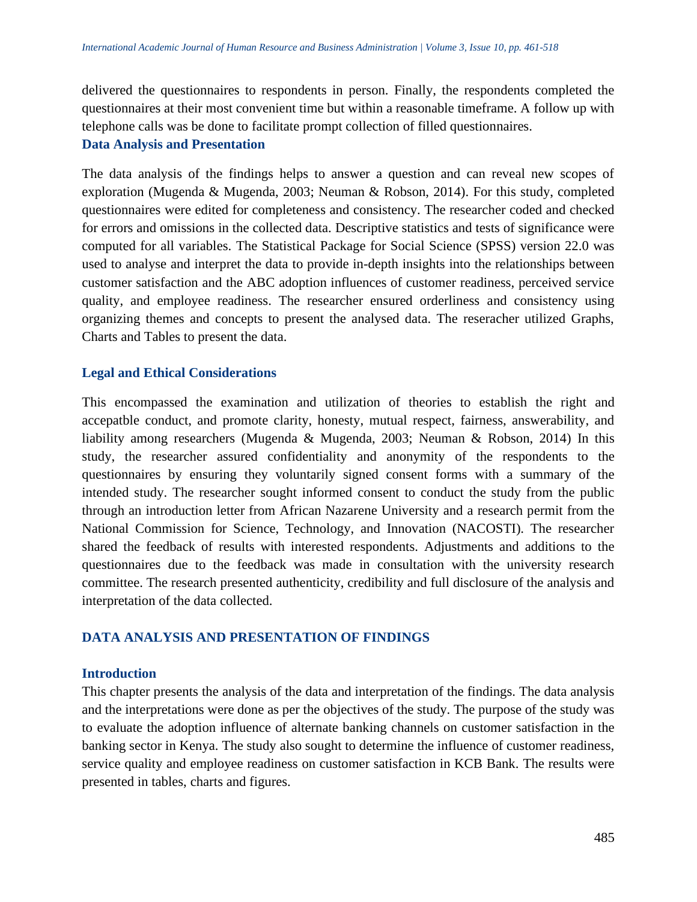delivered the questionnaires to respondents in person. Finally, the respondents completed the questionnaires at their most convenient time but within a reasonable timeframe. A follow up with telephone calls was be done to facilitate prompt collection of filled questionnaires.

### Data Analysis and Presentation

The data analysis of the findings helps to answer a question and can reveal new scopes of exploration (Mugenda & Mugenda, 2003; Neuman & Robson, 2014). For this study, completed questionnaires were edited for completeness and consistency. The researcher coded and checked for errors and omissions in the collected data. Descriptive statistics and tests of significance were computed for all variables. The Statistical Package for Social Science (SPSS) version 22.0 was used to analyse and interpret the data to provide in-depth insights into the relationships between customer satisfaction and the ABC adoption influences of customer readiness, perceived service quality, and employee readiness. The researcher ensured orderliness and consistency using organizing themes and concepts to present the analysed data. The reseracher utilized Graphs, Charts and Tables to present the data.

### Legal and Ethical Considerations

This encompassed the examination and utilization of theories to establish the right and accepatble conduct, and promote clarity, honesty, mutual respect, fairness, answerability, and liability among researchers (Mugenda & Mugenda, 2003; Neuman & Robson, 2014) In this study, the researcher assured confidentiality and anonymity of the respondents to the questionnaires by ensuring they voluntarily signed consent forms with a summary of the intended study. The researcher sought informed consent to conduct the study from the public through an introduction letter from African Nazarene University and a research permit from the National Commission for Science, Technology, and Innovation (NACOSTI). The researcher shared the feedback of results with interested respondents. Adjustments and additions to the questionnaires due to the feedback was made in consultation with the university research committee. The research presented authenticity, credibility and full disclosure of the analysis and interpretation of the data collected.

## DATA ANALYSIS AND PRESENTATION OF FINDINGS

### Introduction

This chapter presents the analysis of the data and interpretation of the findings. The data analysis and the interpretations were done as per the objectives of the study. The purpose of the study was to evaluate the adoption influence of alternate banking channels on customer satisfaction in the banking sector in Kenya. The study also sought to determine the influence of customer readiness, service quality and employee readiness on customer satisfaction in KCB Bank. The results were presented in tables, charts and figures.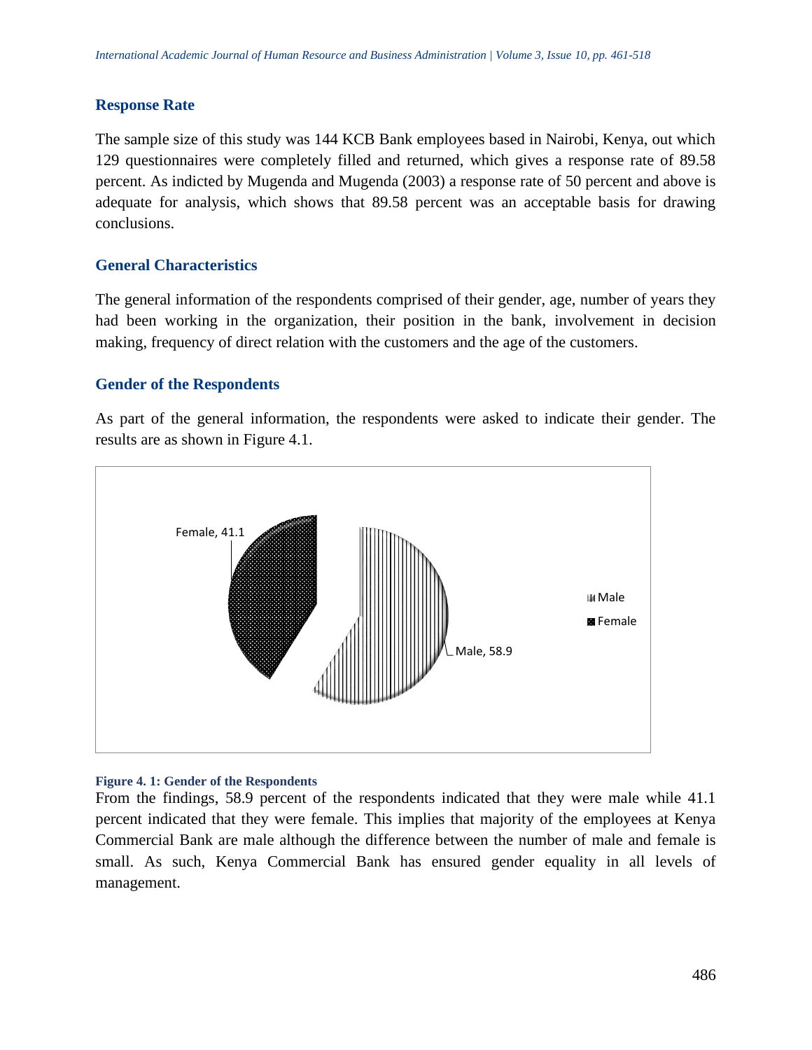## Response Rate

The sample size of this study was 144 KCB Bank employees based in Nairobi, Kenya, out which 129 questionnaires were completely filled and returned, which gives a response rate of 89.58 percent. As indicted by Mugenda and Mugenda (2003) a response rate of 50 percent and above is adequate for analysis, which shows that 89.58 percent was an acceptable basis for drawing conclusions.

## General Characteristics

The general information of the respondents comprised of their gender, age, number of years they had been working in the organization, their position in the bank, involvement in decision making, frequency of direct relation with the customers and the age of the customers.

### Gender of the Respondents

As part of the general information, the respondents were asked to indicate their gender. The results are as shown in Figure 4.1.

Female, 41.1

Male, 58.9

Male

Female

**Figure 4. 1: Gender of the Respondents**

From the findings, 58.9 percent of the respondents indicated that they were male while 41.1 percent indicated that they were female. This implies that majority of the employees at Kenya Commercial Bank are male although the difference between the number of male and female is small. As such, Kenya Commercial Bank has ensured gender equality in all levels of management.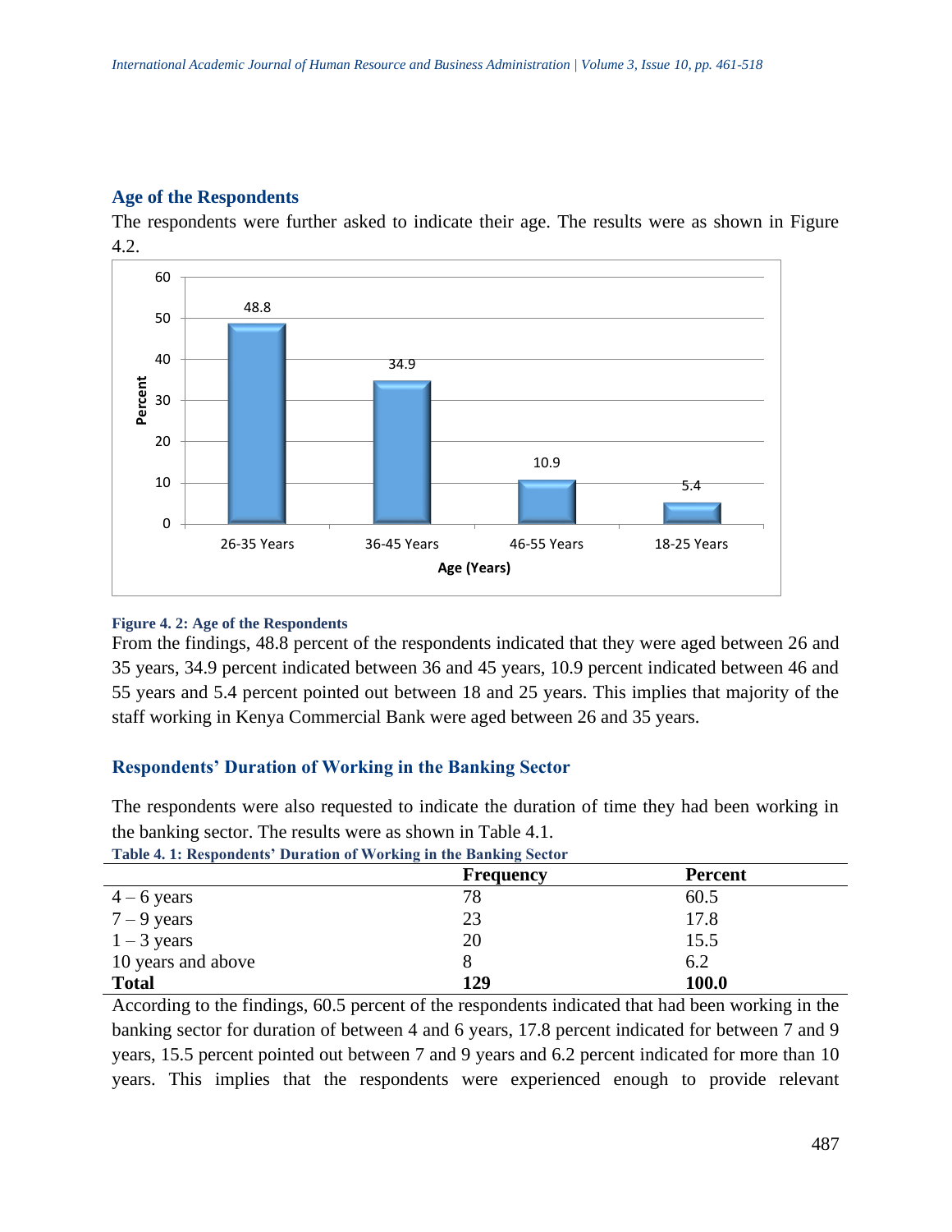### Age of the Respondents

The respondents were further asked to indicate their age. The results were as shown in Figure 4.2.

**Figure 4. 2: Age of the Respondents**

From the findings, 48.8 percent of the respondents indicated that they were aged between 26 and 35 years, 34.9 percent indicated between 36 and 45 years, 10.9 percent indicated between 46 and 55 years and 5.4 percent pointed out between 18 and 25 years. This implies that majority of the staff working in Kenya Commercial Bank were aged between 26 and 35 years.

### Respondents' Duration of Working in the Banking Sector

The respondents were also requested to indicate the duration of time they had been working in the banking sector. The results were as shown in Table 4.1.

**Table 4. 1: Respondents' Duration of Working in the Banking Sector**

| | Frequency | Percent |
|---|---|---|
| 4 – 6 years | 78 | 60.5 |
| 7 – 9 years | 23 | 17.8 |
| 1 – 3 years | 20 | 15.5 |
| 10 years and above | 8 | 6.2 |
| **Total** | **129** | **100.0** |

According to the findings, 60.5 percent of the respondents indicated that had been working in the banking sector for duration of between 4 and 6 years, 17.8 percent indicated for between 7 and 9 years, 15.5 percent pointed out between 7 and 9 years and 6.2 percent indicated for more than 10 years. This implies that the respondents were experienced enough to provide relevant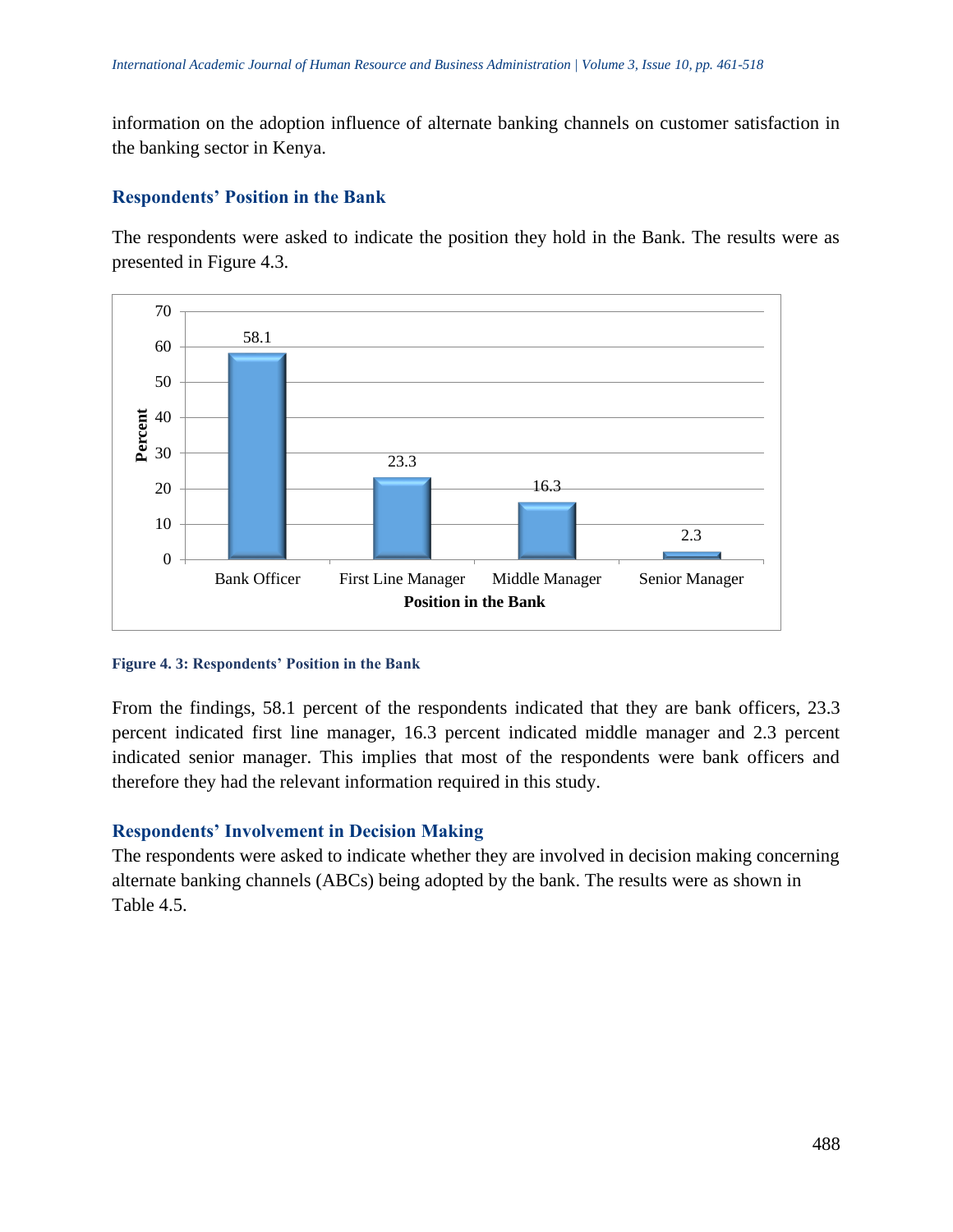information on the adoption influence of alternate banking channels on customer satisfaction in the banking sector in Kenya.

### Respondents' Position in the Bank

The respondents were asked to indicate the position they hold in the Bank. The results were as presented in Figure 4.3.

**Figure 4. 3: Respondents' Position in the Bank**

From the findings, 58.1 percent of the respondents indicated that they are bank officers, 23.3 percent indicated first line manager, 16.3 percent indicated middle manager and 2.3 percent indicated senior manager. This implies that most of the respondents were bank officers and therefore they had the relevant information required in this study.

### Respondents' Involvement in Decision Making

The respondents were asked to indicate whether they are involved in decision making concerning alternate banking channels (ABCs) being adopted by the bank. The results were as shown in Table 4.5.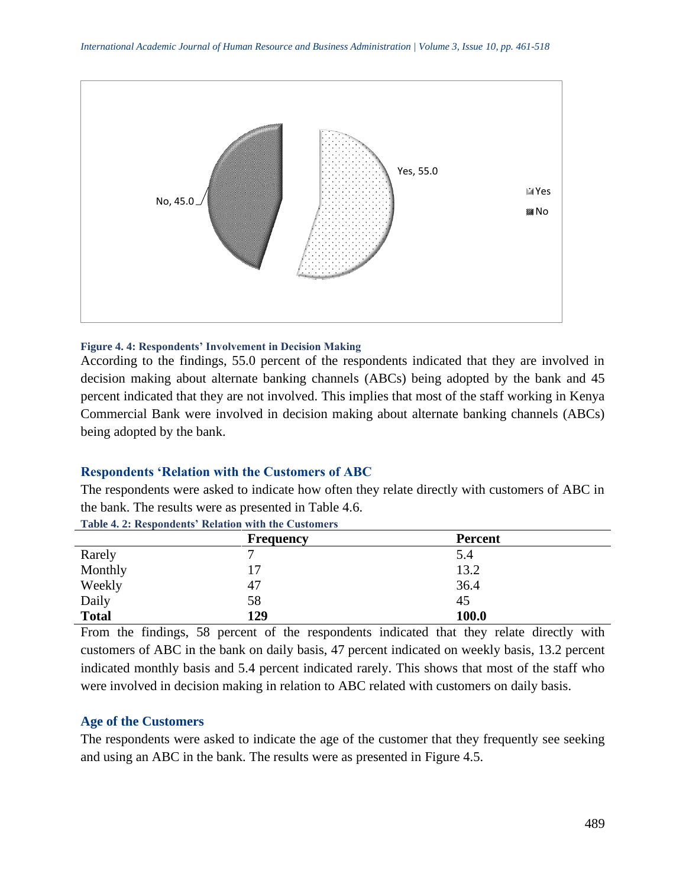**Figure 4. 4: Respondents' Involvement in Decision Making**

According to the findings, 55.0 percent of the respondents indicated that they are involved in decision making about alternate banking channels (ABCs) being adopted by the bank and 45 percent indicated that they are not involved. This implies that most of the staff working in Kenya Commercial Bank were involved in decision making about alternate banking channels (ABCs) being adopted by the bank.

### Respondents 'Relation with the Customers of ABC

The respondents were asked to indicate how often they relate directly with customers of ABC in the bank. The results were as presented in Table 4.6.

**Table 4. 2: Respondents' Relation with the Customers**

| | Frequency | Percent |
|---|---|---|
| Rarely | 7 | 5.4 |
| Monthly | 17 | 13.2 |
| Weekly | 47 | 36.4 |
| Daily | 58 | 45 |
| **Total** | **129** | **100.0** |

From the findings, 58 percent of the respondents indicated that they relate directly with customers of ABC in the bank on daily basis, 47 percent indicated on weekly basis, 13.2 percent indicated monthly basis and 5.4 percent indicated rarely. This shows that most of the staff who were involved in decision making in relation to ABC related with customers on daily basis.

### Age of the Customers

The respondents were asked to indicate the age of the customer that they frequently see seeking and using an ABC in the bank. The results were as presented in Figure 4.5.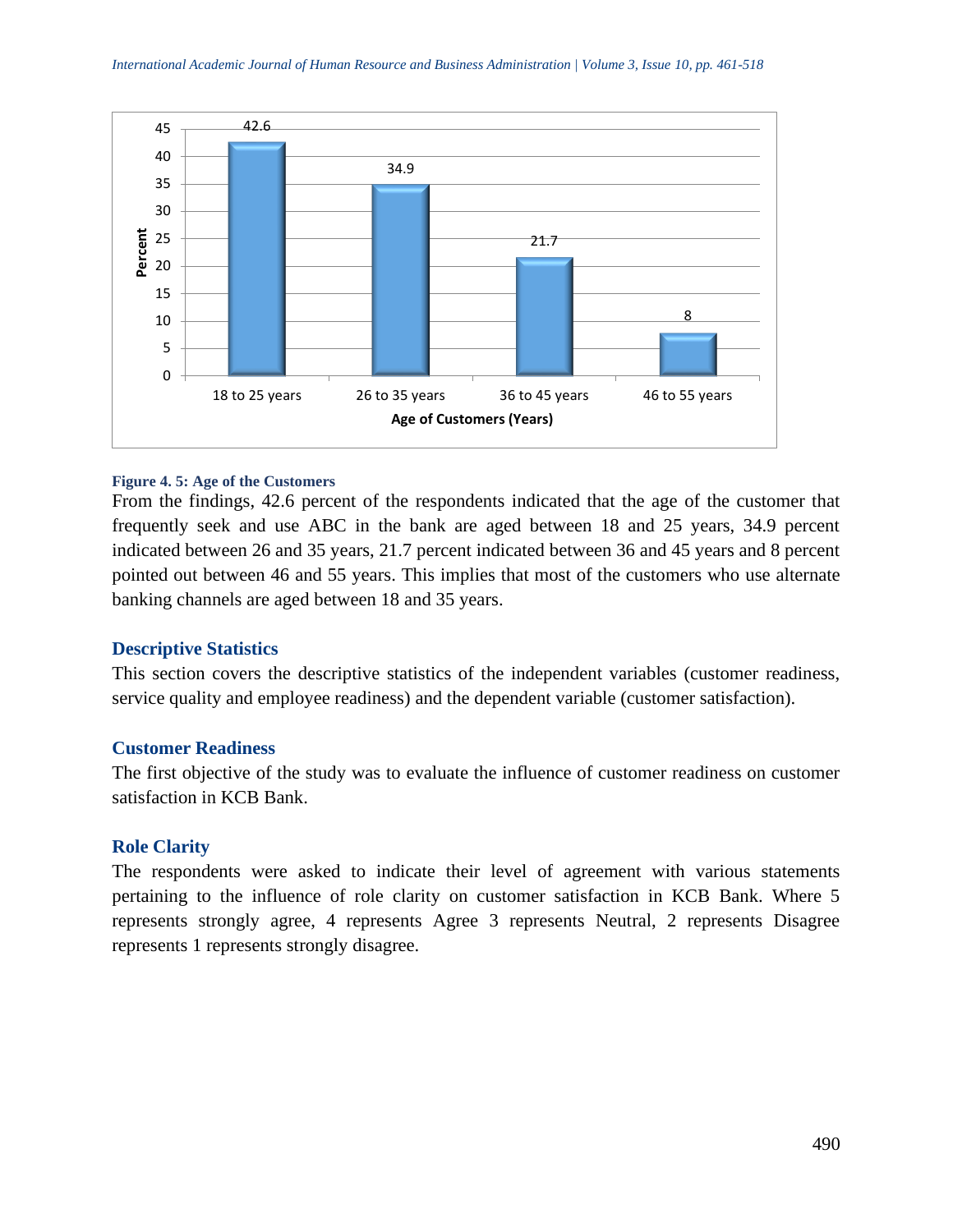**Figure 4. 5: Age of the Customers**

From the findings, 42.6 percent of the respondents indicated that the age of the customer that frequently seek and use ABC in the bank are aged between 18 and 25 years, 34.9 percent indicated between 26 and 35 years, 21.7 percent indicated between 36 and 45 years and 8 percent pointed out between 46 and 55 years. This implies that most of the customers who use alternate banking channels are aged between 18 and 35 years.

## Descriptive Statistics

This section covers the descriptive statistics of the independent variables (customer readiness, service quality and employee readiness) and the dependent variable (customer satisfaction).

## Customer Readiness

The first objective of the study was to evaluate the influence of customer readiness on customer satisfaction in KCB Bank.

## Role Clarity

The respondents were asked to indicate their level of agreement with various statements pertaining to the influence of role clarity on customer satisfaction in KCB Bank. Where 5 represents strongly agree, 4 represents Agree 3 represents Neutral, 2 represents Disagree represents 1 represents strongly disagree.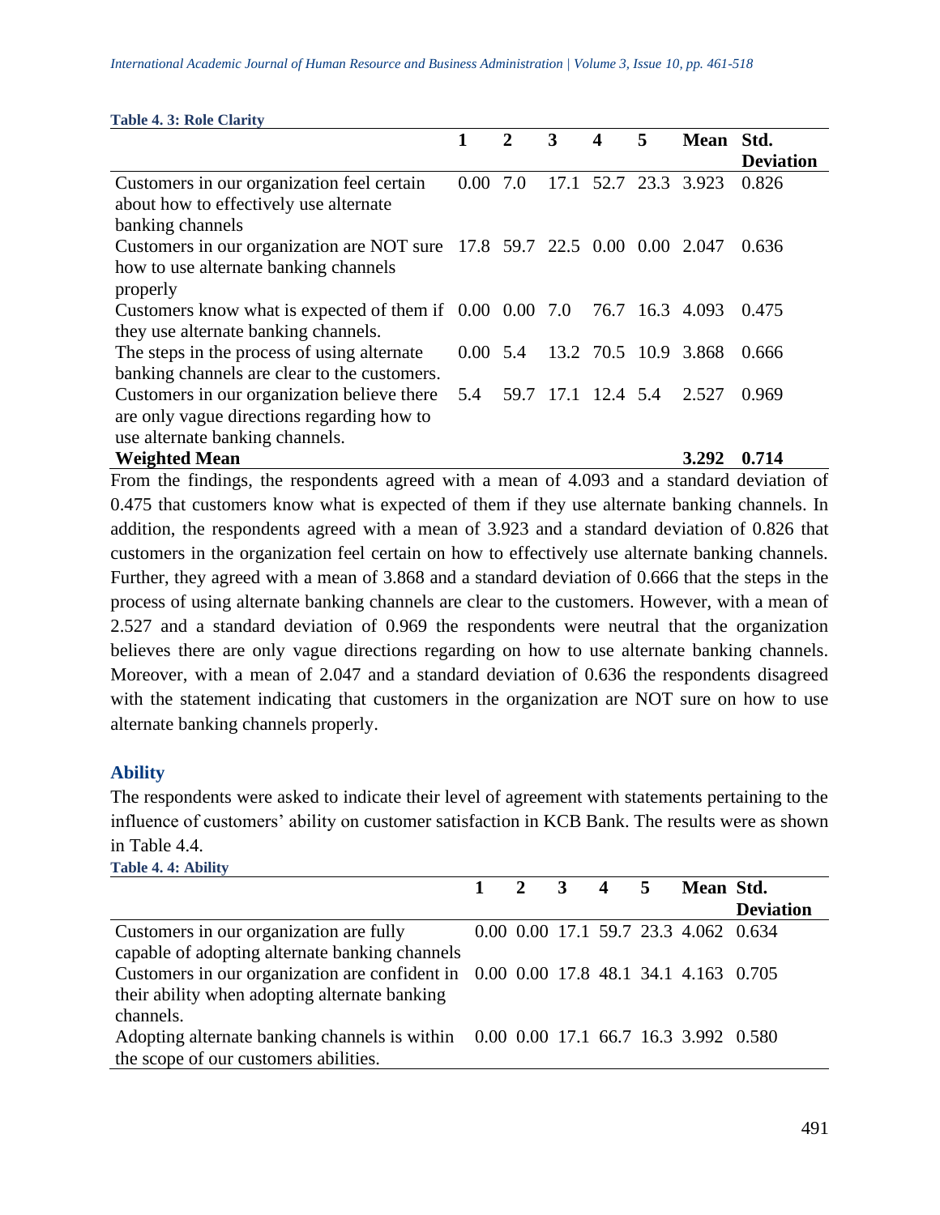**Table 4. 3: Role Clarity**

| | 1 | 2 | 3 | 4 | 5 | Mean | Std. Deviation |
|---|---|---|---|---|---|---|---|
| Customers in our organization feel certain about how to effectively use alternate banking channels | 0.00 | 7.0 | 17.1 | 52.7 | 23.3 | 3.923 | 0.826 |
| Customers in our organization are NOT sure how to use alternate banking channels properly | 17.8 | 59.7 | 22.5 | 0.00 | 0.00 | 2.047 | 0.636 |
| Customers know what is expected of them if they use alternate banking channels. | 0.00 | 0.00 | 7.0 | 76.7 | 16.3 | 4.093 | 0.475 |
| The steps in the process of using alternate banking channels are clear to the customers. | 0.00 | 5.4 | 13.2 | 70.5 | 10.9 | 3.868 | 0.666 |
| Customers in our organization believe there are only vague directions regarding how to use alternate banking channels. | 5.4 | 59.7 | 17.1 | 12.4 | 5.4 | 2.527 | 0.969 |
| **Weighted Mean** | | | | | | **3.292** | **0.714** |

From the findings, the respondents agreed with a mean of 4.093 and a standard deviation of 0.475 that customers know what is expected of them if they use alternate banking channels. In addition, the respondents agreed with a mean of 3.923 and a standard deviation of 0.826 that customers in the organization feel certain on how to effectively use alternate banking channels. Further, they agreed with a mean of 3.868 and a standard deviation of 0.666 that the steps in the process of using alternate banking channels are clear to the customers. However, with a mean of 2.527 and a standard deviation of 0.969 the respondents were neutral that the organization believes there are only vague directions regarding on how to use alternate banking channels. Moreover, with a mean of 2.047 and a standard deviation of 0.636 the respondents disagreed with the statement indicating that customers in the organization are NOT sure on how to use alternate banking channels properly.

### Ability

The respondents were asked to indicate their level of agreement with statements pertaining to the influence of customers' ability on customer satisfaction in KCB Bank. The results were as shown in Table 4.4.

**Table 4. 4: Ability**

| | 1 | 2 | 3 | 4 | 5 | Mean | Std. Deviation |
|---|---|---|---|---|---|---|---|
| Customers in our organization are fully capable of adopting alternate banking channels | 0.00 | 0.00 | 17.1 | 59.7 | 23.3 | 4.062 | 0.634 |
| Customers in our organization are confident in their ability when adopting alternate banking channels. | 0.00 | 0.00 | 17.8 | 48.1 | 34.1 | 4.163 | 0.705 |
| Adopting alternate banking channels is within the scope of our customers abilities. | 0.00 | 0.00 | 17.1 | 66.7 | 16.3 | 3.992 | 0.580 |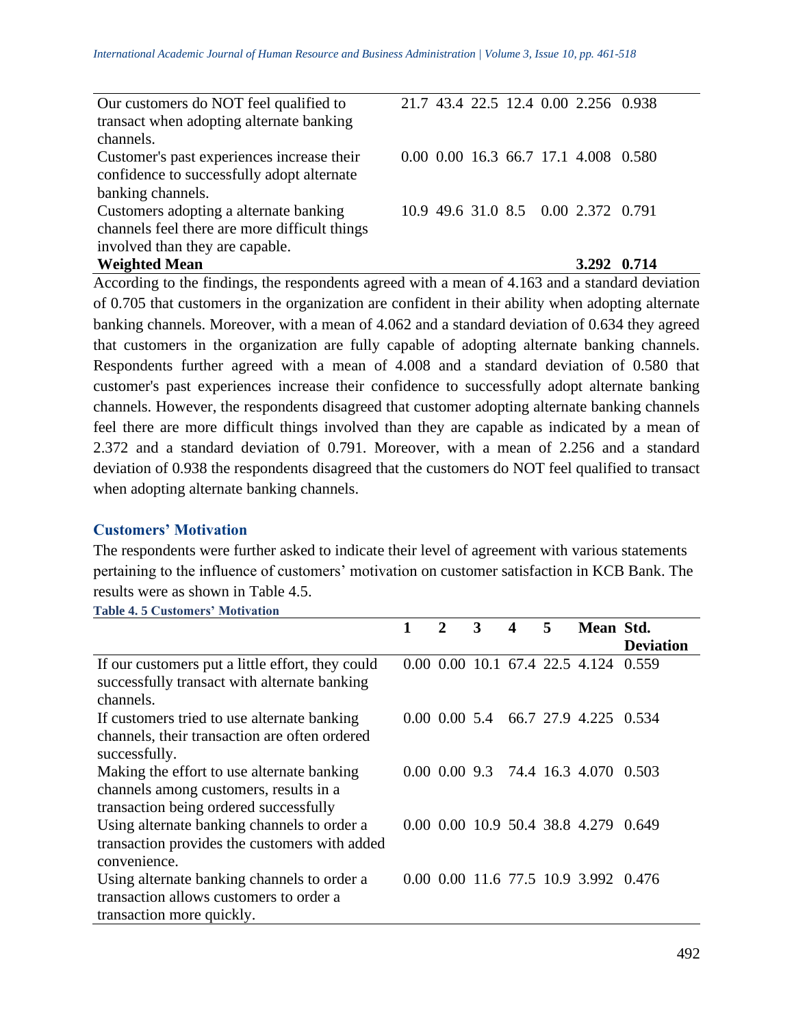| | 1 | 2 | 3 | 4 | 5 | Mean | Std. Deviation |
|---|---|---|---|---|---|---|---|
| Our customers do NOT feel qualified to transact when adopting alternate banking channels. | 21.7 | 43.4 | 22.5 | 12.4 | 0.00 | 2.256 | 0.938 |
| Customer's past experiences increase their confidence to successfully adopt alternate banking channels. | 0.00 | 0.00 | 16.3 | 66.7 | 17.1 | 4.008 | 0.580 |
| Customers adopting a alternate banking channels feel there are more difficult things involved than they are capable. | 10.9 | 49.6 | 31.0 | 8.5 | 0.00 | 2.372 | 0.791 |
| **Weighted Mean** | | | | | | **3.292** | **0.714** |

According to the findings, the respondents agreed with a mean of 4.163 and a standard deviation of 0.705 that customers in the organization are confident in their ability when adopting alternate banking channels. Moreover, with a mean of 4.062 and a standard deviation of 0.634 they agreed that customers in the organization are fully capable of adopting alternate banking channels. Respondents further agreed with a mean of 4.008 and a standard deviation of 0.580 that customer's past experiences increase their confidence to successfully adopt alternate banking channels. However, the respondents disagreed that customer adopting alternate banking channels feel there are more difficult things involved than they are capable as indicated by a mean of 2.372 and a standard deviation of 0.791. Moreover, with a mean of 2.256 and a standard deviation of 0.938 the respondents disagreed that the customers do NOT feel qualified to transact when adopting alternate banking channels.

## Customers' Motivation

The respondents were further asked to indicate their level of agreement with various statements pertaining to the influence of customers' motivation on customer satisfaction in KCB Bank. The results were as shown in Table 4.5.

**Table 4. 5 Customers' Motivation**

| | 1 | 2 | 3 | 4 | 5 | Mean | Std. Deviation |
|---|---|---|---|---|---|---|---|
| If our customers put a little effort, they could successfully transact with alternate banking channels. | 0.00 | 0.00 | 10.1 | 67.4 | 22.5 | 4.124 | 0.559 |
| If customers tried to use alternate banking channels, their transaction are often ordered successfully. | 0.00 | 0.00 | 5.4 | 66.7 | 27.9 | 4.225 | 0.534 |
| Making the effort to use alternate banking channels among customers, results in a transaction being ordered successfully | 0.00 | 0.00 | 9.3 | 74.4 | 16.3 | 4.070 | 0.503 |
| Using alternate banking channels to order a transaction provides the customers with added convenience. | 0.00 | 0.00 | 10.9 | 50.4 | 38.8 | 4.279 | 0.649 |
| Using alternate banking channels to order a transaction allows customers to order a transaction more quickly. | 0.00 | 0.00 | 11.6 | 77.5 | 10.9 | 3.992 | 0.476 |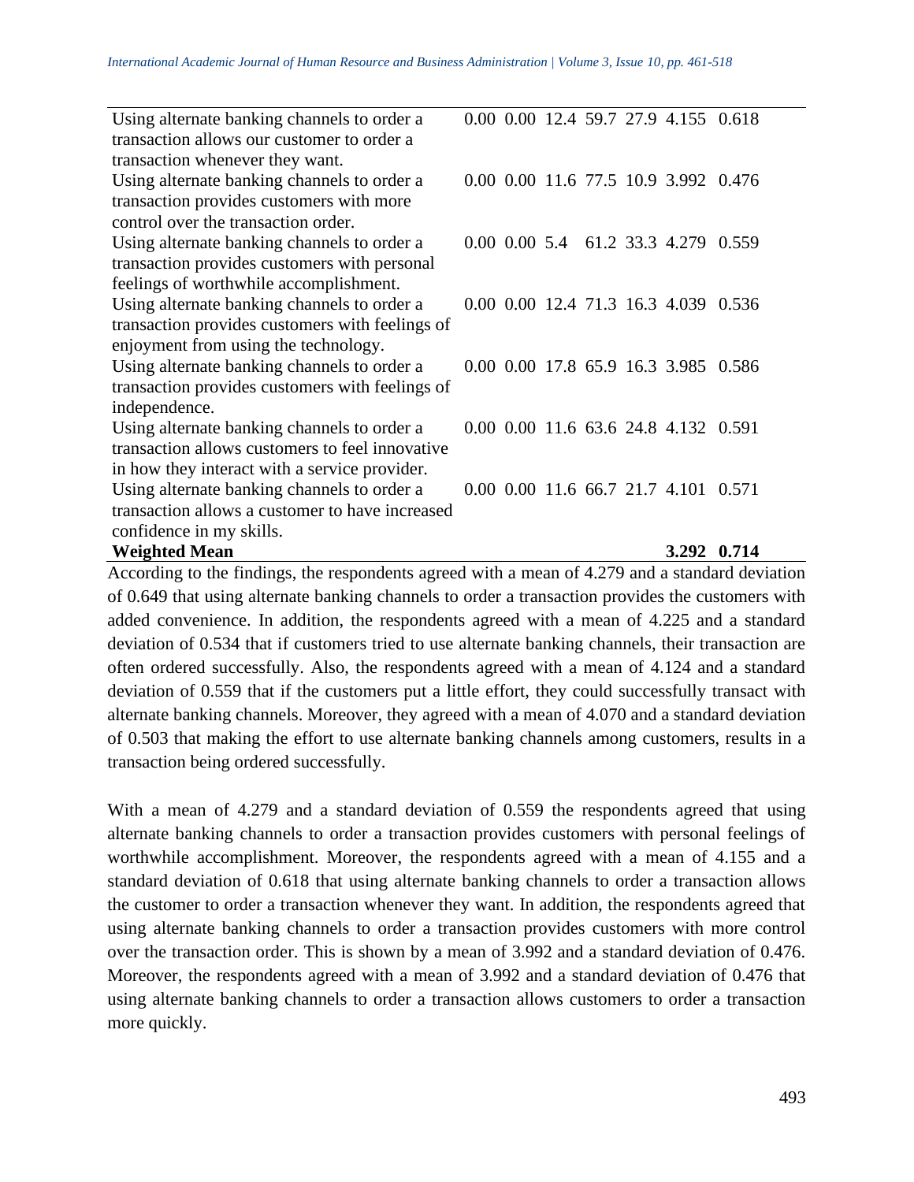| | | | | | | | |
|---|---|---|---|---|---|---|---|
| Using alternate banking channels to order a transaction allows our customer to order a transaction whenever they want. | 0.00 | 0.00 | 12.4 | 59.7 | 27.9 | 4.155 | 0.618 |
| Using alternate banking channels to order a transaction provides customers with more control over the transaction order. | 0.00 | 0.00 | 11.6 | 77.5 | 10.9 | 3.992 | 0.476 |
| Using alternate banking channels to order a transaction provides customers with personal feelings of worthwhile accomplishment. | 0.00 | 0.00 | 5.4 | 61.2 | 33.3 | 4.279 | 0.559 |
| Using alternate banking channels to order a transaction provides customers with feelings of enjoyment from using the technology. | 0.00 | 0.00 | 12.4 | 71.3 | 16.3 | 4.039 | 0.536 |
| Using alternate banking channels to order a transaction provides customers with feelings of independence. | 0.00 | 0.00 | 17.8 | 65.9 | 16.3 | 3.985 | 0.586 |
| Using alternate banking channels to order a transaction allows customers to feel innovative in how they interact with a service provider. | 0.00 | 0.00 | 11.6 | 63.6 | 24.8 | 4.132 | 0.591 |
| Using alternate banking channels to order a transaction allows a customer to have increased confidence in my skills. | 0.00 | 0.00 | 11.6 | 66.7 | 21.7 | 4.101 | 0.571 |
| **Weighted Mean** | | | | | | **3.292** | **0.714** |

According to the findings, the respondents agreed with a mean of 4.279 and a standard deviation of 0.649 that using alternate banking channels to order a transaction provides the customers with added convenience. In addition, the respondents agreed with a mean of 4.225 and a standard deviation of 0.534 that if customers tried to use alternate banking channels, their transaction are often ordered successfully. Also, the respondents agreed with a mean of 4.124 and a standard deviation of 0.559 that if the customers put a little effort, they could successfully transact with alternate banking channels. Moreover, they agreed with a mean of 4.070 and a standard deviation of 0.503 that making the effort to use alternate banking channels among customers, results in a transaction being ordered successfully.

With a mean of 4.279 and a standard deviation of 0.559 the respondents agreed that using alternate banking channels to order a transaction provides customers with personal feelings of worthwhile accomplishment. Moreover, the respondents agreed with a mean of 4.155 and a standard deviation of 0.618 that using alternate banking channels to order a transaction allows the customer to order a transaction whenever they want. In addition, the respondents agreed that using alternate banking channels to order a transaction provides customers with more control over the transaction order. This is shown by a mean of 3.992 and a standard deviation of 0.476. Moreover, the respondents agreed with a mean of 3.992 and a standard deviation of 0.476 that using alternate banking channels to order a transaction allows customers to order a transaction more quickly.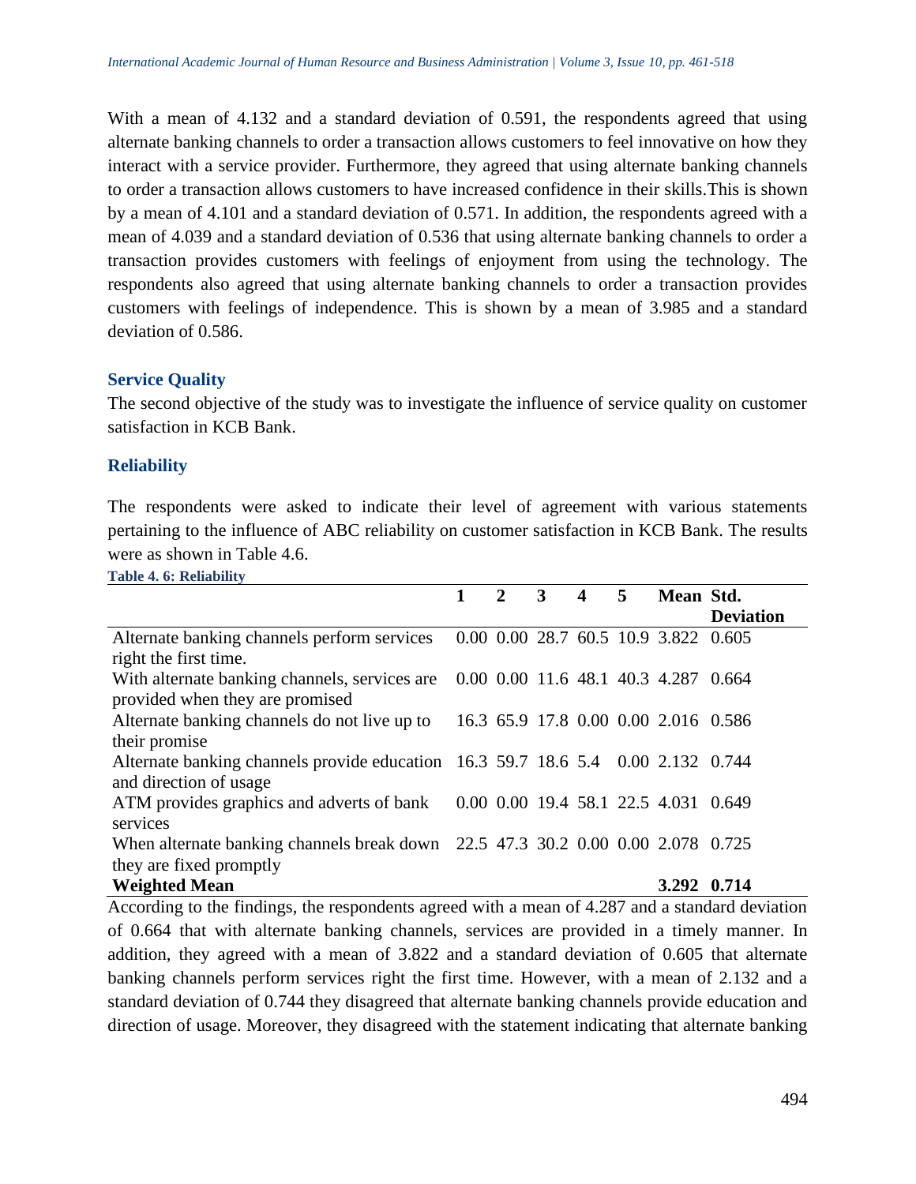With a mean of 4.132 and a standard deviation of 0.591, the respondents agreed that using alternate banking channels to order a transaction allows customers to feel innovative on how they interact with a service provider. Furthermore, they agreed that using alternate banking channels to order a transaction allows customers to have increased confidence in their skills.This is shown by a mean of 4.101 and a standard deviation of 0.571. In addition, the respondents agreed with a mean of 4.039 and a standard deviation of 0.536 that using alternate banking channels to order a transaction provides customers with feelings of enjoyment from using the technology. The respondents also agreed that using alternate banking channels to order a transaction provides customers with feelings of independence. This is shown by a mean of 3.985 and a standard deviation of 0.586.

### Service Quality

The second objective of the study was to investigate the influence of service quality on customer satisfaction in KCB Bank.

### Reliability

The respondents were asked to indicate their level of agreement with various statements pertaining to the influence of ABC reliability on customer satisfaction in KCB Bank. The results were as shown in Table 4.6.

**Table 4. 6: Reliability**

| | 1 | 2 | 3 | 4 | 5 | Mean | Std. Deviation |
|---|---|---|---|---|---|---|---|
| Alternate banking channels perform services right the first time. | 0.00 | 0.00 | 28.7 | 60.5 | 10.9 | 3.822 | 0.605 |
| With alternate banking channels, services are provided when they are promised | 0.00 | 0.00 | 11.6 | 48.1 | 40.3 | 4.287 | 0.664 |
| Alternate banking channels do not live up to their promise | 16.3 | 65.9 | 17.8 | 0.00 | 0.00 | 2.016 | 0.586 |
| Alternate banking channels provide education and direction of usage | 16.3 | 59.7 | 18.6 | 5.4 | 0.00 | 2.132 | 0.744 |
| ATM provides graphics and adverts of bank services | 0.00 | 0.00 | 19.4 | 58.1 | 22.5 | 4.031 | 0.649 |
| When alternate banking channels break down they are fixed promptly | 22.5 | 47.3 | 30.2 | 0.00 | 0.00 | 2.078 | 0.725 |
| **Weighted Mean** | | | | | | **3.292** | **0.714** |

According to the findings, the respondents agreed with a mean of 4.287 and a standard deviation of 0.664 that with alternate banking channels, services are provided in a timely manner. In addition, they agreed with a mean of 3.822 and a standard deviation of 0.605 that alternate banking channels perform services right the first time. However, with a mean of 2.132 and a standard deviation of 0.744 they disagreed that alternate banking channels provide education and direction of usage. Moreover, they disagreed with the statement indicating that alternate banking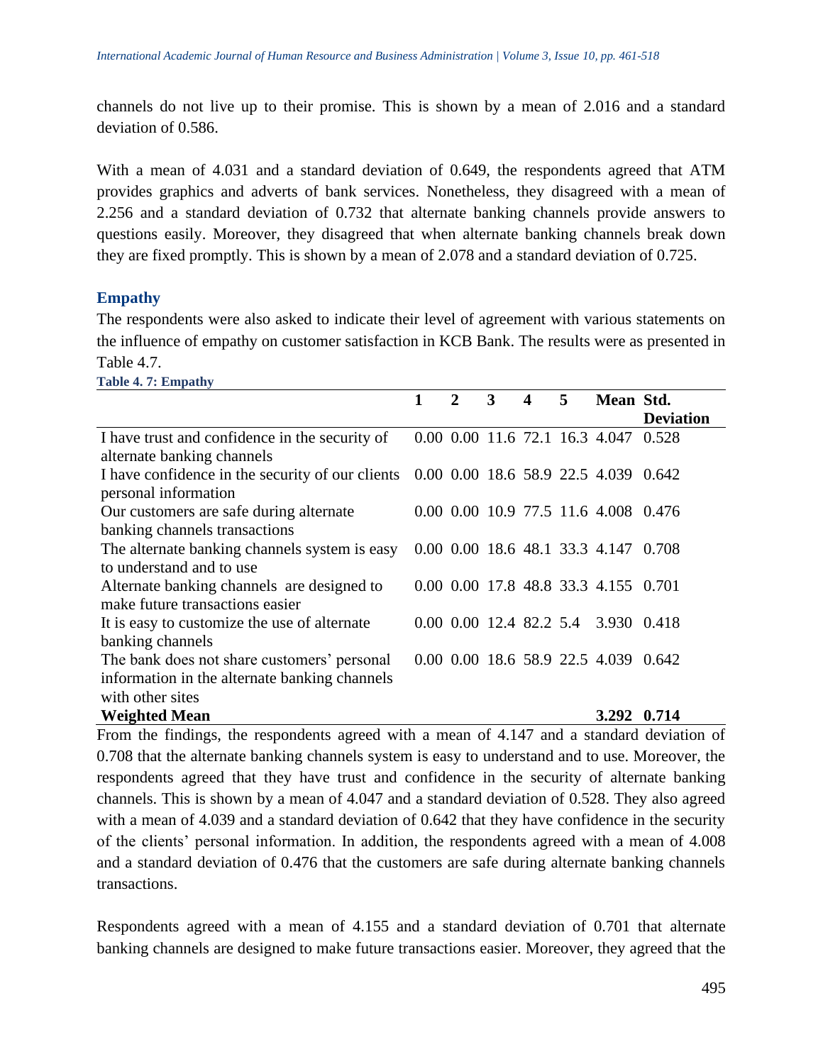channels do not live up to their promise. This is shown by a mean of 2.016 and a standard deviation of 0.586.

With a mean of 4.031 and a standard deviation of 0.649, the respondents agreed that ATM provides graphics and adverts of bank services. Nonetheless, they disagreed with a mean of 2.256 and a standard deviation of 0.732 that alternate banking channels provide answers to questions easily. Moreover, they disagreed that when alternate banking channels break down they are fixed promptly. This is shown by a mean of 2.078 and a standard deviation of 0.725.

## Empathy

The respondents were also asked to indicate their level of agreement with various statements on the influence of empathy on customer satisfaction in KCB Bank. The results were as presented in Table 4.7.

**Table 4. 7: Empathy**

| | 1 | 2 | 3 | 4 | 5 | Mean | Std. Deviation |
|---|---|---|---|---|---|---|---|
| I have trust and confidence in the security of alternate banking channels | 0.00 | 0.00 | 11.6 | 72.1 | 16.3 | 4.047 | 0.528 |
| I have confidence in the security of our clients personal information | 0.00 | 0.00 | 18.6 | 58.9 | 22.5 | 4.039 | 0.642 |
| Our customers are safe during alternate banking channels transactions | 0.00 | 0.00 | 10.9 | 77.5 | 11.6 | 4.008 | 0.476 |
| The alternate banking channels system is easy to understand and to use | 0.00 | 0.00 | 18.6 | 48.1 | 33.3 | 4.147 | 0.708 |
| Alternate banking channels are designed to make future transactions easier | 0.00 | 0.00 | 17.8 | 48.8 | 33.3 | 4.155 | 0.701 |
| It is easy to customize the use of alternate banking channels | 0.00 | 0.00 | 12.4 | 82.2 | 5.4 | 3.930 | 0.418 |
| The bank does not share customers' personal information in the alternate banking channels with other sites | 0.00 | 0.00 | 18.6 | 58.9 | 22.5 | 4.039 | 0.642 |
| **Weighted Mean** | | | | | | **3.292** | **0.714** |

From the findings, the respondents agreed with a mean of 4.147 and a standard deviation of 0.708 that the alternate banking channels system is easy to understand and to use. Moreover, the respondents agreed that they have trust and confidence in the security of alternate banking channels. This is shown by a mean of 4.047 and a standard deviation of 0.528. They also agreed with a mean of 4.039 and a standard deviation of 0.642 that they have confidence in the security of the clients' personal information. In addition, the respondents agreed with a mean of 4.008 and a standard deviation of 0.476 that the customers are safe during alternate banking channels transactions.

Respondents agreed with a mean of 4.155 and a standard deviation of 0.701 that alternate banking channels are designed to make future transactions easier. Moreover, they agreed that the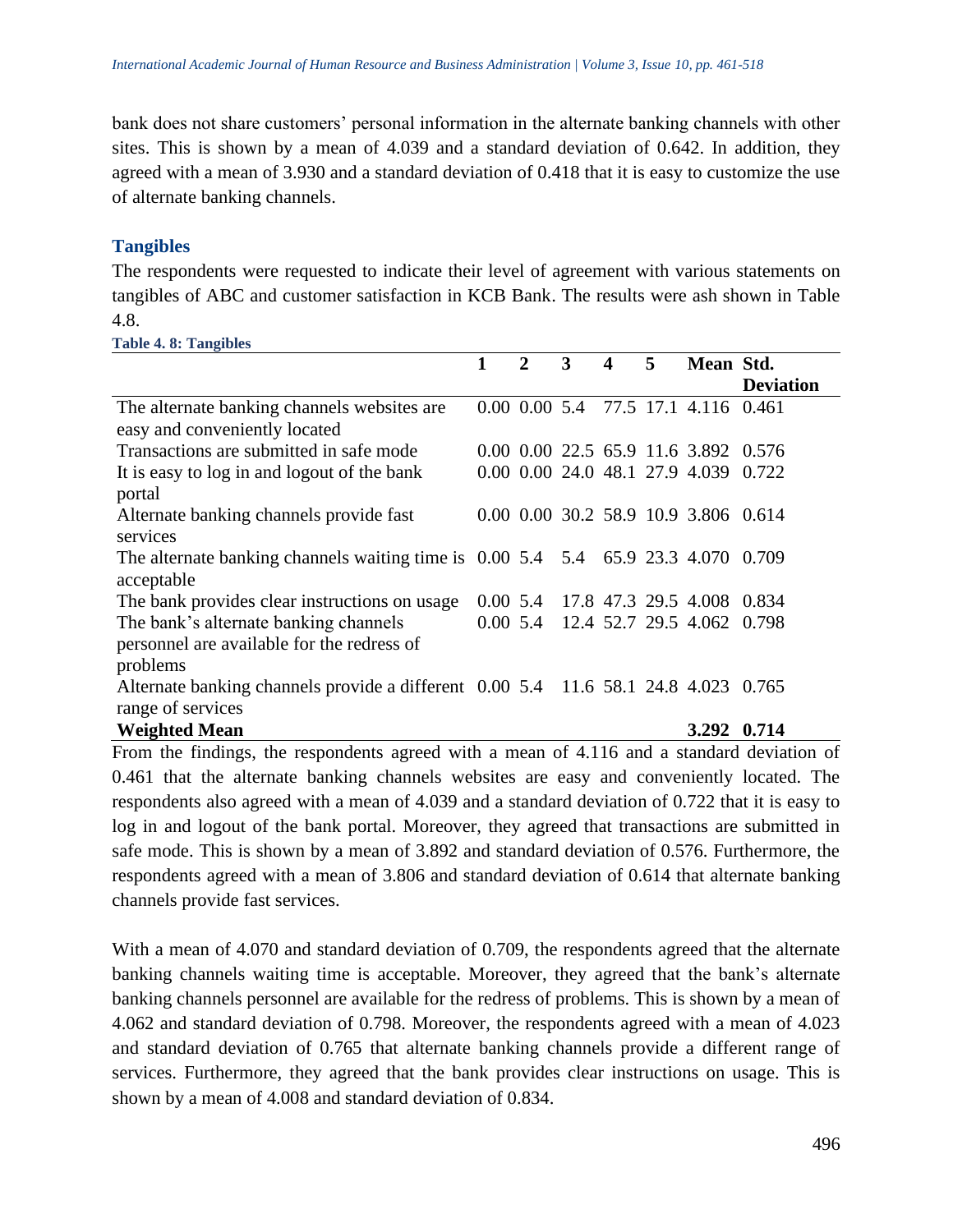bank does not share customers' personal information in the alternate banking channels with other sites. This is shown by a mean of 4.039 and a standard deviation of 0.642. In addition, they agreed with a mean of 3.930 and a standard deviation of 0.418 that it is easy to customize the use of alternate banking channels.

### Tangibles

The respondents were requested to indicate their level of agreement with various statements on tangibles of ABC and customer satisfaction in KCB Bank. The results were ash shown in Table 4.8.

**Table 4. 8: Tangibles**

| | 1 | 2 | 3 | 4 | 5 | Mean | Std. Deviation |
|---|---|---|---|---|---|---|---|
| The alternate banking channels websites are easy and conveniently located | 0.00 | 0.00 | 5.4 | 77.5 | 17.1 | 4.116 | 0.461 |
| Transactions are submitted in safe mode | 0.00 | 0.00 | 22.5 | 65.9 | 11.6 | 3.892 | 0.576 |
| It is easy to log in and logout of the bank portal | 0.00 | 0.00 | 24.0 | 48.1 | 27.9 | 4.039 | 0.722 |
| Alternate banking channels provide fast services | 0.00 | 0.00 | 30.2 | 58.9 | 10.9 | 3.806 | 0.614 |
| The alternate banking channels waiting time is acceptable | 0.00 | 5.4 | 5.4 | 65.9 | 23.3 | 4.070 | 0.709 |
| The bank provides clear instructions on usage | 0.00 | 5.4 | 17.8 | 47.3 | 29.5 | 4.008 | 0.834 |
| The bank's alternate banking channels personnel are available for the redress of problems | 0.00 | 5.4 | 12.4 | 52.7 | 29.5 | 4.062 | 0.798 |
| Alternate banking channels provide a different range of services | 0.00 | 5.4 | 11.6 | 58.1 | 24.8 | 4.023 | 0.765 |
| **Weighted Mean** | | | | | | **3.292** | **0.714** |

From the findings, the respondents agreed with a mean of 4.116 and a standard deviation of 0.461 that the alternate banking channels websites are easy and conveniently located. The respondents also agreed with a mean of 4.039 and a standard deviation of 0.722 that it is easy to log in and logout of the bank portal. Moreover, they agreed that transactions are submitted in safe mode. This is shown by a mean of 3.892 and standard deviation of 0.576. Furthermore, the respondents agreed with a mean of 3.806 and standard deviation of 0.614 that alternate banking channels provide fast services.

With a mean of 4.070 and standard deviation of 0.709, the respondents agreed that the alternate banking channels waiting time is acceptable. Moreover, they agreed that the bank's alternate banking channels personnel are available for the redress of problems. This is shown by a mean of 4.062 and standard deviation of 0.798. Moreover, the respondents agreed with a mean of 4.023 and standard deviation of 0.765 that alternate banking channels provide a different range of services. Furthermore, they agreed that the bank provides clear instructions on usage. This is shown by a mean of 4.008 and standard deviation of 0.834.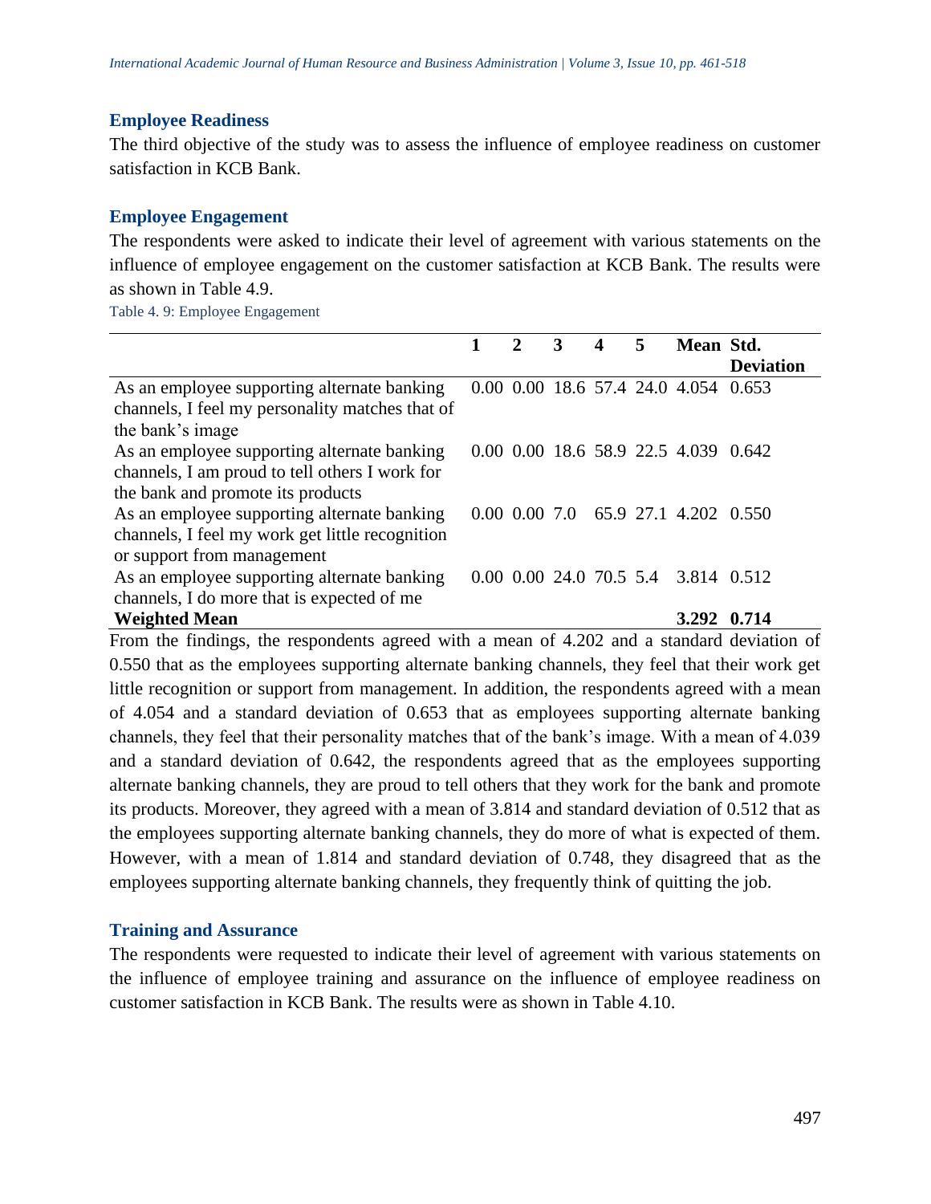### Employee Readiness

The third objective of the study was to assess the influence of employee readiness on customer satisfaction in KCB Bank.

### Employee Engagement

The respondents were asked to indicate their level of agreement with various statements on the influence of employee engagement on the customer satisfaction at KCB Bank. The results were as shown in Table 4.9.

Table 4. 9: Employee Engagement

| | 1 | 2 | 3 | 4 | 5 | Mean | Std. Deviation |
|---|---|---|---|---|---|---|---|
| As an employee supporting alternate banking channels, I feel my personality matches that of the bank's image | 0.00 | 0.00 | 18.6 | 57.4 | 24.0 | 4.054 | 0.653 |
| As an employee supporting alternate banking channels, I am proud to tell others I work for the bank and promote its products | 0.00 | 0.00 | 18.6 | 58.9 | 22.5 | 4.039 | 0.642 |
| As an employee supporting alternate banking channels, I feel my work get little recognition or support from management | 0.00 | 0.00 | 7.0 | 65.9 | 27.1 | 4.202 | 0.550 |
| As an employee supporting alternate banking channels, I do more that is expected of me | 0.00 | 0.00 | 24.0 | 70.5 | 5.4 | 3.814 | 0.512 |
| **Weighted Mean** | | | | | | **3.292** | **0.714** |

From the findings, the respondents agreed with a mean of 4.202 and a standard deviation of 0.550 that as the employees supporting alternate banking channels, they feel that their work get little recognition or support from management. In addition, the respondents agreed with a mean of 4.054 and a standard deviation of 0.653 that as employees supporting alternate banking channels, they feel that their personality matches that of the bank's image. With a mean of 4.039 and a standard deviation of 0.642, the respondents agreed that as the employees supporting alternate banking channels, they are proud to tell others that they work for the bank and promote its products. Moreover, they agreed with a mean of 3.814 and standard deviation of 0.512 that as the employees supporting alternate banking channels, they do more of what is expected of them. However, with a mean of 1.814 and standard deviation of 0.748, they disagreed that as the employees supporting alternate banking channels, they frequently think of quitting the job.

### Training and Assurance

The respondents were requested to indicate their level of agreement with various statements on the influence of employee training and assurance on the influence of employee readiness on customer satisfaction in KCB Bank. The results were as shown in Table 4.10.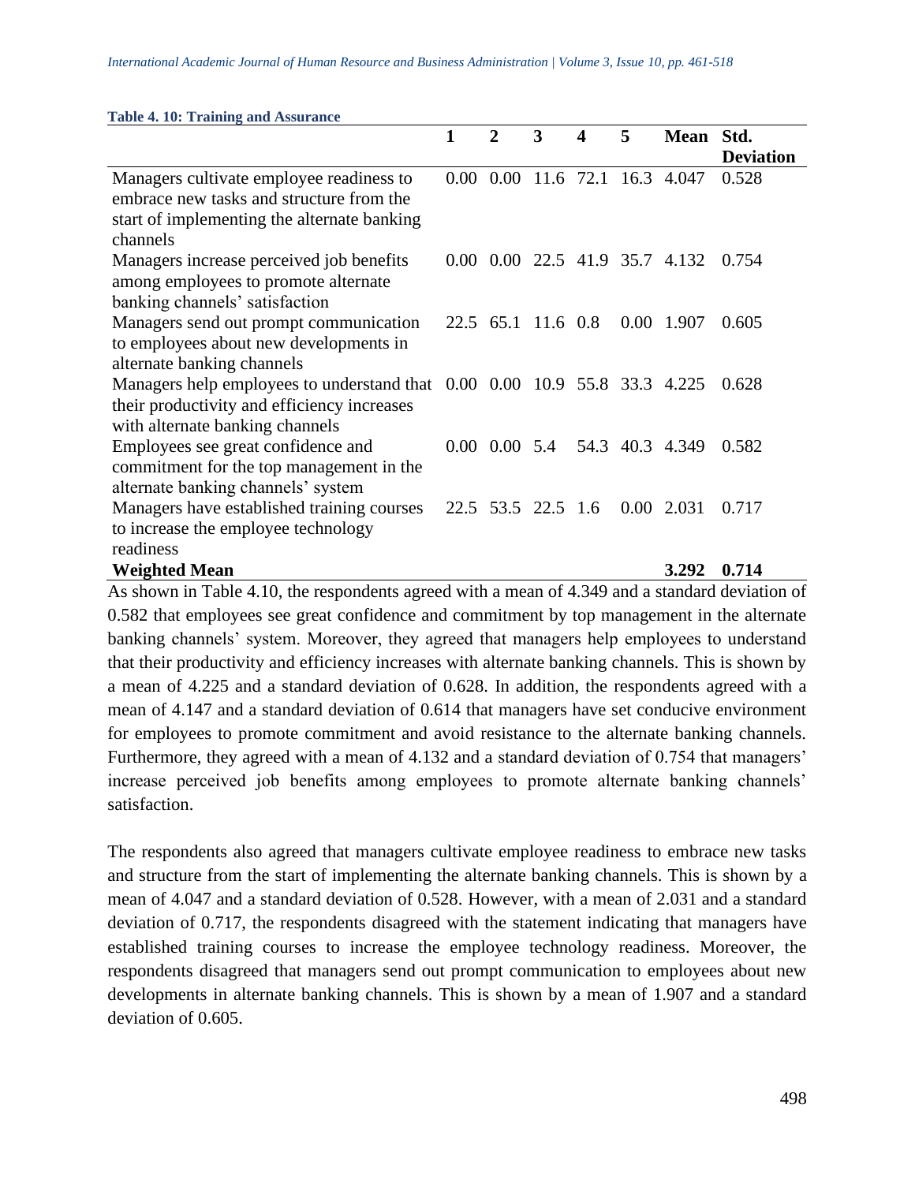**Table 4. 10: Training and Assurance**

| | 1 | 2 | 3 | 4 | 5 | Mean | Std. Deviation |
|---|---|---|---|---|---|---|---|
| Managers cultivate employee readiness to embrace new tasks and structure from the start of implementing the alternate banking channels | 0.00 | 0.00 | 11.6 | 72.1 | 16.3 | 4.047 | 0.528 |
| Managers increase perceived job benefits among employees to promote alternate banking channels' satisfaction | 0.00 | 0.00 | 22.5 | 41.9 | 35.7 | 4.132 | 0.754 |
| Managers send out prompt communication to employees about new developments in alternate banking channels | 22.5 | 65.1 | 11.6 | 0.8 | 0.00 | 1.907 | 0.605 |
| Managers help employees to understand that their productivity and efficiency increases with alternate banking channels | 0.00 | 0.00 | 10.9 | 55.8 | 33.3 | 4.225 | 0.628 |
| Employees see great confidence and commitment for the top management in the alternate banking channels' system | 0.00 | 0.00 | 5.4 | 54.3 | 40.3 | 4.349 | 0.582 |
| Managers have established training courses to increase the employee technology readiness | 22.5 | 53.5 | 22.5 | 1.6 | 0.00 | 2.031 | 0.717 |
| **Weighted Mean** | | | | | | **3.292** | **0.714** |

As shown in Table 4.10, the respondents agreed with a mean of 4.349 and a standard deviation of 0.582 that employees see great confidence and commitment by top management in the alternate banking channels' system. Moreover, they agreed that managers help employees to understand that their productivity and efficiency increases with alternate banking channels. This is shown by a mean of 4.225 and a standard deviation of 0.628. In addition, the respondents agreed with a mean of 4.147 and a standard deviation of 0.614 that managers have set conducive environment for employees to promote commitment and avoid resistance to the alternate banking channels. Furthermore, they agreed with a mean of 4.132 and a standard deviation of 0.754 that managers' increase perceived job benefits among employees to promote alternate banking channels' satisfaction.

The respondents also agreed that managers cultivate employee readiness to embrace new tasks and structure from the start of implementing the alternate banking channels. This is shown by a mean of 4.047 and a standard deviation of 0.528. However, with a mean of 2.031 and a standard deviation of 0.717, the respondents disagreed with the statement indicating that managers have established training courses to increase the employee technology readiness. Moreover, the respondents disagreed that managers send out prompt communication to employees about new developments in alternate banking channels. This is shown by a mean of 1.907 and a standard deviation of 0.605.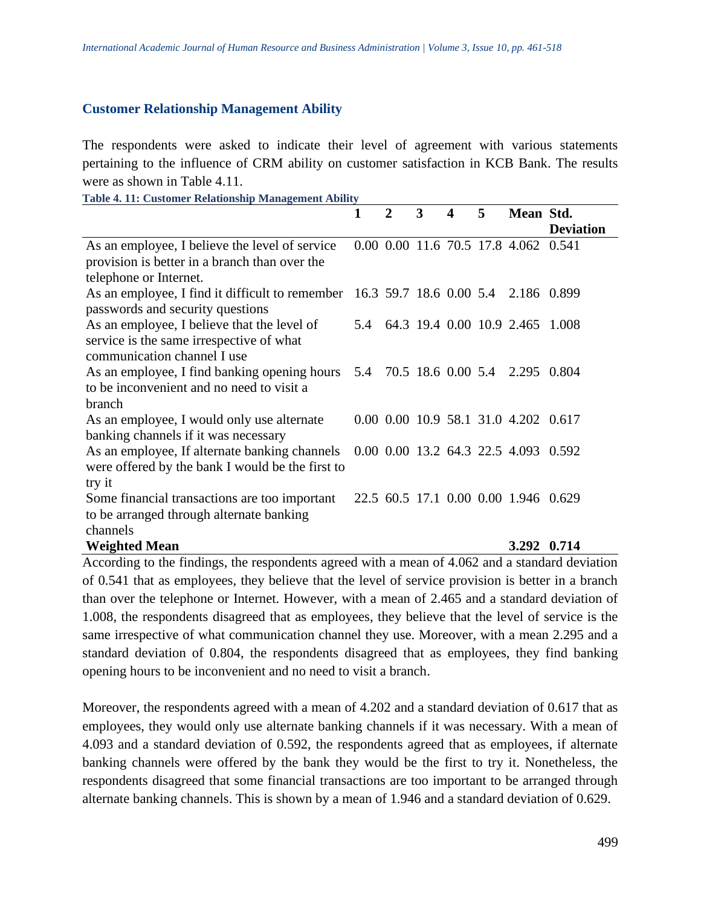### Customer Relationship Management Ability

The respondents were asked to indicate their level of agreement with various statements pertaining to the influence of CRM ability on customer satisfaction in KCB Bank. The results were as shown in Table 4.11.

**Table 4. 11: Customer Relationship Management Ability**

| | 1 | 2 | 3 | 4 | 5 | Mean | Std. Deviation |
|---|---|---|---|---|---|---|---|
| As an employee, I believe the level of service provision is better in a branch than over the telephone or Internet. | 0.00 | 0.00 | 11.6 | 70.5 | 17.8 | 4.062 | 0.541 |
| As an employee, I find it difficult to remember passwords and security questions | 16.3 | 59.7 | 18.6 | 0.00 | 5.4 | 2.186 | 0.899 |
| As an employee, I believe that the level of service is the same irrespective of what communication channel I use | 5.4 | 64.3 | 19.4 | 0.00 | 10.9 | 2.465 | 1.008 |
| As an employee, I find banking opening hours to be inconvenient and no need to visit a branch | 5.4 | 70.5 | 18.6 | 0.00 | 5.4 | 2.295 | 0.804 |
| As an employee, I would only use alternate banking channels if it was necessary | 0.00 | 0.00 | 10.9 | 58.1 | 31.0 | 4.202 | 0.617 |
| As an employee, If alternate banking channels were offered by the bank I would be the first to try it | 0.00 | 0.00 | 13.2 | 64.3 | 22.5 | 4.093 | 0.592 |
| Some financial transactions are too important to be arranged through alternate banking channels | 22.5 | 60.5 | 17.1 | 0.00 | 0.00 | 1.946 | 0.629 |
| **Weighted Mean** | | | | | | **3.292** | **0.714** |

According to the findings, the respondents agreed with a mean of 4.062 and a standard deviation of 0.541 that as employees, they believe that the level of service provision is better in a branch than over the telephone or Internet. However, with a mean of 2.465 and a standard deviation of 1.008, the respondents disagreed that as employees, they believe that the level of service is the same irrespective of what communication channel they use. Moreover, with a mean 2.295 and a standard deviation of 0.804, the respondents disagreed that as employees, they find banking opening hours to be inconvenient and no need to visit a branch.

Moreover, the respondents agreed with a mean of 4.202 and a standard deviation of 0.617 that as employees, they would only use alternate banking channels if it was necessary. With a mean of 4.093 and a standard deviation of 0.592, the respondents agreed that as employees, if alternate banking channels were offered by the bank they would be the first to try it. Nonetheless, the respondents disagreed that some financial transactions are too important to be arranged through alternate banking channels. This is shown by a mean of 1.946 and a standard deviation of 0.629.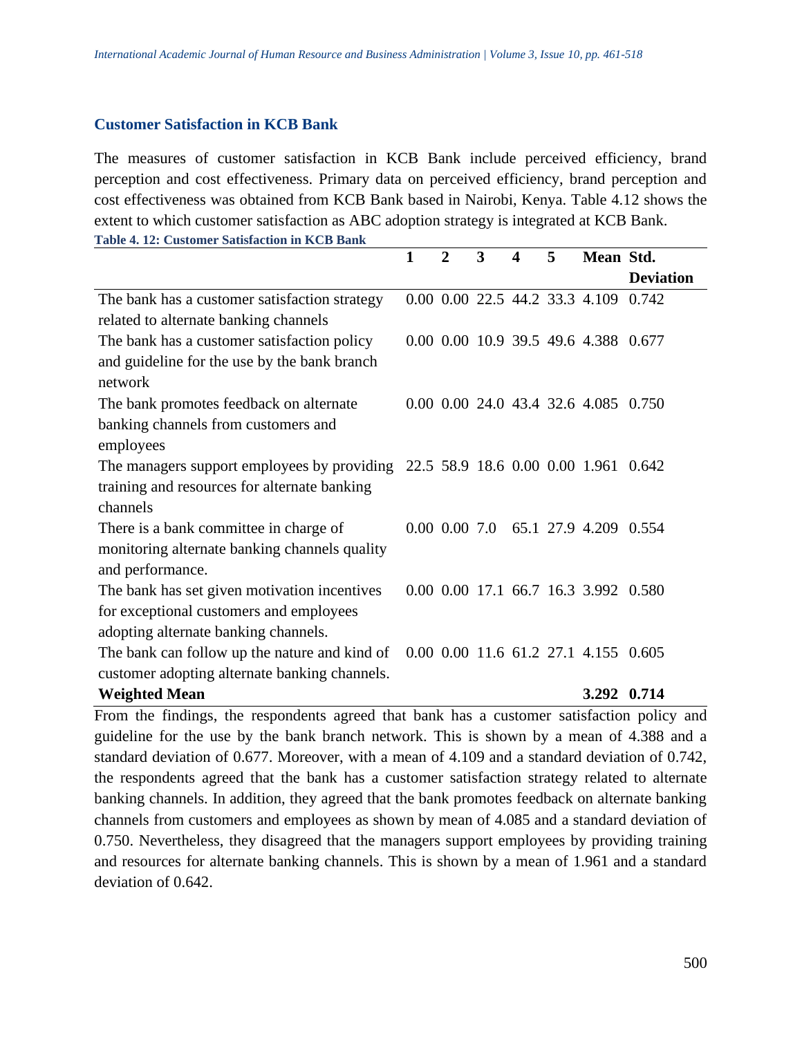### Customer Satisfaction in KCB Bank

The measures of customer satisfaction in KCB Bank include perceived efficiency, brand perception and cost effectiveness. Primary data on perceived efficiency, brand perception and cost effectiveness was obtained from KCB Bank based in Nairobi, Kenya. Table 4.12 shows the extent to which customer satisfaction as ABC adoption strategy is integrated at KCB Bank.

**Table 4. 12: Customer Satisfaction in KCB Bank**

| | 1 | 2 | 3 | 4 | 5 | Mean | Std. Deviation |
|---|---|---|---|---|---|---|---|
| The bank has a customer satisfaction strategy related to alternate banking channels | 0.00 | 0.00 | 22.5 | 44.2 | 33.3 | 4.109 | 0.742 |
| The bank has a customer satisfaction policy and guideline for the use by the bank branch network | 0.00 | 0.00 | 10.9 | 39.5 | 49.6 | 4.388 | 0.677 |
| The bank promotes feedback on alternate banking channels from customers and employees | 0.00 | 0.00 | 24.0 | 43.4 | 32.6 | 4.085 | 0.750 |
| The managers support employees by providing training and resources for alternate banking channels | 22.5 | 58.9 | 18.6 | 0.00 | 0.00 | 1.961 | 0.642 |
| There is a bank committee in charge of monitoring alternate banking channels quality and performance. | 0.00 | 0.00 | 7.0 | 65.1 | 27.9 | 4.209 | 0.554 |
| The bank has set given motivation incentives for exceptional customers and employees adopting alternate banking channels. | 0.00 | 0.00 | 17.1 | 66.7 | 16.3 | 3.992 | 0.580 |
| The bank can follow up the nature and kind of customer adopting alternate banking channels. | 0.00 | 0.00 | 11.6 | 61.2 | 27.1 | 4.155 | 0.605 |
| **Weighted Mean** | | | | | | **3.292** | **0.714** |

From the findings, the respondents agreed that bank has a customer satisfaction policy and guideline for the use by the bank branch network. This is shown by a mean of 4.388 and a standard deviation of 0.677. Moreover, with a mean of 4.109 and a standard deviation of 0.742, the respondents agreed that the bank has a customer satisfaction strategy related to alternate banking channels. In addition, they agreed that the bank promotes feedback on alternate banking channels from customers and employees as shown by mean of 4.085 and a standard deviation of 0.750. Nevertheless, they disagreed that the managers support employees by providing training and resources for alternate banking channels. This is shown by a mean of 1.961 and a standard deviation of 0.642.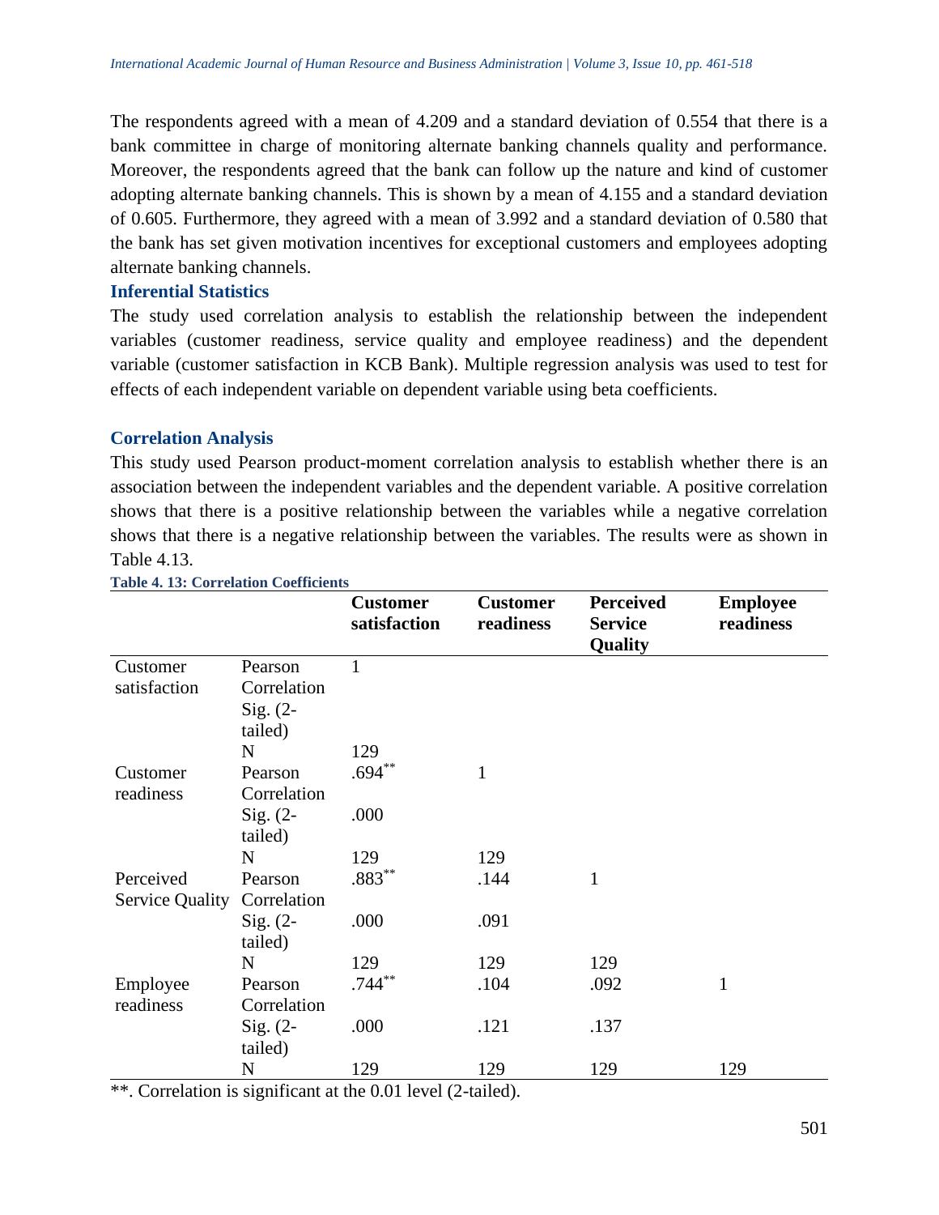The respondents agreed with a mean of 4.209 and a standard deviation of 0.554 that there is a bank committee in charge of monitoring alternate banking channels quality and performance. Moreover, the respondents agreed that the bank can follow up the nature and kind of customer adopting alternate banking channels. This is shown by a mean of 4.155 and a standard deviation of 0.605. Furthermore, they agreed with a mean of 3.992 and a standard deviation of 0.580 that the bank has set given motivation incentives for exceptional customers and employees adopting alternate banking channels.

### Inferential Statistics

The study used correlation analysis to establish the relationship between the independent variables (customer readiness, service quality and employee readiness) and the dependent variable (customer satisfaction in KCB Bank). Multiple regression analysis was used to test for effects of each independent variable on dependent variable using beta coefficients.

### Correlation Analysis

This study used Pearson product-moment correlation analysis to establish whether there is an association between the independent variables and the dependent variable. A positive correlation shows that there is a positive relationship between the variables while a negative correlation shows that there is a negative relationship between the variables. The results were as shown in Table 4.13.

**Table 4. 13: Correlation Coefficients**

| | | Customer satisfaction | Customer readiness | Perceived Service Quality | Employee readiness |
|---|---|---|---|---|---|
| Customer satisfaction | Pearson Correlation | 1 | | | |
| | Sig. (2-tailed) | | | | |
| | N | 129 | | | |
| Customer readiness | Pearson Correlation | .694** | 1 | | |
| | Sig. (2-tailed) | .000 | | | |
| | N | 129 | 129 | | |
| Perceived Service Quality | Pearson Correlation | .883** | .144 | 1 | |
| | Sig. (2-tailed) | .000 | .091 | | |
| | N | 129 | 129 | 129 | |
| Employee readiness | Pearson Correlation | .744** | .104 | .092 | 1 |
| | Sig. (2-tailed) | .000 | .121 | .137 | |
| | N | 129 | 129 | 129 | 129 |

**. Correlation is significant at the 0.01 level (2-tailed).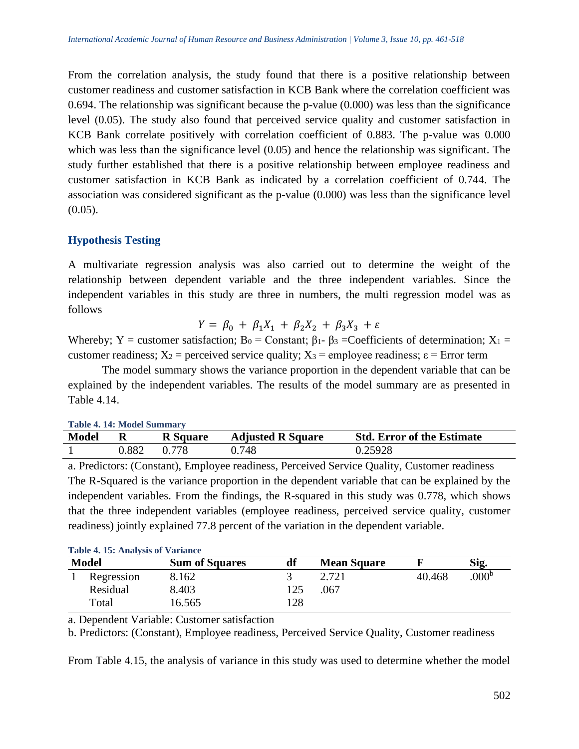From the correlation analysis, the study found that there is a positive relationship between customer readiness and customer satisfaction in KCB Bank where the correlation coefficient was 0.694. The relationship was significant because the p-value (0.000) was less than the significance level (0.05). The study also found that perceived service quality and customer satisfaction in KCB Bank correlate positively with correlation coefficient of 0.883. The p-value was 0.000 which was less than the significance level (0.05) and hence the relationship was significant. The study further established that there is a positive relationship between employee readiness and customer satisfaction in KCB Bank as indicated by a correlation coefficient of 0.744. The association was considered significant as the p-value (0.000) was less than the significance level (0.05).

## Hypothesis Testing

A multivariate regression analysis was also carried out to determine the weight of the relationship between dependent variable and the three independent variables. Since the independent variables in this study are three in numbers, the multi regression model was as follows

$$Y = \beta_0 + \beta_1 X_1 + \beta_2 X_2 + \beta_3 X_3 + \varepsilon$$

Whereby; Y = customer satisfaction; $B_0$ = Constant; $\beta_1$- $\beta_3$ =Coefficients of determination; $X_1$ = customer readiness; $X_2$ = perceived service quality; $X_3$ = employee readiness; $\varepsilon$ = Error term

The model summary shows the variance proportion in the dependent variable that can be explained by the independent variables. The results of the model summary are as presented in Table 4.14.

**Table 4. 14: Model Summary**

| Model | R | R Square | Adjusted R Square | Std. Error of the Estimate |
|---|---|---|---|---|
| 1 | 0.882 | 0.778 | 0.748 | 0.25928 |

a. Predictors: (Constant), Employee readiness, Perceived Service Quality, Customer readiness

The R-Squared is the variance proportion in the dependent variable that can be explained by the independent variables. From the findings, the R-squared in this study was 0.778, which shows that the three independent variables (employee readiness, perceived service quality, customer readiness) jointly explained 77.8 percent of the variation in the dependent variable.

**Table 4. 15: Analysis of Variance**

| Model | | Sum of Squares | df | Mean Square | F | Sig. |
|---|---|---|---|---|---|---|
| 1 | Regression | 8.162 | 3 | 2.721 | 40.468 | .000[b] |
| | Residual | 8.403 | 125 | .067 | | |
| | Total | 16.565 | 128 | | | |

a. Dependent Variable: Customer satisfaction

b. Predictors: (Constant), Employee readiness, Perceived Service Quality, Customer readiness

From Table 4.15, the analysis of variance in this study was used to determine whether the model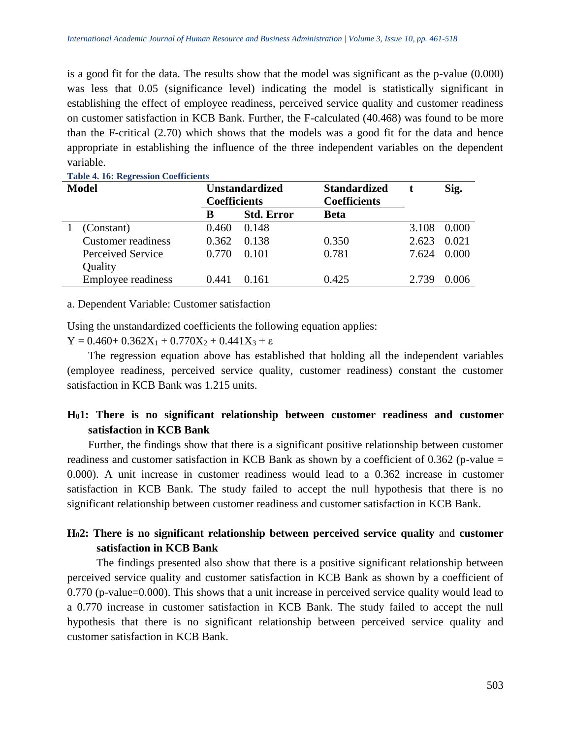is a good fit for the data. The results show that the model was significant as the p-value (0.000) was less that 0.05 (significance level) indicating the model is statistically significant in establishing the effect of employee readiness, perceived service quality and customer readiness on customer satisfaction in KCB Bank. Further, the F-calculated (40.468) was found to be more than the F-critical (2.70) which shows that the models was a good fit for the data and hence appropriate in establishing the influence of the three independent variables on the dependent variable.

**Table 4. 16: Regression Coefficients**

| Model | | Unstandardized Coefficients | | Standardized Coefficients | t | Sig. |
|---|---|---|---|---|---|---|
| | | B | Std. Error | Beta | | |
| 1 | (Constant) | 0.460 | 0.148 | | 3.108 | 0.000 |
| | Customer readiness | 0.362 | 0.138 | 0.350 | 2.623 | 0.021 |
| | Perceived Service Quality | 0.770 | 0.101 | 0.781 | 7.624 | 0.000 |
| | Employee readiness | 0.441 | 0.161 | 0.425 | 2.739 | 0.006 |

a. Dependent Variable: Customer satisfaction

Using the unstandardized coefficients the following equation applies:

$Y = 0.460 + 0.362X_1 + 0.770X_2 + 0.441X_3 + \varepsilon$

The regression equation above has established that holding all the independent variables (employee readiness, perceived service quality, customer readiness) constant the customer satisfaction in KCB Bank was 1.215 units.

**$H_0$1: There is no significant relationship between customer readiness and customer satisfaction in KCB Bank**

Further, the findings show that there is a significant positive relationship between customer readiness and customer satisfaction in KCB Bank as shown by a coefficient of 0.362 (p-value = 0.000). A unit increase in customer readiness would lead to a 0.362 increase in customer satisfaction in KCB Bank. The study failed to accept the null hypothesis that there is no significant relationship between customer readiness and customer satisfaction in KCB Bank.

**$H_0$2: There is no significant relationship between perceived service quality** and **customer satisfaction in KCB Bank**

The findings presented also show that there is a positive significant relationship between perceived service quality and customer satisfaction in KCB Bank as shown by a coefficient of 0.770 (p-value=0.000). This shows that a unit increase in perceived service quality would lead to a 0.770 increase in customer satisfaction in KCB Bank. The study failed to accept the null hypothesis that there is no significant relationship between perceived service quality and customer satisfaction in KCB Bank.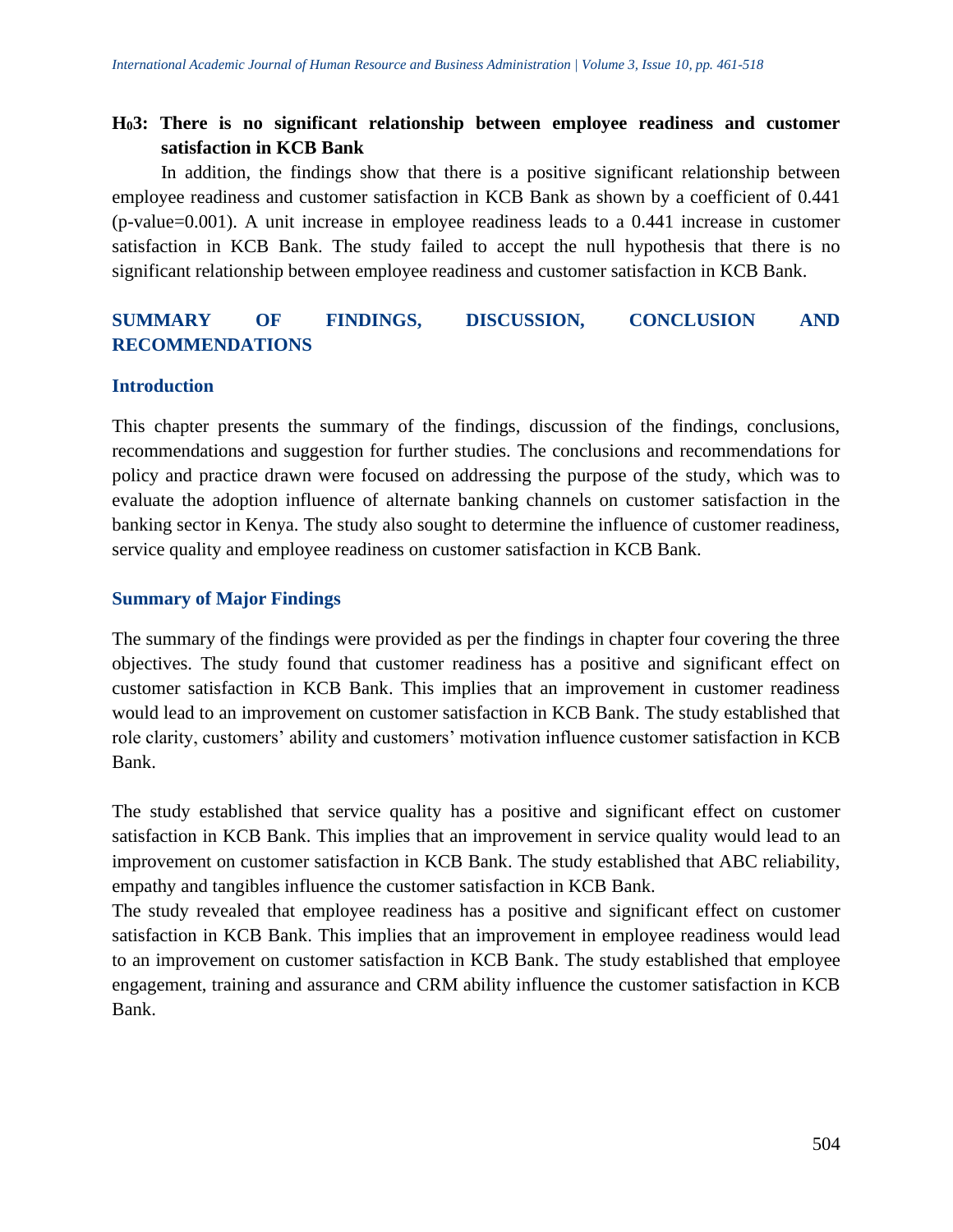**$H_03$: There is no significant relationship between employee readiness and customer satisfaction in KCB Bank**

In addition, the findings show that there is a positive significant relationship between employee readiness and customer satisfaction in KCB Bank as shown by a coefficient of 0.441 (p-value=0.001). A unit increase in employee readiness leads to a 0.441 increase in customer satisfaction in KCB Bank. The study failed to accept the null hypothesis that there is no significant relationship between employee readiness and customer satisfaction in KCB Bank.

## SUMMARY OF FINDINGS, DISCUSSION, CONCLUSION AND RECOMMENDATIONS

### Introduction

This chapter presents the summary of the findings, discussion of the findings, conclusions, recommendations and suggestion for further studies. The conclusions and recommendations for policy and practice drawn were focused on addressing the purpose of the study, which was to evaluate the adoption influence of alternate banking channels on customer satisfaction in the banking sector in Kenya. The study also sought to determine the influence of customer readiness, service quality and employee readiness on customer satisfaction in KCB Bank.

### Summary of Major Findings

The summary of the findings were provided as per the findings in chapter four covering the three objectives. The study found that customer readiness has a positive and significant effect on customer satisfaction in KCB Bank. This implies that an improvement in customer readiness would lead to an improvement on customer satisfaction in KCB Bank. The study established that role clarity, customers' ability and customers' motivation influence customer satisfaction in KCB Bank.

The study established that service quality has a positive and significant effect on customer satisfaction in KCB Bank. This implies that an improvement in service quality would lead to an improvement on customer satisfaction in KCB Bank. The study established that ABC reliability, empathy and tangibles influence the customer satisfaction in KCB Bank.

The study revealed that employee readiness has a positive and significant effect on customer satisfaction in KCB Bank. This implies that an improvement in employee readiness would lead to an improvement on customer satisfaction in KCB Bank. The study established that employee engagement, training and assurance and CRM ability influence the customer satisfaction in KCB Bank.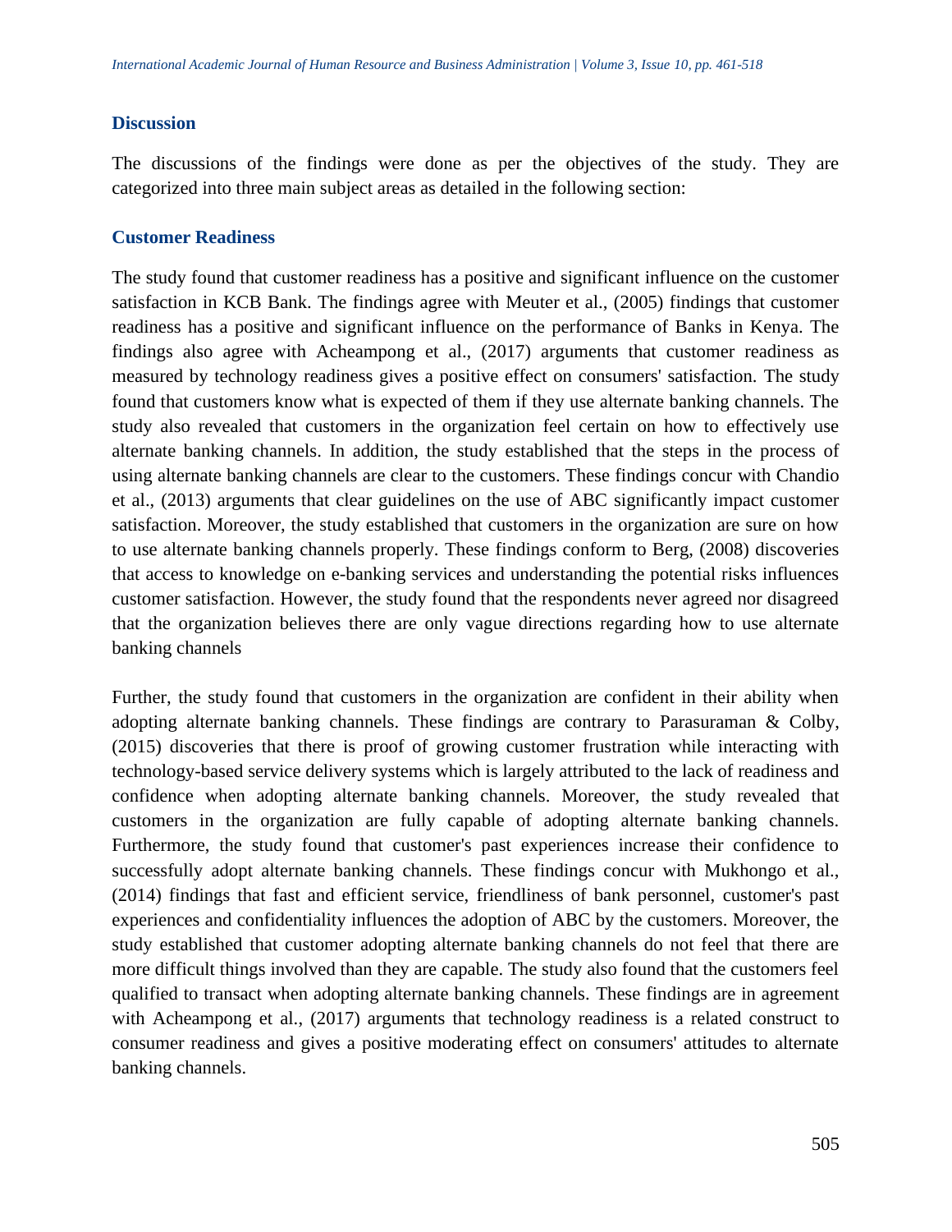## Discussion

The discussions of the findings were done as per the objectives of the study. They are categorized into three main subject areas as detailed in the following section:

### Customer Readiness

The study found that customer readiness has a positive and significant influence on the customer satisfaction in KCB Bank. The findings agree with Meuter et al., (2005) findings that customer readiness has a positive and significant influence on the performance of Banks in Kenya. The findings also agree with Acheampong et al., (2017) arguments that customer readiness as measured by technology readiness gives a positive effect on consumers' satisfaction. The study found that customers know what is expected of them if they use alternate banking channels. The study also revealed that customers in the organization feel certain on how to effectively use alternate banking channels. In addition, the study established that the steps in the process of using alternate banking channels are clear to the customers. These findings concur with Chandio et al., (2013) arguments that clear guidelines on the use of ABC significantly impact customer satisfaction. Moreover, the study established that customers in the organization are sure on how to use alternate banking channels properly. These findings conform to Berg, (2008) discoveries that access to knowledge on e-banking services and understanding the potential risks influences customer satisfaction. However, the study found that the respondents never agreed nor disagreed that the organization believes there are only vague directions regarding how to use alternate banking channels

Further, the study found that customers in the organization are confident in their ability when adopting alternate banking channels. These findings are contrary to Parasuraman & Colby, (2015) discoveries that there is proof of growing customer frustration while interacting with technology-based service delivery systems which is largely attributed to the lack of readiness and confidence when adopting alternate banking channels. Moreover, the study revealed that customers in the organization are fully capable of adopting alternate banking channels. Furthermore, the study found that customer's past experiences increase their confidence to successfully adopt alternate banking channels. These findings concur with Mukhongo et al., (2014) findings that fast and efficient service, friendliness of bank personnel, customer's past experiences and confidentiality influences the adoption of ABC by the customers. Moreover, the study established that customer adopting alternate banking channels do not feel that there are more difficult things involved than they are capable. The study also found that the customers feel qualified to transact when adopting alternate banking channels. These findings are in agreement with Acheampong et al., (2017) arguments that technology readiness is a related construct to consumer readiness and gives a positive moderating effect on consumers' attitudes to alternate banking channels.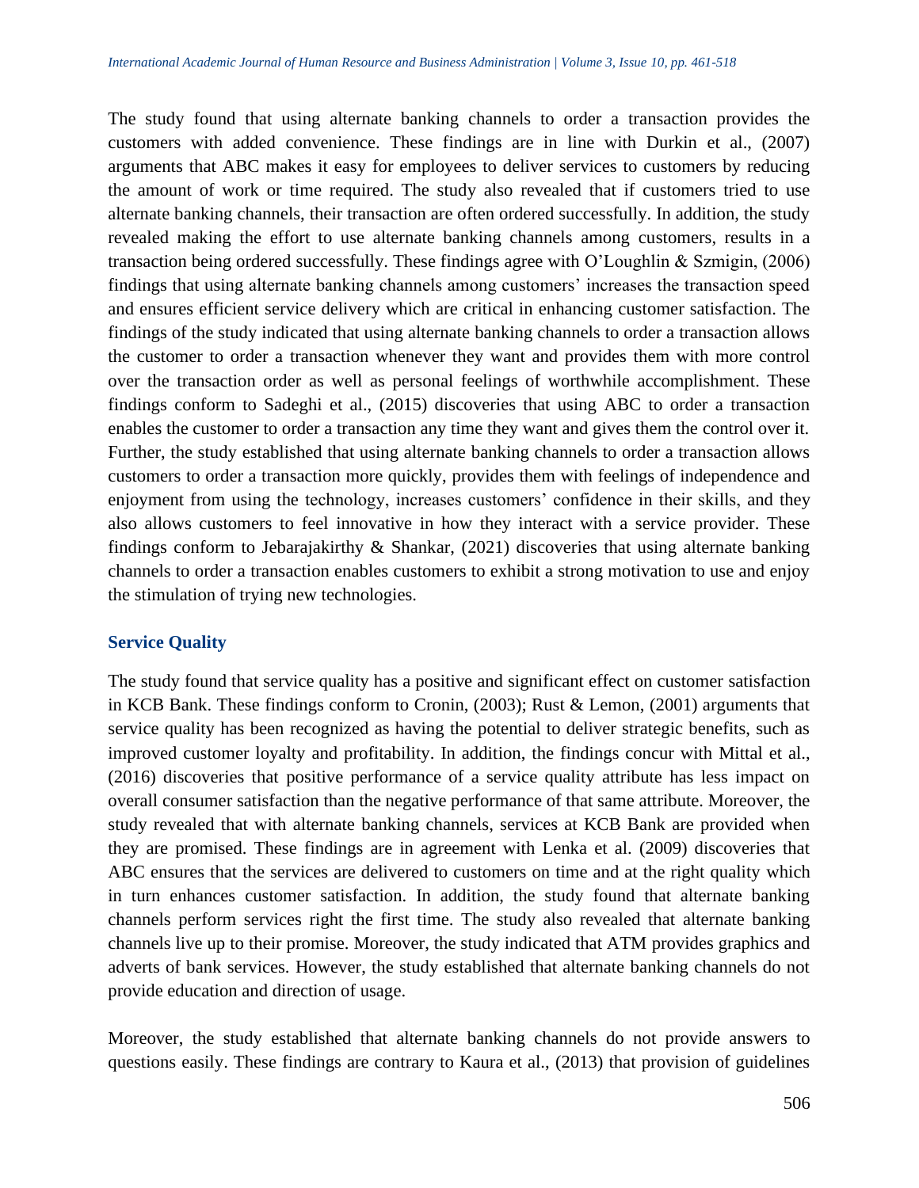The study found that using alternate banking channels to order a transaction provides the customers with added convenience. These findings are in line with Durkin et al., (2007) arguments that ABC makes it easy for employees to deliver services to customers by reducing the amount of work or time required. The study also revealed that if customers tried to use alternate banking channels, their transaction are often ordered successfully. In addition, the study revealed making the effort to use alternate banking channels among customers, results in a transaction being ordered successfully. These findings agree with O'Loughlin & Szmigin, (2006) findings that using alternate banking channels among customers' increases the transaction speed and ensures efficient service delivery which are critical in enhancing customer satisfaction. The findings of the study indicated that using alternate banking channels to order a transaction allows the customer to order a transaction whenever they want and provides them with more control over the transaction order as well as personal feelings of worthwhile accomplishment. These findings conform to Sadeghi et al., (2015) discoveries that using ABC to order a transaction enables the customer to order a transaction any time they want and gives them the control over it. Further, the study established that using alternate banking channels to order a transaction allows customers to order a transaction more quickly, provides them with feelings of independence and enjoyment from using the technology, increases customers' confidence in their skills, and they also allows customers to feel innovative in how they interact with a service provider. These findings conform to Jebarajakirthy & Shankar, (2021) discoveries that using alternate banking channels to order a transaction enables customers to exhibit a strong motivation to use and enjoy the stimulation of trying new technologies.

### Service Quality

The study found that service quality has a positive and significant effect on customer satisfaction in KCB Bank. These findings conform to Cronin, (2003); Rust & Lemon, (2001) arguments that service quality has been recognized as having the potential to deliver strategic benefits, such as improved customer loyalty and profitability. In addition, the findings concur with Mittal et al., (2016) discoveries that positive performance of a service quality attribute has less impact on overall consumer satisfaction than the negative performance of that same attribute. Moreover, the study revealed that with alternate banking channels, services at KCB Bank are provided when they are promised. These findings are in agreement with Lenka et al. (2009) discoveries that ABC ensures that the services are delivered to customers on time and at the right quality which in turn enhances customer satisfaction. In addition, the study found that alternate banking channels perform services right the first time. The study also revealed that alternate banking channels live up to their promise. Moreover, the study indicated that ATM provides graphics and adverts of bank services. However, the study established that alternate banking channels do not provide education and direction of usage.

Moreover, the study established that alternate banking channels do not provide answers to questions easily. These findings are contrary to Kaura et al., (2013) that provision of guidelines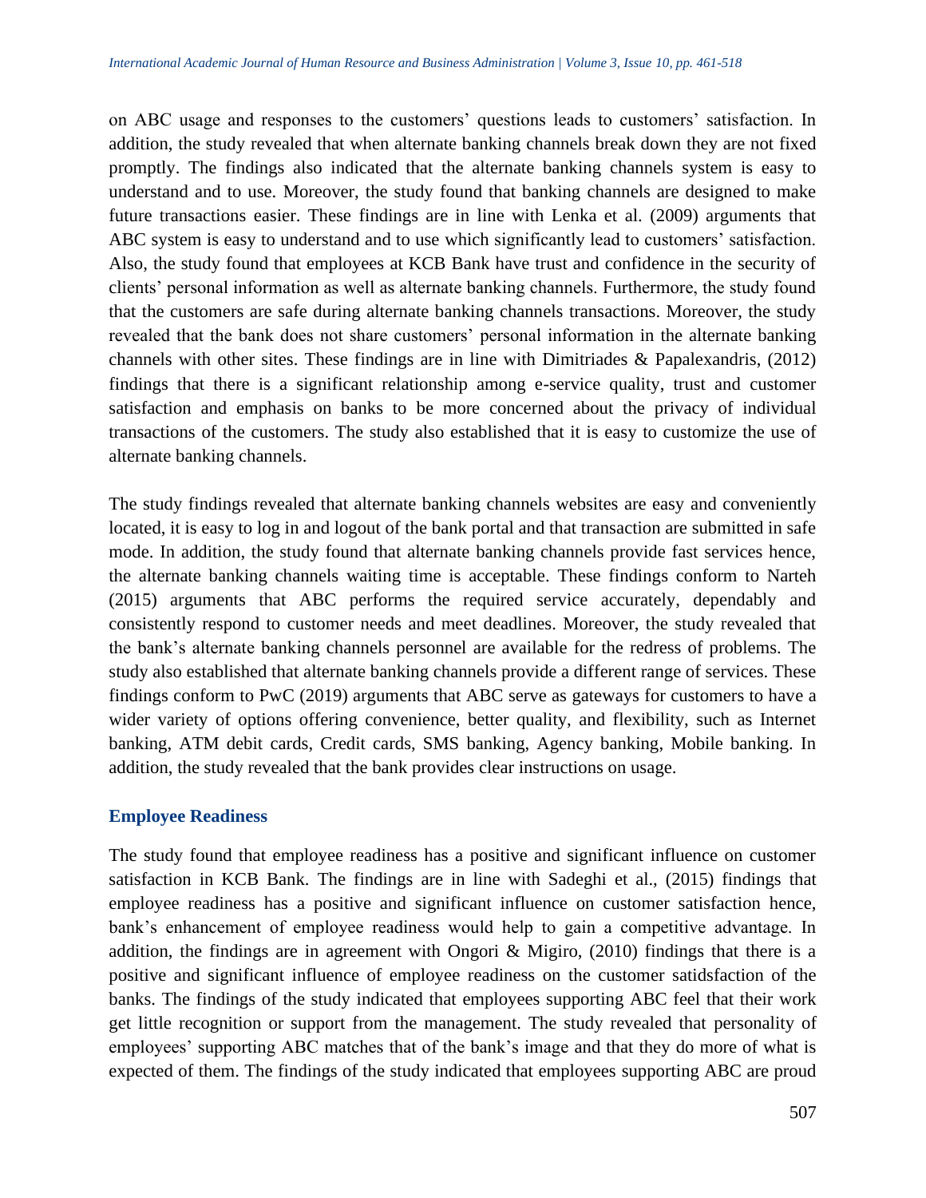on ABC usage and responses to the customers' questions leads to customers' satisfaction. In addition, the study revealed that when alternate banking channels break down they are not fixed promptly. The findings also indicated that the alternate banking channels system is easy to understand and to use. Moreover, the study found that banking channels are designed to make future transactions easier. These findings are in line with Lenka et al. (2009) arguments that ABC system is easy to understand and to use which significantly lead to customers' satisfaction. Also, the study found that employees at KCB Bank have trust and confidence in the security of clients' personal information as well as alternate banking channels. Furthermore, the study found that the customers are safe during alternate banking channels transactions. Moreover, the study revealed that the bank does not share customers' personal information in the alternate banking channels with other sites. These findings are in line with Dimitriades & Papalexandris, (2012) findings that there is a significant relationship among e-service quality, trust and customer satisfaction and emphasis on banks to be more concerned about the privacy of individual transactions of the customers. The study also established that it is easy to customize the use of alternate banking channels.

The study findings revealed that alternate banking channels websites are easy and conveniently located, it is easy to log in and logout of the bank portal and that transaction are submitted in safe mode. In addition, the study found that alternate banking channels provide fast services hence, the alternate banking channels waiting time is acceptable. These findings conform to Narteh (2015) arguments that ABC performs the required service accurately, dependably and consistently respond to customer needs and meet deadlines. Moreover, the study revealed that the bank's alternate banking channels personnel are available for the redress of problems. The study also established that alternate banking channels provide a different range of services. These findings conform to PwC (2019) arguments that ABC serve as gateways for customers to have a wider variety of options offering convenience, better quality, and flexibility, such as Internet banking, ATM debit cards, Credit cards, SMS banking, Agency banking, Mobile banking. In addition, the study revealed that the bank provides clear instructions on usage.

### Employee Readiness

The study found that employee readiness has a positive and significant influence on customer satisfaction in KCB Bank. The findings are in line with Sadeghi et al., (2015) findings that employee readiness has a positive and significant influence on customer satisfaction hence, bank's enhancement of employee readiness would help to gain a competitive advantage. In addition, the findings are in agreement with Ongori & Migiro, (2010) findings that there is a positive and significant influence of employee readiness on the customer satidsfaction of the banks. The findings of the study indicated that employees supporting ABC feel that their work get little recognition or support from the management. The study revealed that personality of employees' supporting ABC matches that of the bank's image and that they do more of what is expected of them. The findings of the study indicated that employees supporting ABC are proud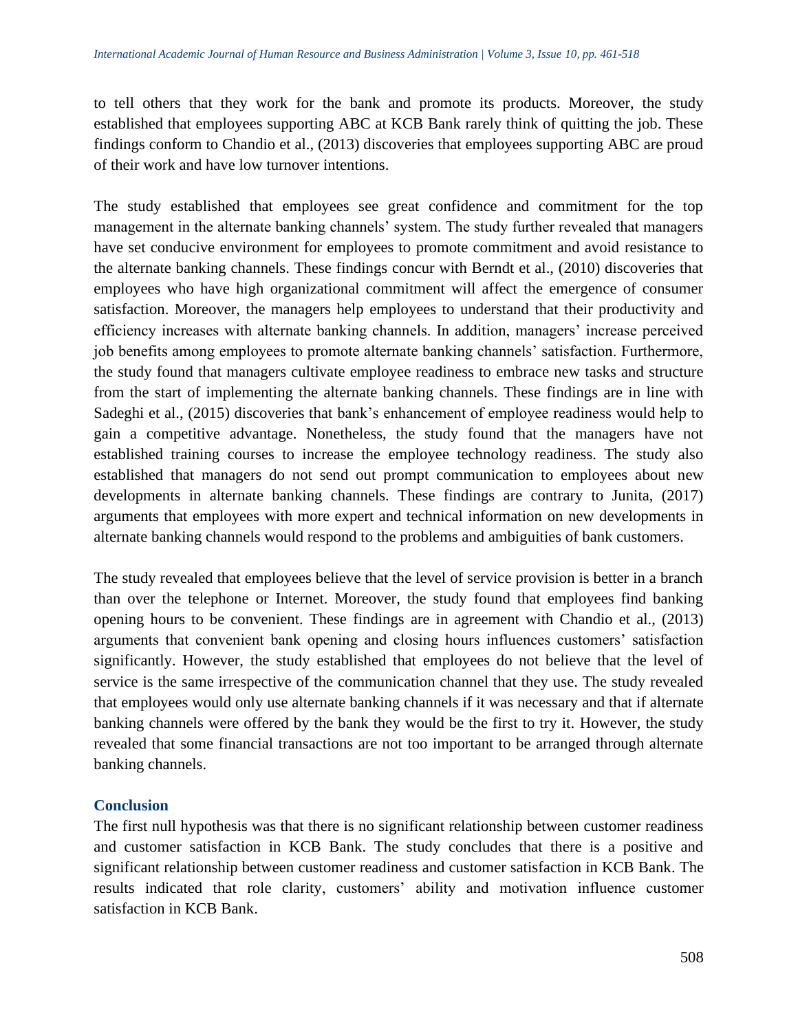to tell others that they work for the bank and promote its products. Moreover, the study established that employees supporting ABC at KCB Bank rarely think of quitting the job. These findings conform to Chandio et al., (2013) discoveries that employees supporting ABC are proud of their work and have low turnover intentions.

The study established that employees see great confidence and commitment for the top management in the alternate banking channels' system. The study further revealed that managers have set conducive environment for employees to promote commitment and avoid resistance to the alternate banking channels. These findings concur with Berndt et al., (2010) discoveries that employees who have high organizational commitment will affect the emergence of consumer satisfaction. Moreover, the managers help employees to understand that their productivity and efficiency increases with alternate banking channels. In addition, managers' increase perceived job benefits among employees to promote alternate banking channels' satisfaction. Furthermore, the study found that managers cultivate employee readiness to embrace new tasks and structure from the start of implementing the alternate banking channels. These findings are in line with Sadeghi et al., (2015) discoveries that bank's enhancement of employee readiness would help to gain a competitive advantage. Nonetheless, the study found that the managers have not established training courses to increase the employee technology readiness. The study also established that managers do not send out prompt communication to employees about new developments in alternate banking channels. These findings are contrary to Junita, (2017) arguments that employees with more expert and technical information on new developments in alternate banking channels would respond to the problems and ambiguities of bank customers.

The study revealed that employees believe that the level of service provision is better in a branch than over the telephone or Internet. Moreover, the study found that employees find banking opening hours to be convenient. These findings are in agreement with Chandio et al., (2013) arguments that convenient bank opening and closing hours influences customers' satisfaction significantly. However, the study established that employees do not believe that the level of service is the same irrespective of the communication channel that they use. The study revealed that employees would only use alternate banking channels if it was necessary and that if alternate banking channels were offered by the bank they would be the first to try it. However, the study revealed that some financial transactions are not too important to be arranged through alternate banking channels.

## Conclusion

The first null hypothesis was that there is no significant relationship between customer readiness and customer satisfaction in KCB Bank. The study concludes that there is a positive and significant relationship between customer readiness and customer satisfaction in KCB Bank. The results indicated that role clarity, customers' ability and motivation influence customer satisfaction in KCB Bank.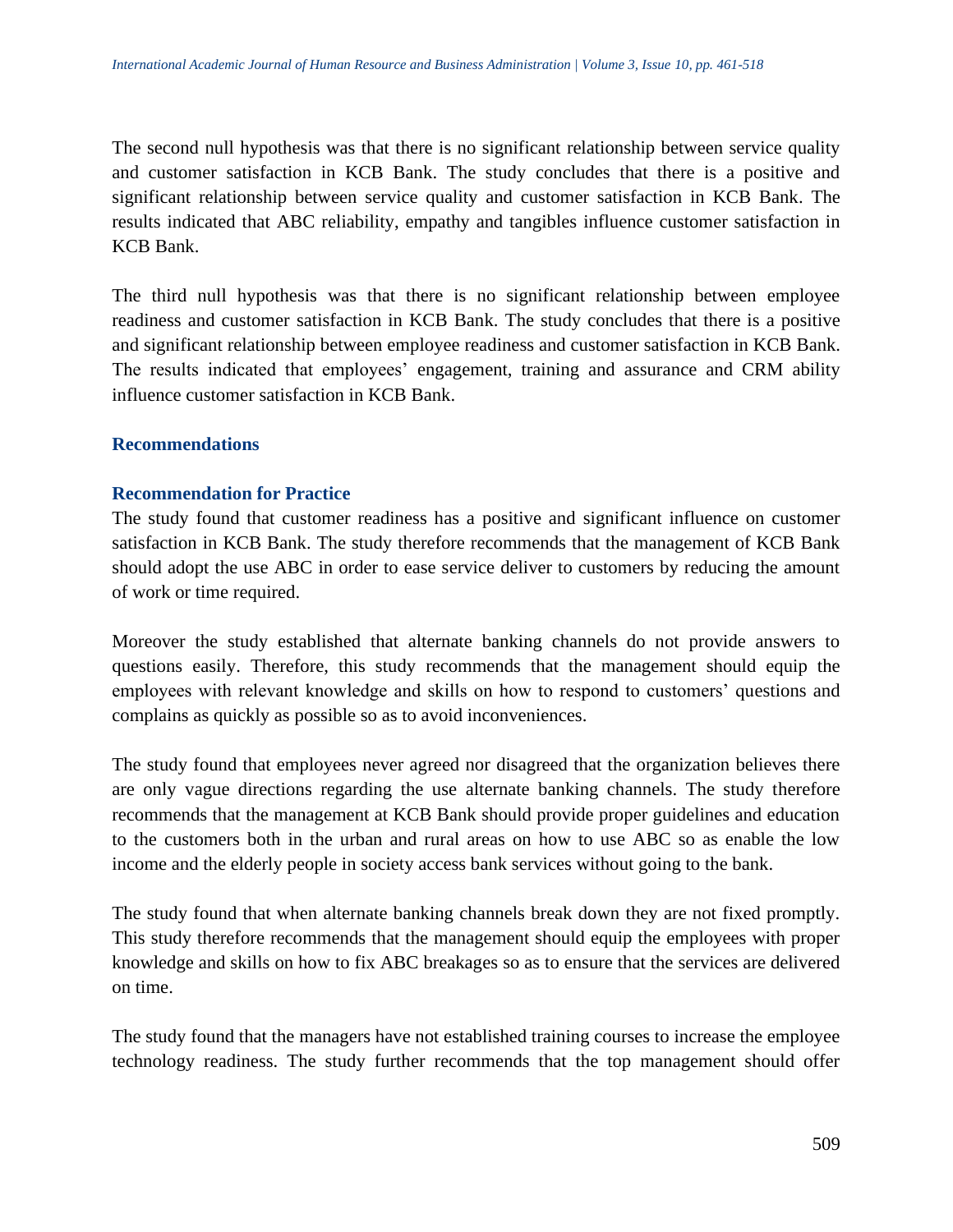The second null hypothesis was that there is no significant relationship between service quality and customer satisfaction in KCB Bank. The study concludes that there is a positive and significant relationship between service quality and customer satisfaction in KCB Bank. The results indicated that ABC reliability, empathy and tangibles influence customer satisfaction in KCB Bank.

The third null hypothesis was that there is no significant relationship between employee readiness and customer satisfaction in KCB Bank. The study concludes that there is a positive and significant relationship between employee readiness and customer satisfaction in KCB Bank. The results indicated that employees' engagement, training and assurance and CRM ability influence customer satisfaction in KCB Bank.

## Recommendations

### Recommendation for Practice

The study found that customer readiness has a positive and significant influence on customer satisfaction in KCB Bank. The study therefore recommends that the management of KCB Bank should adopt the use ABC in order to ease service deliver to customers by reducing the amount of work or time required.

Moreover the study established that alternate banking channels do not provide answers to questions easily. Therefore, this study recommends that the management should equip the employees with relevant knowledge and skills on how to respond to customers' questions and complains as quickly as possible so as to avoid inconveniences.

The study found that employees never agreed nor disagreed that the organization believes there are only vague directions regarding the use alternate banking channels. The study therefore recommends that the management at KCB Bank should provide proper guidelines and education to the customers both in the urban and rural areas on how to use ABC so as enable the low income and the elderly people in society access bank services without going to the bank.

The study found that when alternate banking channels break down they are not fixed promptly. This study therefore recommends that the management should equip the employees with proper knowledge and skills on how to fix ABC breakages so as to ensure that the services are delivered on time.

The study found that the managers have not established training courses to increase the employee technology readiness. The study further recommends that the top management should offer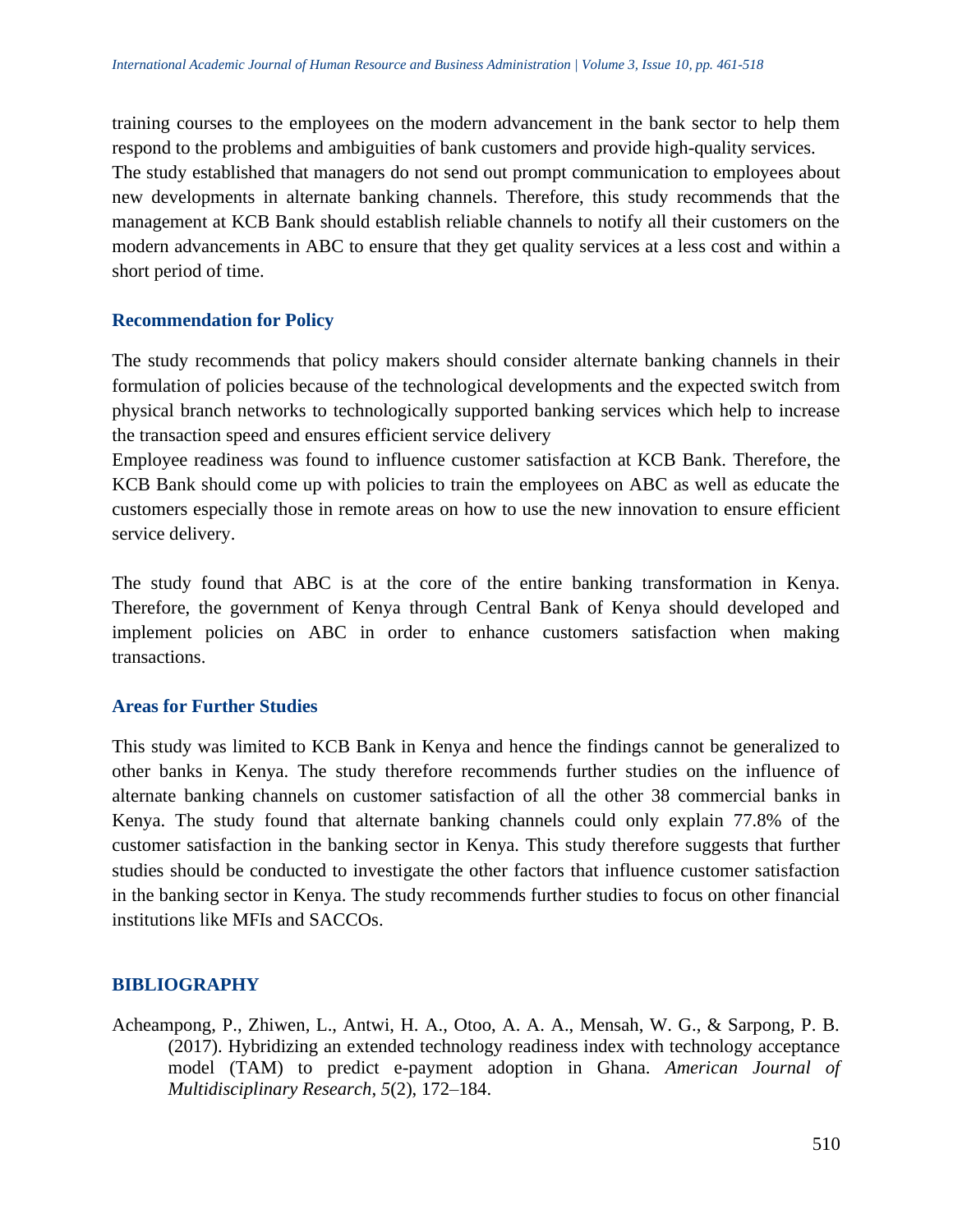training courses to the employees on the modern advancement in the bank sector to help them respond to the problems and ambiguities of bank customers and provide high-quality services.
The study established that managers do not send out prompt communication to employees about new developments in alternate banking channels. Therefore, this study recommends that the management at KCB Bank should establish reliable channels to notify all their customers on the modern advancements in ABC to ensure that they get quality services at a less cost and within a short period of time.

### Recommendation for Policy

The study recommends that policy makers should consider alternate banking channels in their formulation of policies because of the technological developments and the expected switch from physical branch networks to technologically supported banking services which help to increase the transaction speed and ensures efficient service delivery
Employee readiness was found to influence customer satisfaction at KCB Bank. Therefore, the KCB Bank should come up with policies to train the employees on ABC as well as educate the customers especially those in remote areas on how to use the new innovation to ensure efficient service delivery.

The study found that ABC is at the core of the entire banking transformation in Kenya. Therefore, the government of Kenya through Central Bank of Kenya should developed and implement policies on ABC in order to enhance customers satisfaction when making transactions.

### Areas for Further Studies

This study was limited to KCB Bank in Kenya and hence the findings cannot be generalized to other banks in Kenya. The study therefore recommends further studies on the influence of alternate banking channels on customer satisfaction of all the other 38 commercial banks in Kenya. The study found that alternate banking channels could only explain 77.8% of the customer satisfaction in the banking sector in Kenya. This study therefore suggests that further studies should be conducted to investigate the other factors that influence customer satisfaction in the banking sector in Kenya. The study recommends further studies to focus on other financial institutions like MFIs and SACCOs.

## BIBLIOGRAPHY

Acheampong, P., Zhiwen, L., Antwi, H. A., Otoo, A. A. A., Mensah, W. G., & Sarpong, P. B. (2017). Hybridizing an extended technology readiness index with technology acceptance model (TAM) to predict e-payment adoption in Ghana. *American Journal of Multidisciplinary Research*, *5*(2), 172–184.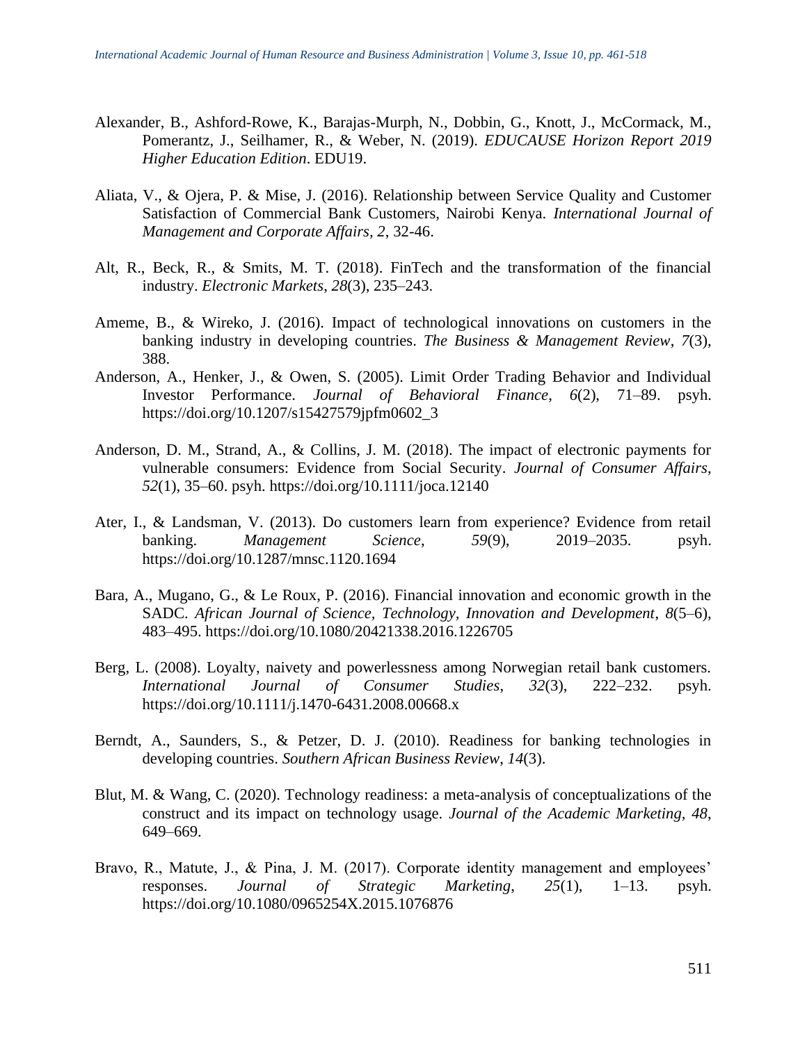Alexander, B., Ashford-Rowe, K., Barajas-Murph, N., Dobbin, G., Knott, J., McCormack, M., Pomerantz, J., Seilhamer, R., & Weber, N. (2019). *EDUCAUSE Horizon Report 2019 Higher Education Edition*. EDU19.

Aliata, V., & Ojera, P. & Mise, J. (2016). Relationship between Service Quality and Customer Satisfaction of Commercial Bank Customers, Nairobi Kenya. *International Journal of Management and Corporate Affairs, 2*, 32-46.

Alt, R., Beck, R., & Smits, M. T. (2018). FinTech and the transformation of the financial industry. *Electronic Markets*, *28*(3), 235–243.

Ameme, B., & Wireko, J. (2016). Impact of technological innovations on customers in the banking industry in developing countries. *The Business & Management Review*, *7*(3), 388.

Anderson, A., Henker, J., & Owen, S. (2005). Limit Order Trading Behavior and Individual Investor Performance. *Journal of Behavioral Finance*, *6*(2), 71–89. psyh. https://doi.org/10.1207/s15427579jpfm0602_3

Anderson, D. M., Strand, A., & Collins, J. M. (2018). The impact of electronic payments for vulnerable consumers: Evidence from Social Security. *Journal of Consumer Affairs*, *52*(1), 35–60. psyh. https://doi.org/10.1111/joca.12140

Ater, I., & Landsman, V. (2013). Do customers learn from experience? Evidence from retail banking. *Management Science*, *59*(9), 2019–2035. psyh. https://doi.org/10.1287/mnsc.1120.1694

Bara, A., Mugano, G., & Le Roux, P. (2016). Financial innovation and economic growth in the SADC. *African Journal of Science, Technology, Innovation and Development*, *8*(5–6), 483–495. https://doi.org/10.1080/20421338.2016.1226705

Berg, L. (2008). Loyalty, naivety and powerlessness among Norwegian retail bank customers. *International Journal of Consumer Studies*, *32*(3), 222–232. psyh. https://doi.org/10.1111/j.1470-6431.2008.00668.x

Berndt, A., Saunders, S., & Petzer, D. J. (2010). Readiness for banking technologies in developing countries. *Southern African Business Review*, *14*(3).

Blut, M. & Wang, C. (2020). Technology readiness: a meta-analysis of conceptualizations of the construct and its impact on technology usage. *Journal of the Academic Marketing, 48*, 649–669.

Bravo, R., Matute, J., & Pina, J. M. (2017). Corporate identity management and employees' responses. *Journal of Strategic Marketing*, *25*(1), 1–13. psyh. https://doi.org/10.1080/0965254X.2015.1076876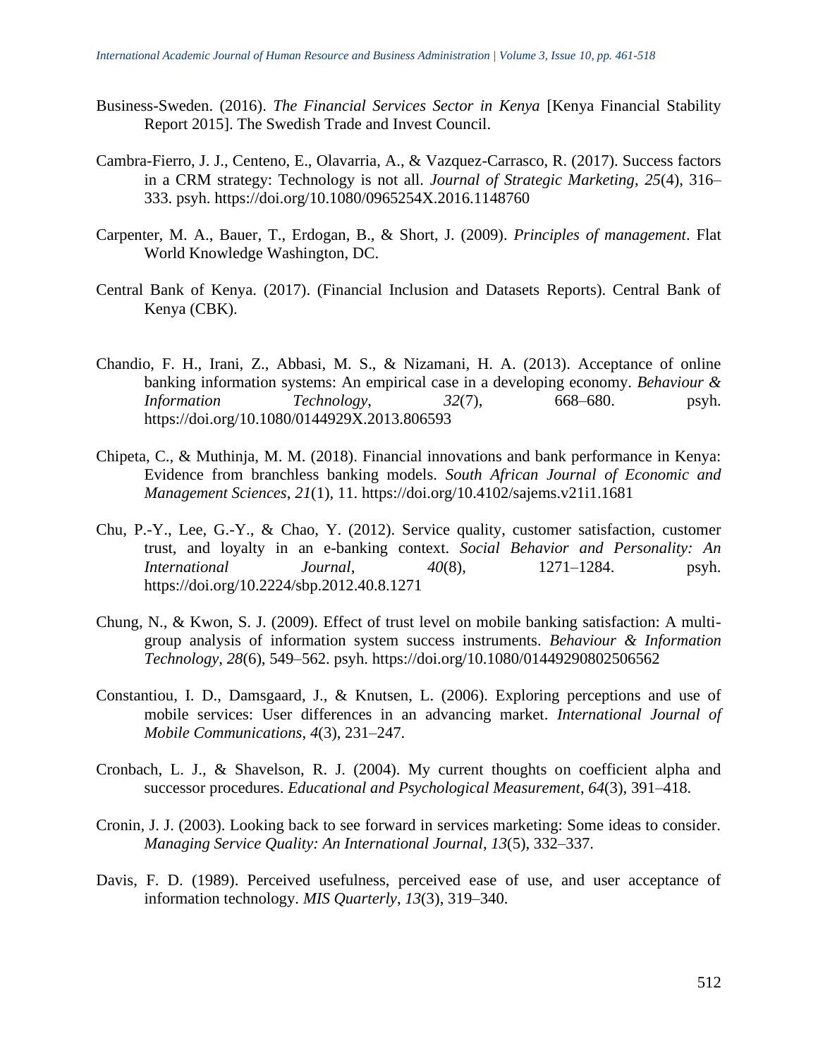Business-Sweden. (2016). *The Financial Services Sector in Kenya* [Kenya Financial Stability Report 2015]. The Swedish Trade and Invest Council.

Cambra-Fierro, J. J., Centeno, E., Olavarria, A., & Vazquez-Carrasco, R. (2017). Success factors in a CRM strategy: Technology is not all. *Journal of Strategic Marketing*, *25*(4), 316–333. psyh. https://doi.org/10.1080/0965254X.2016.1148760

Carpenter, M. A., Bauer, T., Erdogan, B., & Short, J. (2009). *Principles of management*. Flat World Knowledge Washington, DC.

Central Bank of Kenya. (2017). (Financial Inclusion and Datasets Reports). Central Bank of Kenya (CBK).

Chandio, F. H., Irani, Z., Abbasi, M. S., & Nizamani, H. A. (2013). Acceptance of online banking information systems: An empirical case in a developing economy. *Behaviour & Information Technology*, *32*(7), 668–680. psyh. https://doi.org/10.1080/0144929X.2013.806593

Chipeta, C., & Muthinja, M. M. (2018). Financial innovations and bank performance in Kenya: Evidence from branchless banking models. *South African Journal of Economic and Management Sciences*, *21*(1), 11. https://doi.org/10.4102/sajems.v21i1.1681

Chu, P.-Y., Lee, G.-Y., & Chao, Y. (2012). Service quality, customer satisfaction, customer trust, and loyalty in an e-banking context. *Social Behavior and Personality: An International Journal*, *40*(8), 1271–1284. psyh. https://doi.org/10.2224/sbp.2012.40.8.1271

Chung, N., & Kwon, S. J. (2009). Effect of trust level on mobile banking satisfaction: A multi-group analysis of information system success instruments. *Behaviour & Information Technology*, *28*(6), 549–562. psyh. https://doi.org/10.1080/01449290802506562

Constantiou, I. D., Damsgaard, J., & Knutsen, L. (2006). Exploring perceptions and use of mobile services: User differences in an advancing market. *International Journal of Mobile Communications*, *4*(3), 231–247.

Cronbach, L. J., & Shavelson, R. J. (2004). My current thoughts on coefficient alpha and successor procedures. *Educational and Psychological Measurement*, *64*(3), 391–418.

Cronin, J. J. (2003). Looking back to see forward in services marketing: Some ideas to consider. *Managing Service Quality: An International Journal*, *13*(5), 332–337.

Davis, F. D. (1989). Perceived usefulness, perceived ease of use, and user acceptance of information technology. *MIS Quarterly*, *13*(3), 319–340.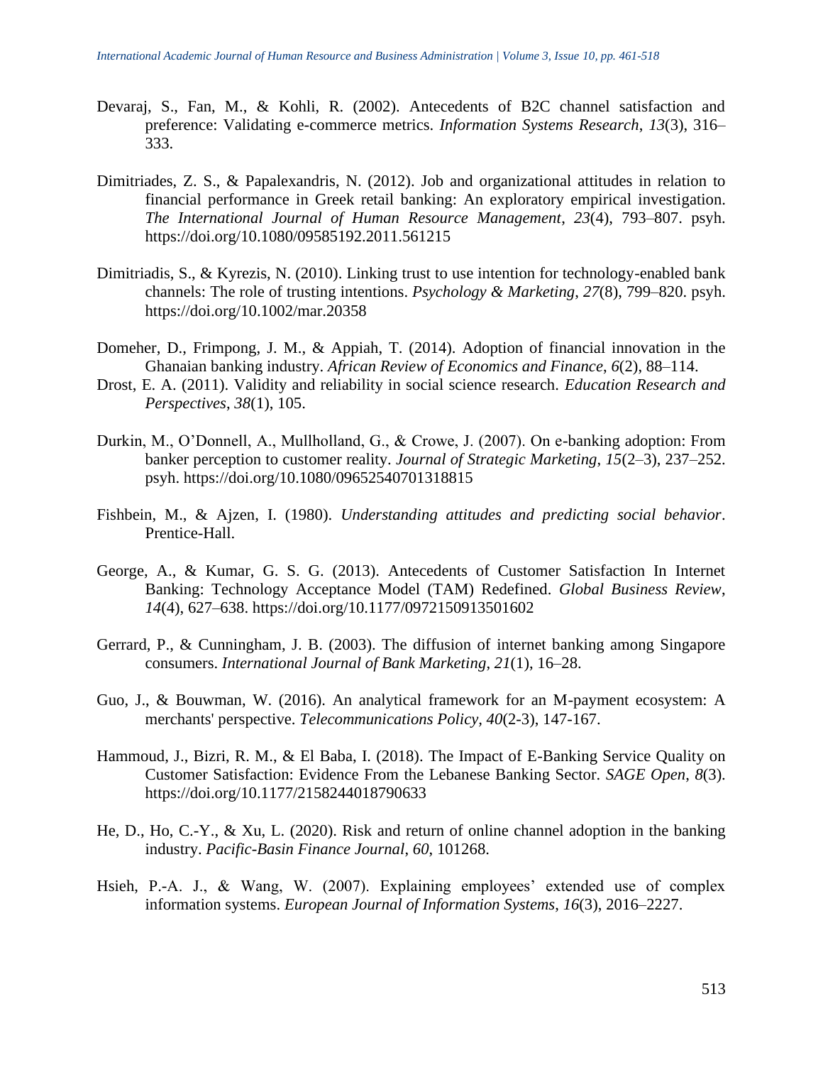Devaraj, S., Fan, M., & Kohli, R. (2002). Antecedents of B2C channel satisfaction and preference: Validating e-commerce metrics. *Information Systems Research*, *13*(3), 316–333.

Dimitriades, Z. S., & Papalexandris, N. (2012). Job and organizational attitudes in relation to financial performance in Greek retail banking: An exploratory empirical investigation. *The International Journal of Human Resource Management*, *23*(4), 793–807. psyh. https://doi.org/10.1080/09585192.2011.561215

Dimitriadis, S., & Kyrezis, N. (2010). Linking trust to use intention for technology-enabled bank channels: The role of trusting intentions. *Psychology & Marketing*, *27*(8), 799–820. psyh. https://doi.org/10.1002/mar.20358

Domeher, D., Frimpong, J. M., & Appiah, T. (2014). Adoption of financial innovation in the Ghanaian banking industry. *African Review of Economics and Finance*, *6*(2), 88–114.

Drost, E. A. (2011). Validity and reliability in social science research. *Education Research and Perspectives*, *38*(1), 105.

Durkin, M., O'Donnell, A., Mullholland, G., & Crowe, J. (2007). On e-banking adoption: From banker perception to customer reality. *Journal of Strategic Marketing*, *15*(2–3), 237–252. psyh. https://doi.org/10.1080/09652540701318815

Fishbein, M., & Ajzen, I. (1980). *Understanding attitudes and predicting social behavior*. Prentice-Hall.

George, A., & Kumar, G. S. G. (2013). Antecedents of Customer Satisfaction In Internet Banking: Technology Acceptance Model (TAM) Redefined. *Global Business Review*, *14*(4), 627–638. https://doi.org/10.1177/0972150913501602

Gerrard, P., & Cunningham, J. B. (2003). The diffusion of internet banking among Singapore consumers. *International Journal of Bank Marketing*, *21*(1), 16–28.

Guo, J., & Bouwman, W. (2016). An analytical framework for an M-payment ecosystem: A merchants' perspective. *Telecommunications Policy*, *40*(2-3), 147-167.

Hammoud, J., Bizri, R. M., & El Baba, I. (2018). The Impact of E-Banking Service Quality on Customer Satisfaction: Evidence From the Lebanese Banking Sector. *SAGE Open*, *8*(3). https://doi.org/10.1177/2158244018790633

He, D., Ho, C.-Y., & Xu, L. (2020). Risk and return of online channel adoption in the banking industry. *Pacific-Basin Finance Journal*, *60*, 101268.

Hsieh, P.-A. J., & Wang, W. (2007). Explaining employees' extended use of complex information systems. *European Journal of Information Systems*, *16*(3), 2016–2227.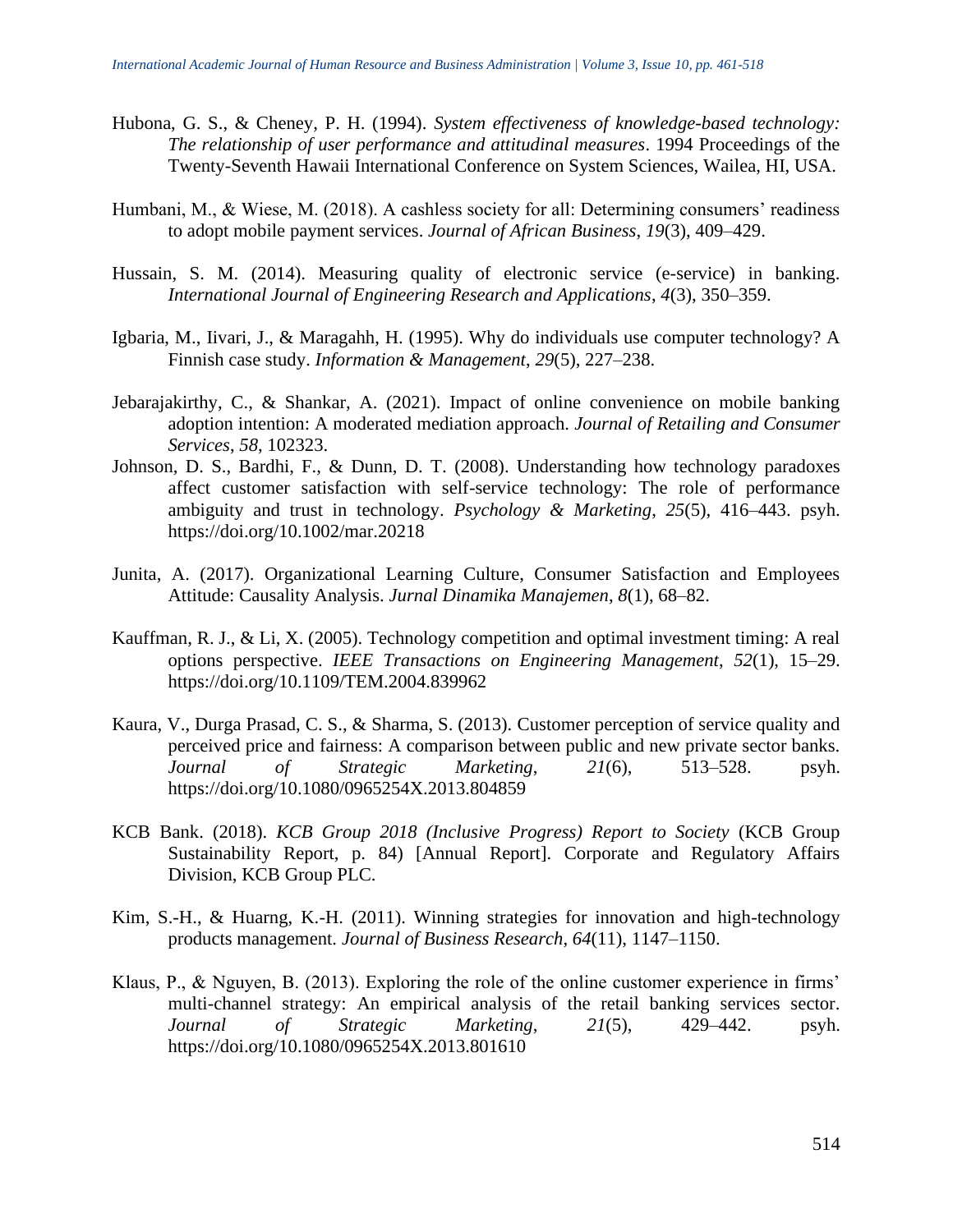Hubona, G. S., & Cheney, P. H. (1994). *System effectiveness of knowledge-based technology: The relationship of user performance and attitudinal measures*. 1994 Proceedings of the Twenty-Seventh Hawaii International Conference on System Sciences, Wailea, HI, USA.

Humbani, M., & Wiese, M. (2018). A cashless society for all: Determining consumers' readiness to adopt mobile payment services. *Journal of African Business*, *19*(3), 409–429.

Hussain, S. M. (2014). Measuring quality of electronic service (e-service) in banking. *International Journal of Engineering Research and Applications*, *4*(3), 350–359.

Igbaria, M., Iivari, J., & Maragahh, H. (1995). Why do individuals use computer technology? A Finnish case study. *Information & Management*, *29*(5), 227–238.

Jebarajakirthy, C., & Shankar, A. (2021). Impact of online convenience on mobile banking adoption intention: A moderated mediation approach. *Journal of Retailing and Consumer Services*, *58*, 102323.

Johnson, D. S., Bardhi, F., & Dunn, D. T. (2008). Understanding how technology paradoxes affect customer satisfaction with self-service technology: The role of performance ambiguity and trust in technology. *Psychology & Marketing*, *25*(5), 416–443. psyh. https://doi.org/10.1002/mar.20218

Junita, A. (2017). Organizational Learning Culture, Consumer Satisfaction and Employees Attitude: Causality Analysis. *Jurnal Dinamika Manajemen*, *8*(1), 68–82.

Kauffman, R. J., & Li, X. (2005). Technology competition and optimal investment timing: A real options perspective. *IEEE Transactions on Engineering Management*, *52*(1), 15–29. https://doi.org/10.1109/TEM.2004.839962

Kaura, V., Durga Prasad, C. S., & Sharma, S. (2013). Customer perception of service quality and perceived price and fairness: A comparison between public and new private sector banks. *Journal of Strategic Marketing*, *21*(6), 513–528. psyh. https://doi.org/10.1080/0965254X.2013.804859

KCB Bank. (2018). *KCB Group 2018 (Inclusive Progress) Report to Society* (KCB Group Sustainability Report, p. 84) [Annual Report]. Corporate and Regulatory Affairs Division, KCB Group PLC.

Kim, S.-H., & Huarng, K.-H. (2011). Winning strategies for innovation and high-technology products management. *Journal of Business Research*, *64*(11), 1147–1150.

Klaus, P., & Nguyen, B. (2013). Exploring the role of the online customer experience in firms' multi-channel strategy: An empirical analysis of the retail banking services sector. *Journal of Strategic Marketing*, *21*(5), 429–442. psyh. https://doi.org/10.1080/0965254X.2013.801610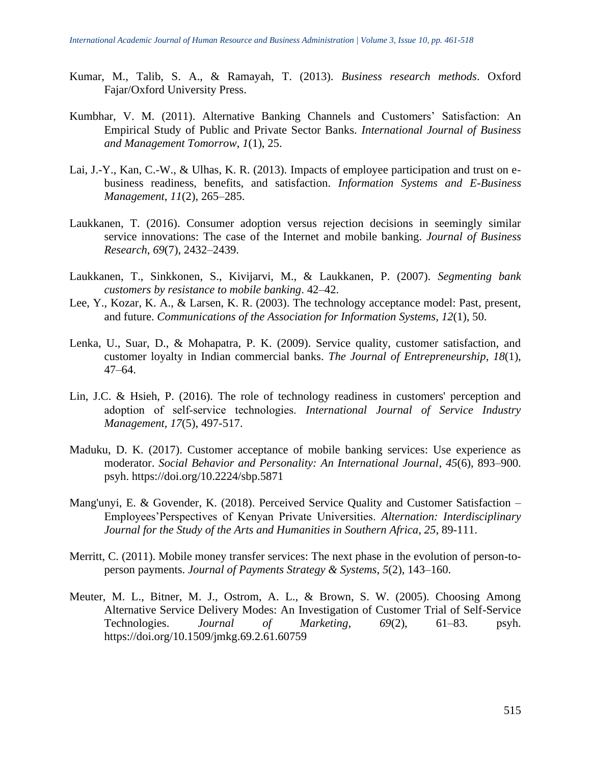Kumar, M., Talib, S. A., & Ramayah, T. (2013). *Business research methods*. Oxford Fajar/Oxford University Press.

Kumbhar, V. M. (2011). Alternative Banking Channels and Customers' Satisfaction: An Empirical Study of Public and Private Sector Banks. *International Journal of Business and Management Tomorrow*, *1*(1), 25.

Lai, J.-Y., Kan, C.-W., & Ulhas, K. R. (2013). Impacts of employee participation and trust on e-business readiness, benefits, and satisfaction. *Information Systems and E-Business Management*, *11*(2), 265–285.

Laukkanen, T. (2016). Consumer adoption versus rejection decisions in seemingly similar service innovations: The case of the Internet and mobile banking. *Journal of Business Research*, *69*(7), 2432–2439.

Laukkanen, T., Sinkkonen, S., Kivijarvi, M., & Laukkanen, P. (2007). *Segmenting bank customers by resistance to mobile banking*. 42–42.

Lee, Y., Kozar, K. A., & Larsen, K. R. (2003). The technology acceptance model: Past, present, and future. *Communications of the Association for Information Systems*, *12*(1), 50.

Lenka, U., Suar, D., & Mohapatra, P. K. (2009). Service quality, customer satisfaction, and customer loyalty in Indian commercial banks. *The Journal of Entrepreneurship*, *18*(1), 47–64.

Lin, J.C. & Hsieh, P. (2016). The role of technology readiness in customers' perception and adoption of self-service technologies. *International Journal of Service Industry Management, 17*(5), 497-517.

Maduku, D. K. (2017). Customer acceptance of mobile banking services: Use experience as moderator. *Social Behavior and Personality: An International Journal*, *45*(6), 893–900. psyh. https://doi.org/10.2224/sbp.5871

Mang'unyi, E. & Govender, K. (2018). Perceived Service Quality and Customer Satisfaction – Employees'Perspectives of Kenyan Private Universities. *Alternation: Interdisciplinary Journal for the Study of the Arts and Humanities in Southern Africa, 25*, 89-111.

Merritt, C. (2011). Mobile money transfer services: The next phase in the evolution of person-to-person payments. *Journal of Payments Strategy & Systems*, *5*(2), 143–160.

Meuter, M. L., Bitner, M. J., Ostrom, A. L., & Brown, S. W. (2005). Choosing Among Alternative Service Delivery Modes: An Investigation of Customer Trial of Self-Service Technologies. *Journal of Marketing*, *69*(2), 61–83. psyh. https://doi.org/10.1509/jmkg.69.2.61.60759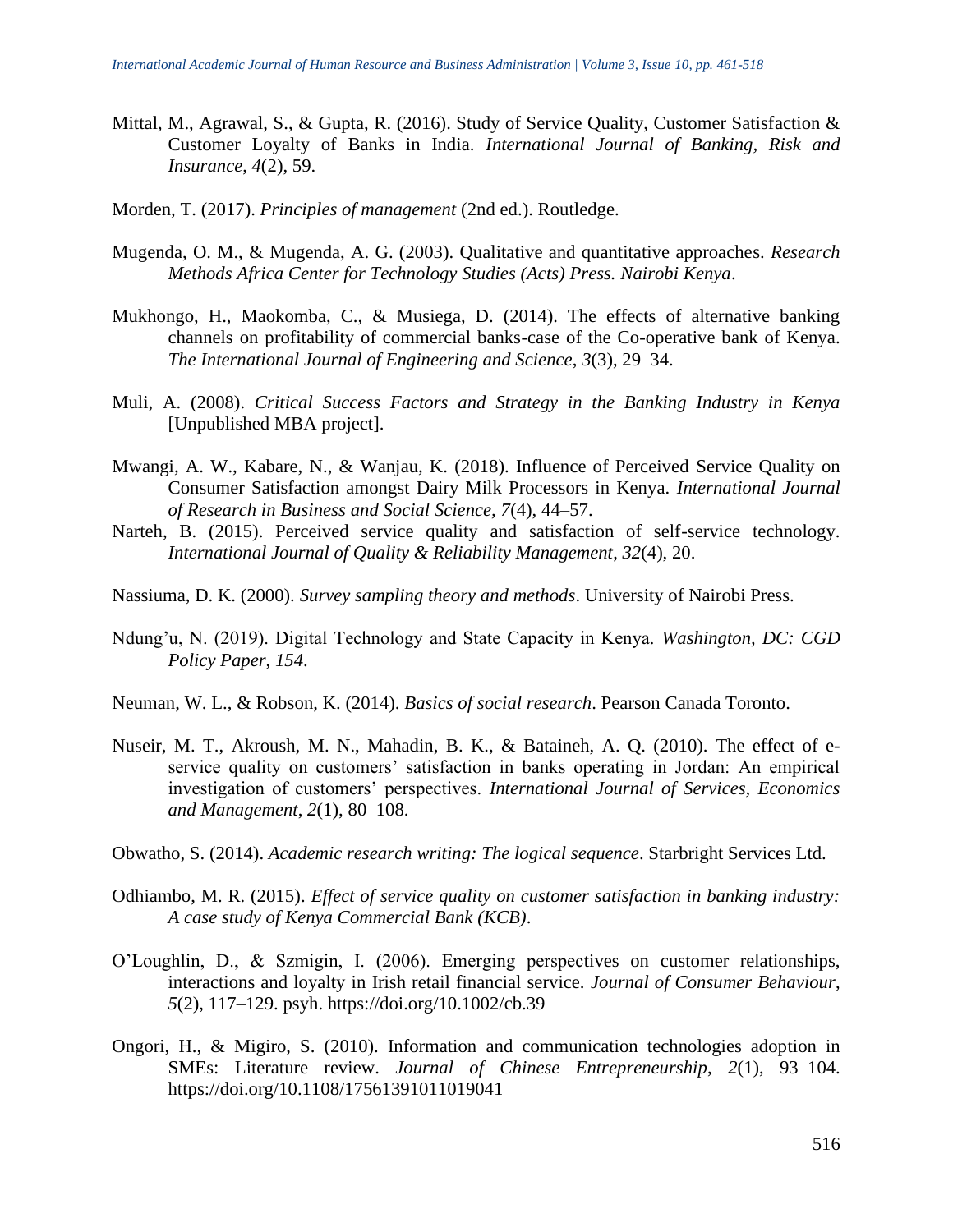Mittal, M., Agrawal, S., & Gupta, R. (2016). Study of Service Quality, Customer Satisfaction & Customer Loyalty of Banks in India. *International Journal of Banking, Risk and Insurance*, *4*(2), 59.

Morden, T. (2017). *Principles of management* (2nd ed.). Routledge.

Mugenda, O. M., & Mugenda, A. G. (2003). Qualitative and quantitative approaches. *Research Methods Africa Center for Technology Studies (Acts) Press. Nairobi Kenya*.

Mukhongo, H., Maokomba, C., & Musiega, D. (2014). The effects of alternative banking channels on profitability of commercial banks-case of the Co-operative bank of Kenya. *The International Journal of Engineering and Science*, *3*(3), 29–34.

Muli, A. (2008). *Critical Success Factors and Strategy in the Banking Industry in Kenya* [Unpublished MBA project].

Mwangi, A. W., Kabare, N., & Wanjau, K. (2018). Influence of Perceived Service Quality on Consumer Satisfaction amongst Dairy Milk Processors in Kenya. *International Journal of Research in Business and Social Science*, *7*(4), 44–57.

Narteh, B. (2015). Perceived service quality and satisfaction of self-service technology. *International Journal of Quality & Reliability Management*, *32*(4), 20.

Nassiuma, D. K. (2000). *Survey sampling theory and methods*. University of Nairobi Press.

Ndung'u, N. (2019). Digital Technology and State Capacity in Kenya. *Washington, DC: CGD Policy Paper*, *154*.

Neuman, W. L., & Robson, K. (2014). *Basics of social research*. Pearson Canada Toronto.

Nuseir, M. T., Akroush, M. N., Mahadin, B. K., & Bataineh, A. Q. (2010). The effect of e-service quality on customers' satisfaction in banks operating in Jordan: An empirical investigation of customers' perspectives. *International Journal of Services, Economics and Management*, *2*(1), 80–108.

Obwatho, S. (2014). *Academic research writing: The logical sequence*. Starbright Services Ltd.

Odhiambo, M. R. (2015). *Effect of service quality on customer satisfaction in banking industry: A case study of Kenya Commercial Bank (KCB)*.

O'Loughlin, D., & Szmigin, I. (2006). Emerging perspectives on customer relationships, interactions and loyalty in Irish retail financial service. *Journal of Consumer Behaviour*, *5*(2), 117–129. psyh. https://doi.org/10.1002/cb.39

Ongori, H., & Migiro, S. (2010). Information and communication technologies adoption in SMEs: Literature review. *Journal of Chinese Entrepreneurship*, *2*(1), 93–104. https://doi.org/10.1108/17561391011019041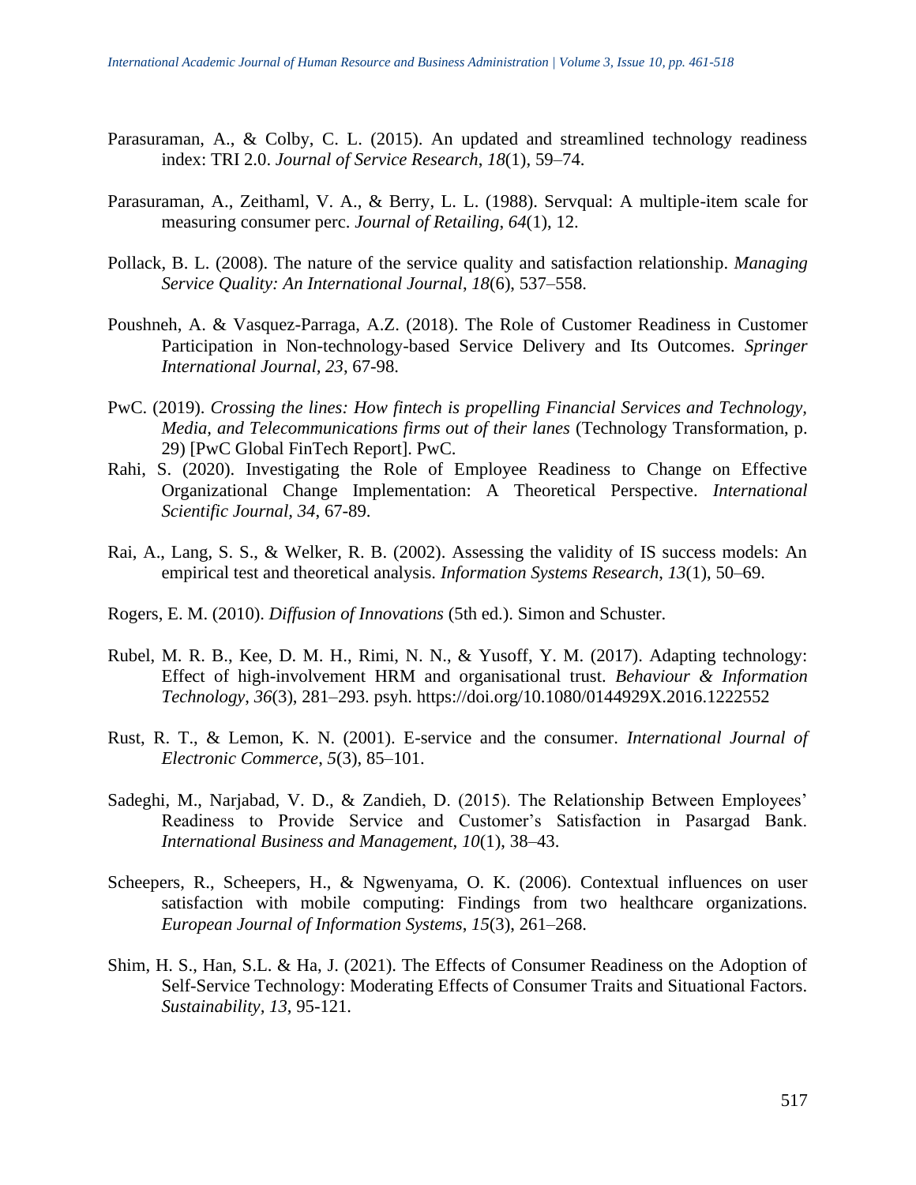Parasuraman, A., & Colby, C. L. (2015). An updated and streamlined technology readiness index: TRI 2.0. *Journal of Service Research*, *18*(1), 59–74.

Parasuraman, A., Zeithaml, V. A., & Berry, L. L. (1988). Servqual: A multiple-item scale for measuring consumer perc. *Journal of Retailing*, *64*(1), 12.

Pollack, B. L. (2008). The nature of the service quality and satisfaction relationship. *Managing Service Quality: An International Journal*, *18*(6), 537–558.

Poushneh, A. & Vasquez-Parraga, A.Z. (2018). The Role of Customer Readiness in Customer Participation in Non-technology-based Service Delivery and Its Outcomes. *Springer International Journal*, *23*, 67-98.

PwC. (2019). *Crossing the lines: How fintech is propelling Financial Services and Technology, Media, and Telecommunications firms out of their lanes* (Technology Transformation, p. 29) [PwC Global FinTech Report]. PwC.

Rahi, S. (2020). Investigating the Role of Employee Readiness to Change on Effective Organizational Change Implementation: A Theoretical Perspective. *International Scientific Journal*, *34*, 67-89.

Rai, A., Lang, S. S., & Welker, R. B. (2002). Assessing the validity of IS success models: An empirical test and theoretical analysis. *Information Systems Research*, *13*(1), 50–69.

Rogers, E. M. (2010). *Diffusion of Innovations* (5th ed.). Simon and Schuster.

Rubel, M. R. B., Kee, D. M. H., Rimi, N. N., & Yusoff, Y. M. (2017). Adapting technology: Effect of high-involvement HRM and organisational trust. *Behaviour & Information Technology*, *36*(3), 281–293. psyh. https://doi.org/10.1080/0144929X.2016.1222552

Rust, R. T., & Lemon, K. N. (2001). E-service and the consumer. *International Journal of Electronic Commerce*, *5*(3), 85–101.

Sadeghi, M., Narjabad, V. D., & Zandieh, D. (2015). The Relationship Between Employees' Readiness to Provide Service and Customer's Satisfaction in Pasargad Bank. *International Business and Management*, *10*(1), 38–43.

Scheepers, R., Scheepers, H., & Ngwenyama, O. K. (2006). Contextual influences on user satisfaction with mobile computing: Findings from two healthcare organizations. *European Journal of Information Systems*, *15*(3), 261–268.

Shim, H. S., Han, S.L. & Ha, J. (2021). The Effects of Consumer Readiness on the Adoption of Self-Service Technology: Moderating Effects of Consumer Traits and Situational Factors. *Sustainability*, *13*, 95-121.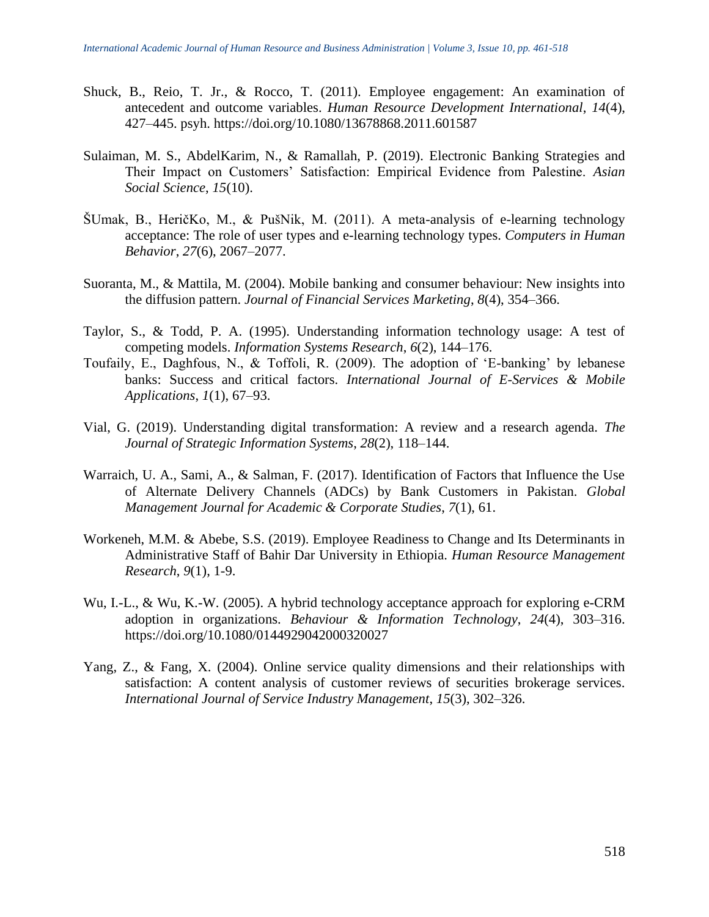Shuck, B., Reio, T. Jr., & Rocco, T. (2011). Employee engagement: An examination of antecedent and outcome variables. *Human Resource Development International*, *14*(4), 427–445. psyh. https://doi.org/10.1080/13678868.2011.601587

Sulaiman, M. S., AbdelKarim, N., & Ramallah, P. (2019). Electronic Banking Strategies and Their Impact on Customers' Satisfaction: Empirical Evidence from Palestine. *Asian Social Science*, *15*(10).

ŠUmak, B., HeričKo, M., & PušNik, M. (2011). A meta-analysis of e-learning technology acceptance: The role of user types and e-learning technology types. *Computers in Human Behavior*, *27*(6), 2067–2077.

Suoranta, M., & Mattila, M. (2004). Mobile banking and consumer behaviour: New insights into the diffusion pattern. *Journal of Financial Services Marketing*, *8*(4), 354–366.

Taylor, S., & Todd, P. A. (1995). Understanding information technology usage: A test of competing models. *Information Systems Research*, *6*(2), 144–176.

Toufaily, E., Daghfous, N., & Toffoli, R. (2009). The adoption of 'E-banking' by lebanese banks: Success and critical factors. *International Journal of E-Services & Mobile Applications*, *1*(1), 67–93.

Vial, G. (2019). Understanding digital transformation: A review and a research agenda. *The Journal of Strategic Information Systems*, *28*(2), 118–144.

Warraich, U. A., Sami, A., & Salman, F. (2017). Identification of Factors that Influence the Use of Alternate Delivery Channels (ADCs) by Bank Customers in Pakistan. *Global Management Journal for Academic & Corporate Studies*, *7*(1), 61.

Workeneh, M.M. & Abebe, S.S. (2019). Employee Readiness to Change and Its Determinants in Administrative Staff of Bahir Dar University in Ethiopia. *Human Resource Management Research*, *9*(1), 1-9.

Wu, I.-L., & Wu, K.-W. (2005). A hybrid technology acceptance approach for exploring e-CRM adoption in organizations. *Behaviour & Information Technology*, *24*(4), 303–316. https://doi.org/10.1080/0144929042000320027

Yang, Z., & Fang, X. (2004). Online service quality dimensions and their relationships with satisfaction: A content analysis of customer reviews of securities brokerage services. *International Journal of Service Industry Management*, *15*(3), 302–326.